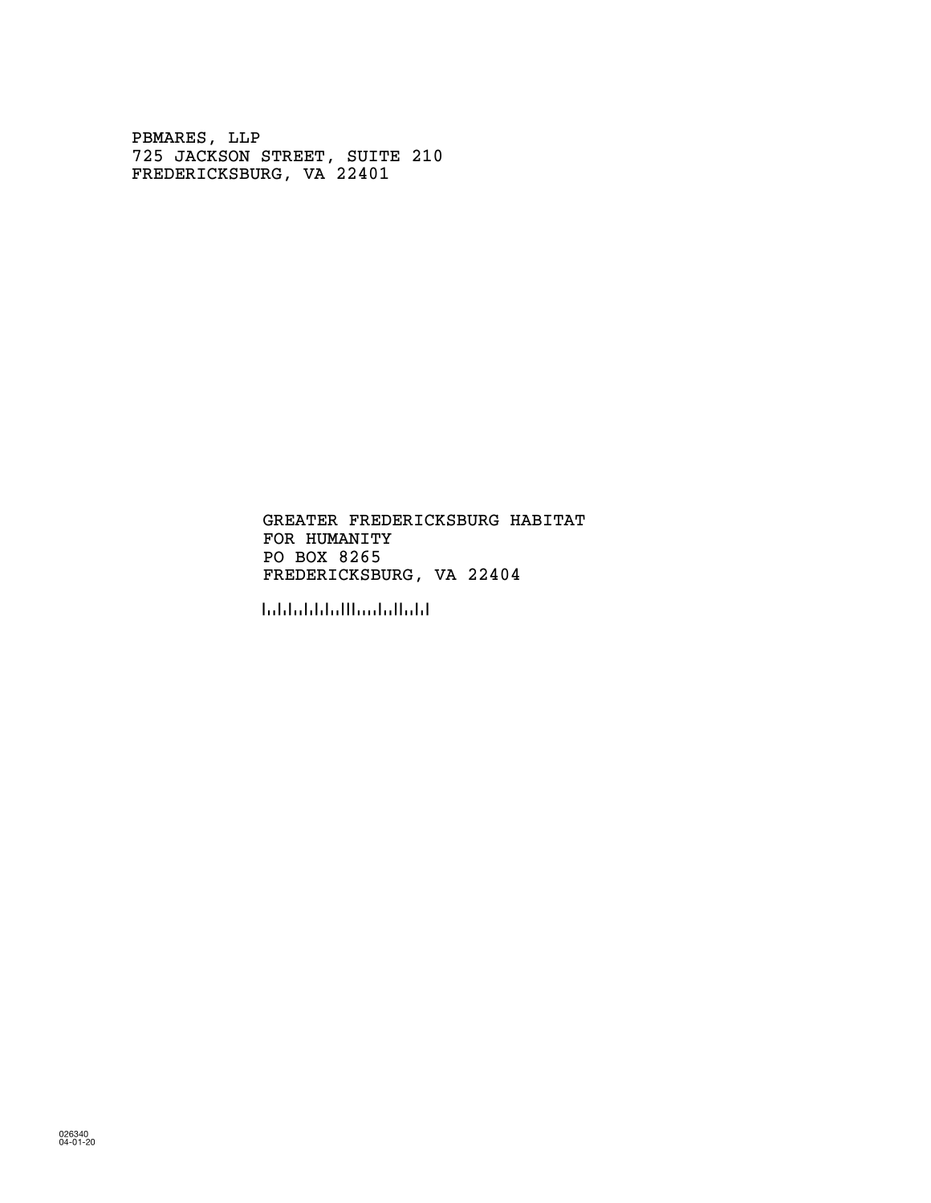PBMARES, LLP
725 JACKSON STREET, SUITE 210
FREDERICKSBURG, VA 22401

GREATER FREDERICKSBURG HABITAT
FOR HUMANITY
PO BOX 8265
FREDERICKSBURG, VA 22404

026340
04-01-20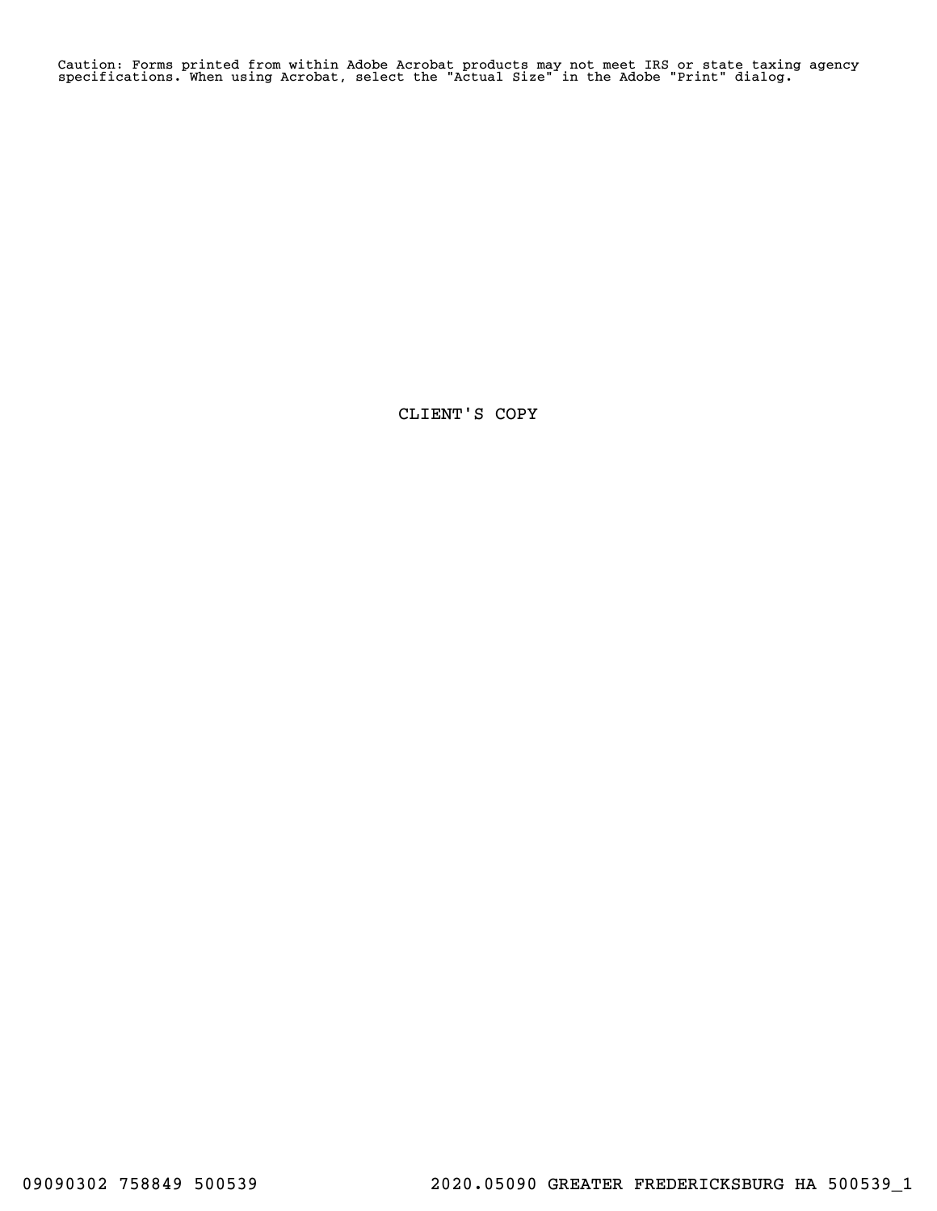Caution: Forms printed from within Adobe Acrobat products may not meet IRS or state taxing agency specifications. When using Acrobat, select the "Actual Size" in the Adobe "Print" dialog.

CLIENT'S COPY

09090302 758849 500539 2020.05090 GREATER FREDERICKSBURG HA 500539_1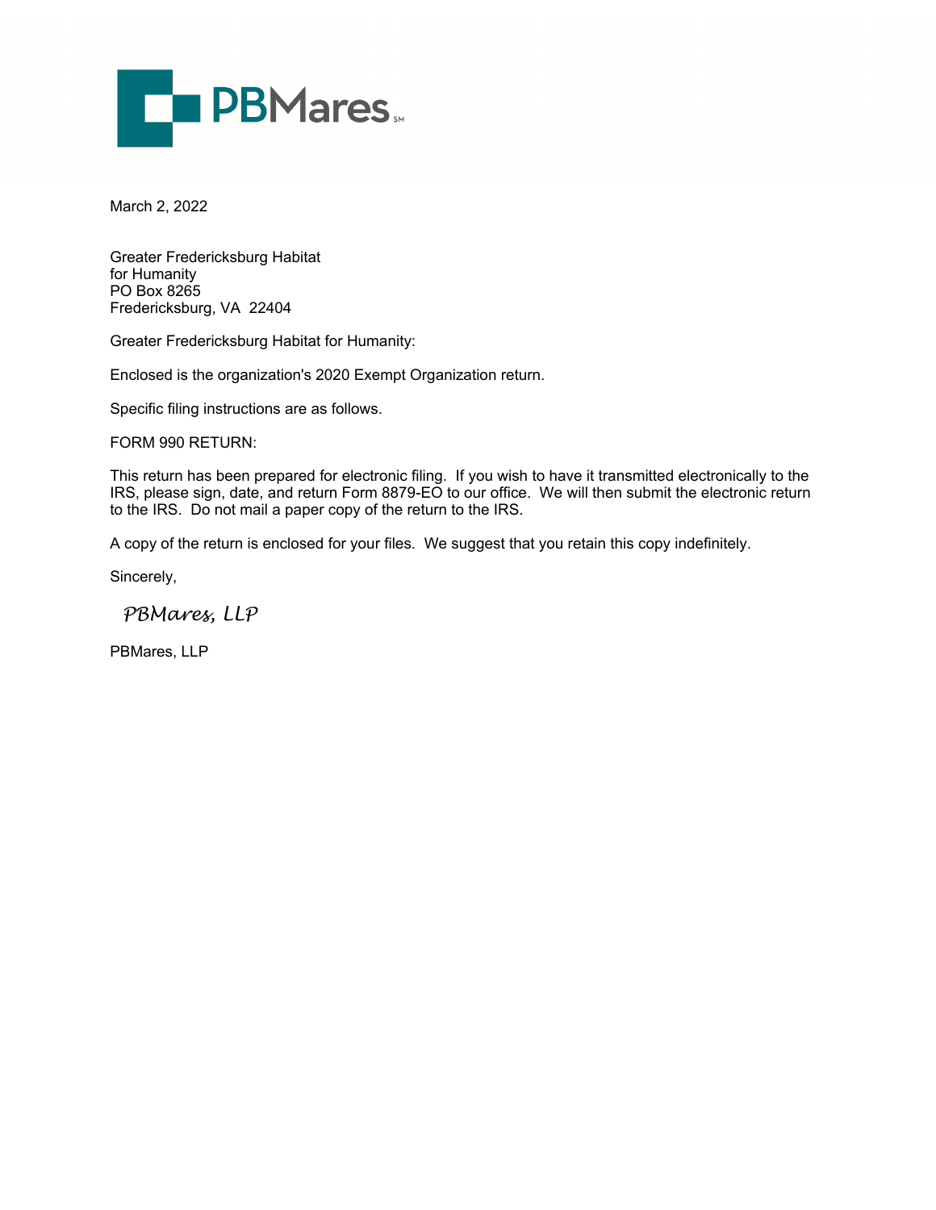PBMares[SM]

March 2, 2022

Greater Fredericksburg Habitat  
for Humanity  
PO Box 8265  
Fredericksburg, VA  22404

Greater Fredericksburg Habitat for Humanity:

Enclosed is the organization's 2020 Exempt Organization return.

Specific filing instructions are as follows.

FORM 990 RETURN:

This return has been prepared for electronic filing. If you wish to have it transmitted electronically to the IRS, please sign, date, and return Form 8879-EO to our office. We will then submit the electronic return to the IRS. Do not mail a paper copy of the return to the IRS.

A copy of the return is enclosed for your files. We suggest that you retain this copy indefinitely.

Sincerely,

*PBMares, LLP*

PBMares, LLP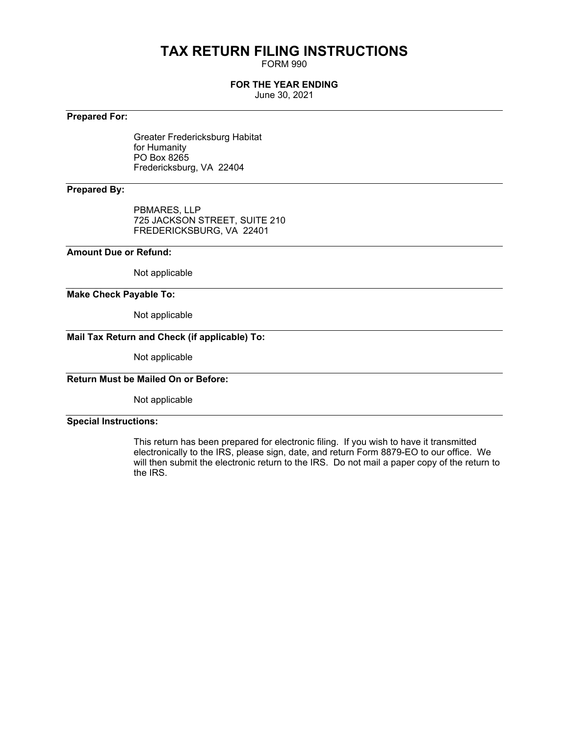# TAX RETURN FILING INSTRUCTIONS

FORM 990

**FOR THE YEAR ENDING**

June 30, 2021

**Prepared For:**

Greater Fredericksburg Habitat
for Humanity
PO Box 8265
Fredericksburg, VA 22404

**Prepared By:**

PBMARES, LLP
725 JACKSON STREET, SUITE 210
FREDERICKSBURG, VA 22401

**Amount Due or Refund:**

Not applicable

**Make Check Payable To:**

Not applicable

**Mail Tax Return and Check (if applicable) To:**

Not applicable

**Return Must be Mailed On or Before:**

Not applicable

**Special Instructions:**

This return has been prepared for electronic filing. If you wish to have it transmitted electronically to the IRS, please sign, date, and return Form 8879-EO to our office. We will then submit the electronic return to the IRS. Do not mail a paper copy of the return to the IRS.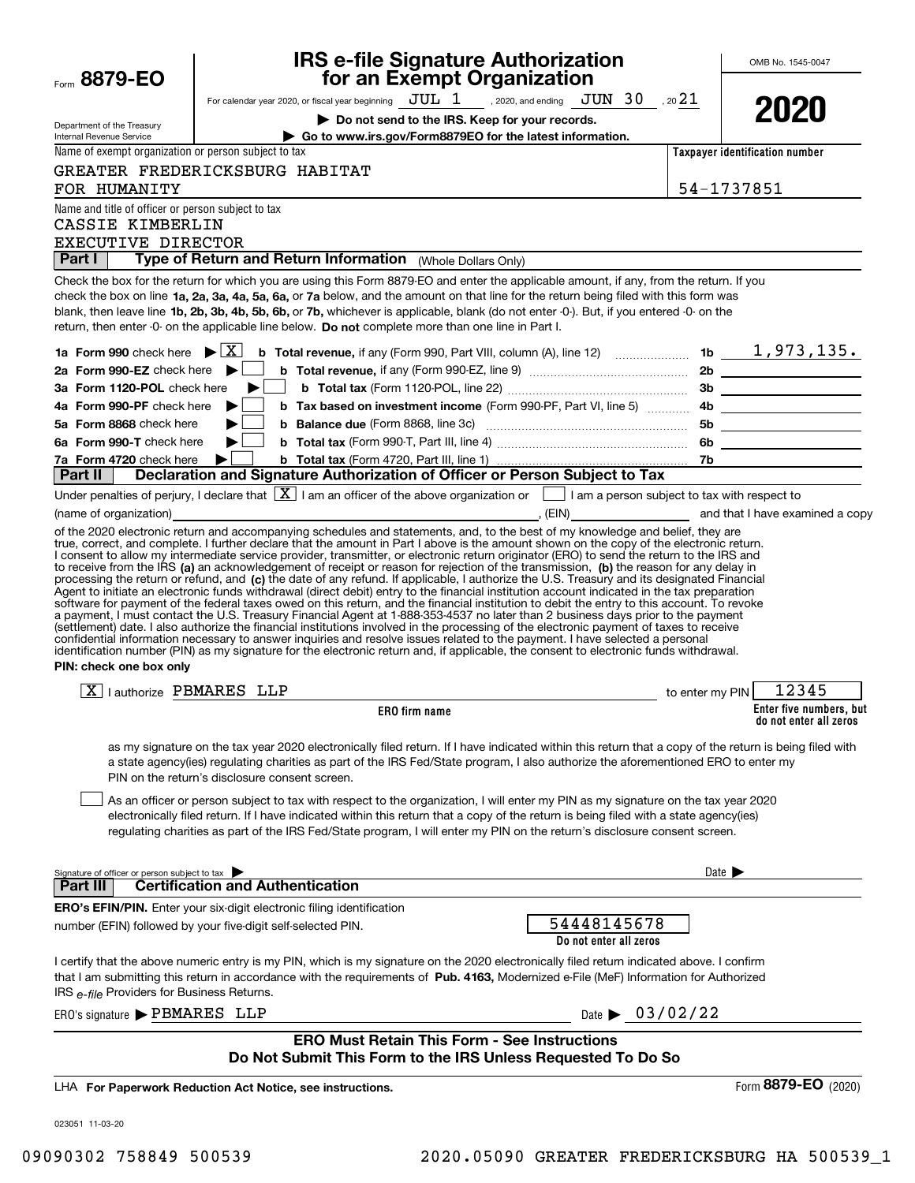Form **8879-EO**

Department of the Treasury
Internal Revenue Service

# IRS e-file Signature Authorization for an Exempt Organization

For calendar year 2020, or fiscal year beginning JUL 1, 2020, and ending JUN 30, 20 21

▶ **Do not send to the IRS. Keep for your records.**

▶ **Go to www.irs.gov/Form8879EO for the latest information.**

OMB No. 1545-0047

**2020**

| Name of exempt organization or person subject to tax | Taxpayer identification number |
|---|---|
| GREATER FREDERICKSBURG HABITAT FOR HUMANITY | 54-1737851 |

Name and title of officer or person subject to tax
CASSIE KIMBERLIN
EXECUTIVE DIRECTOR

**Part I** **Type of Return and Return Information** (Whole Dollars Only)

Check the box for the return for which you are using this Form 8879-EO and enter the applicable amount, if any, from the return. If you check the box on line **1a, 2a, 3a, 4a, 5a, 6a,** or **7a** below, and the amount on that line for the return being filed with this form was blank, then leave line **1b, 2b, 3b, 4b, 5b, 6b,** or **7b,** whichever is applicable, blank (do not enter -0-). But, if you entered -0- on the return, then enter -0- on the applicable line below. **Do not** complete more than one line in Part I.

| | | | |
|---|---|---|---|
| **1a Form 990** check here ▶ [X] | **b Total revenue,** if any (Form 990, Part VIII, column (A), line 12) | **1b** | 1,973,135. |
| **2a Form 990-EZ** check here ▶ [ ] | **b Total revenue,** if any (Form 990-EZ, line 9) | **2b** | |
| **3a Form 1120-POL** check here ▶ [ ] | **b Total tax** (Form 1120-POL, line 22) | **3b** | |
| **4a Form 990-PF** check here ▶ [ ] | **b Tax based on investment income** (Form 990-PF, Part VI, line 5) | **4b** | |
| **5a Form 8868** check here ▶ [ ] | **b Balance due** (Form 8868, line 3c) | **5b** | |
| **6a Form 990-T** check here ▶ [ ] | **b Total tax** (Form 990-T, Part III, line 4) | **6b** | |
| **7a Form 4720** check here ▶ [ ] | **b Total tax** (Form 4720, Part III, line 1) | **7b** | |

**Part II** **Declaration and Signature Authorization of Officer or Person Subject to Tax**

Under penalties of perjury, I declare that [X] I am an officer of the above organization or [ ] I am a person subject to tax with respect to (name of organization) \_\_\_\_\_\_\_\_\_\_, (EIN) \_\_\_\_\_\_\_\_\_\_ and that I have examined a copy of the 2020 electronic return and accompanying schedules and statements, and, to the best of my knowledge and belief, they are true, correct, and complete. I further declare that the amount in Part I above is the amount shown on the copy of the electronic return. I consent to allow my intermediate service provider, transmitter, or electronic return originator (ERO) to send the return to the IRS and to receive from the IRS **(a)** an acknowledgement of receipt or reason for rejection of the transmission, **(b)** the reason for any delay in processing the return or refund, and **(c)** the date of any refund. If applicable, I authorize the U.S. Treasury and its designated Financial Agent to initiate an electronic funds withdrawal (direct debit) entry to the financial institution account indicated in the tax preparation software for payment of the federal taxes owed on this return, and the financial institution to debit the entry to this account. To revoke a payment, I must contact the U.S. Treasury Financial Agent at 1-888-353-4537 no later than 2 business days prior to the payment (settlement) date. I also authorize the financial institutions involved in the processing of the electronic payment of taxes to receive confidential information necessary to answer inquiries and resolve issues related to the payment. I have selected a personal identification number (PIN) as my signature for the electronic return and, if applicable, the consent to electronic funds withdrawal.

**PIN: check one box only**

[X] I authorize PBMARES LLP (**ERO firm name**) to enter my PIN 12345 (**Enter five numbers, but do not enter all zeros**)

as my signature on the tax year 2020 electronically filed return. If I have indicated within this return that a copy of the return is being filed with a state agency(ies) regulating charities as part of the IRS Fed/State program, I also authorize the aforementioned ERO to enter my PIN on the return's disclosure consent screen.

[ ] As an officer or person subject to tax with respect to the organization, I will enter my PIN as my signature on the tax year 2020 electronically filed return. If I have indicated within this return that a copy of the return is being filed with a state agency(ies) regulating charities as part of the IRS Fed/State program, I will enter my PIN on the return's disclosure consent screen.

Signature of officer or person subject to tax ▶ \_\_\_\_\_\_\_\_\_\_ Date ▶ \_\_\_\_\_\_\_\_\_\_

**Part III** **Certification and Authentication**

**ERO's EFIN/PIN.** Enter your six-digit electronic filing identification number (EFIN) followed by your five-digit self-selected PIN. 54448145678 (**Do not enter all zeros**)

I certify that the above numeric entry is my PIN, which is my signature on the 2020 electronically filed return indicated above. I confirm that I am submitting this return in accordance with the requirements of **Pub. 4163,** Modernized e-File (MeF) Information for Authorized IRS *e-file* Providers for Business Returns.

ERO's signature ▶ PBMARES LLP Date ▶ 03/02/22

**ERO Must Retain This Form - See Instructions**
**Do Not Submit This Form to the IRS Unless Requested To Do So**

LHA **For Paperwork Reduction Act Notice, see instructions.** Form **8879-EO** (2020)

023051 11-03-20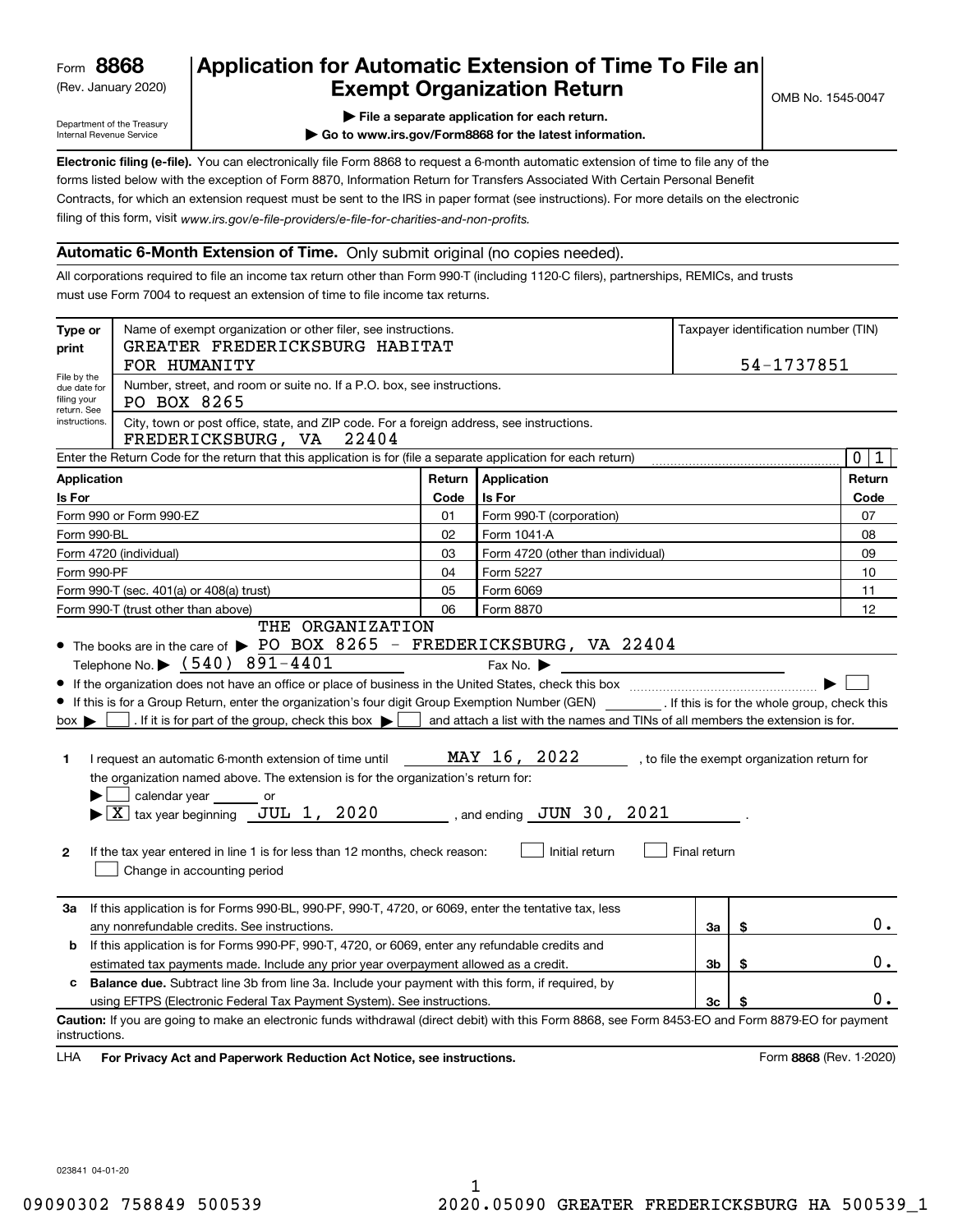Form **8868** (Rev. January 2020)

Department of the Treasury Internal Revenue Service

# Application for Automatic Extension of Time To File an Exempt Organization Return

OMB No. 1545-0047

▶ File a separate application for each return.

▶ Go to www.irs.gov/Form8868 for the latest information.

**Electronic filing (e-file).** You can electronically file Form 8868 to request a 6-month automatic extension of time to file any of the forms listed below with the exception of Form 8870, Information Return for Transfers Associated With Certain Personal Benefit Contracts, for which an extension request must be sent to the IRS in paper format (see instructions). For more details on the electronic filing of this form, visit *www.irs.gov/e-file-providers/e-file-for-charities-and-non-profits.*

## Automatic 6-Month Extension of Time. Only submit original (no copies needed).

All corporations required to file an income tax return other than Form 990-T (including 1120-C filers), partnerships, REMICs, and trusts must use Form 7004 to request an extension of time to file income tax returns.

**Type or print** — File by the due date for filing your return. See instructions.

Name of exempt organization or other filer, see instructions.: GREATER FREDERICKSBURG HABITAT FOR HUMANITY

Taxpayer identification number (TIN): 54-1737851

Number, street, and room or suite no. If a P.O. box, see instructions.: PO BOX 8265

City, town or post office, state, and ZIP code. For a foreign address, see instructions.: FREDERICKSBURG, VA 22404

Enter the Return Code for the return that this application is for (file a separate application for each return): 0 1

| Application Is For | Return Code | Application Is For | Return Code |
|---|---|---|---|
| Form 990 or Form 990-EZ | 01 | Form 990-T (corporation) | 07 |
| Form 990-BL | 02 | Form 1041-A | 08 |
| Form 4720 (individual) | 03 | Form 4720 (other than individual) | 09 |
| Form 990-PF | 04 | Form 5227 | 10 |
| Form 990-T (sec. 401(a) or 408(a) trust) | 05 | Form 6069 | 11 |
| Form 990-T (trust other than above) | 06 | Form 8870 | 12 |

- The books are in the care of ▶ THE ORGANIZATION PO BOX 8265 - FREDERICKSBURG, VA 22404
  Telephone No. ▶ (540) 891-4401 Fax No. ▶
- If the organization does not have an office or place of business in the United States, check this box ▶ ☐
- If this is for a Group Return, enter the organization's four digit Group Exemption Number (GEN) ______ . If this is for the whole group, check this box ▶ ☐ . If it is for part of the group, check this box ▶ ☐ and attach a list with the names and TINs of all members the extension is for.

**1** I request an automatic 6-month extension of time until MAY 16, 2022 , to file the exempt organization return for the organization named above. The extension is for the organization's return for:
▶ ☐ calendar year ______ or
▶ ☒ tax year beginning JUL 1, 2020 , and ending JUN 30, 2021 .

**2** If the tax year entered in line 1 is for less than 12 months, check reason: ☐ Initial return ☐ Final return ☐ Change in accounting period

| | | | |
|---|---|---|---|
| **3a** | If this application is for Forms 990-BL, 990-PF, 990-T, 4720, or 6069, enter the tentative tax, less any nonrefundable credits. See instructions. | 3a | $ 0. |
| **b** | If this application is for Forms 990-PF, 990-T, 4720, or 6069, enter any refundable credits and estimated tax payments made. Include any prior year overpayment allowed as a credit. | 3b | $ 0. |
| **c** | **Balance due.** Subtract line 3b from line 3a. Include your payment with this form, if required, by using EFTPS (Electronic Federal Tax Payment System). See instructions. | 3c | $ 0. |

**Caution:** If you are going to make an electronic funds withdrawal (direct debit) with this Form 8868, see Form 8453-EO and Form 8879-EO for payment instructions.

LHA **For Privacy Act and Paperwork Reduction Act Notice, see instructions.** Form **8868** (Rev. 1-2020)

023841 04-01-20

09090302 758849 500539 2020.05090 GREATER FREDERICKSBURG HA 500539_1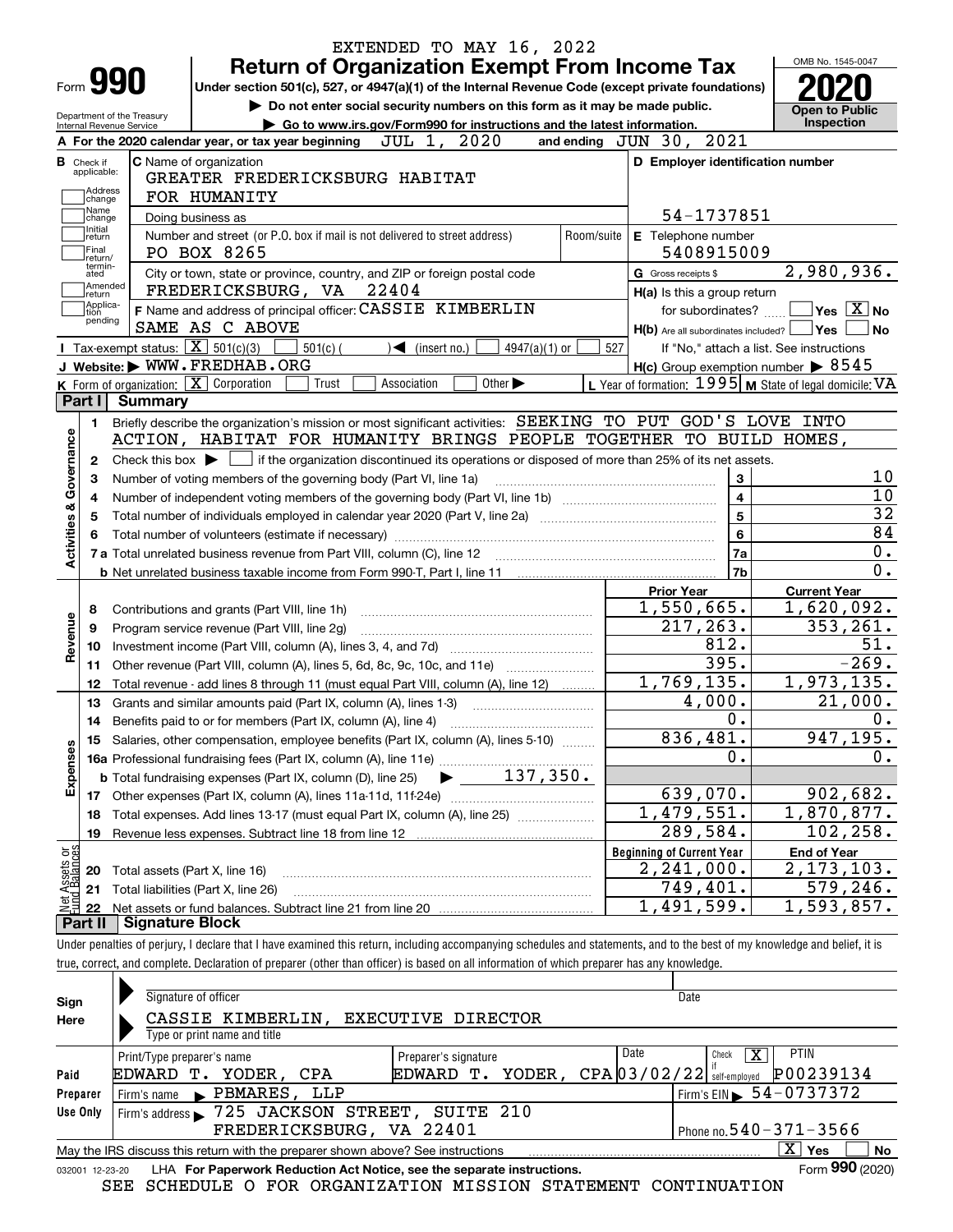EXTENDED TO MAY 16, 2022

Form **990**

# Return of Organization Exempt From Income Tax

Under section 501(c), 527, or 4947(a)(1) of the Internal Revenue Code (except private foundations)

▶ Do not enter social security numbers on this form as it may be made public.

▶ Go to www.irs.gov/Form990 for instructions and the latest information.

Department of the Treasury
Internal Revenue Service

OMB No. 1545-0047

**2020**

**Open to Public Inspection**

**A** For the 2020 calendar year, or tax year beginning JUL 1, 2020 and ending JUN 30, 2021

**B** Check if applicable: Address change / Name change / Initial return / Final return/terminated / Amended return / Application pending

**C** Name of organization: GREATER FREDERICKSBURG HABITAT FOR HUMANITY

Doing business as

Number and street (or P.O. box if mail is not delivered to street address): PO BOX 8265 | Room/suite

City or town, state or province, country, and ZIP or foreign postal code: FREDERICKSBURG, VA 22404

**F** Name and address of principal officer: CASSIE KIMBERLIN, SAME AS C ABOVE

**D** Employer identification number: 54-1737851

**E** Telephone number: 5408915009

**G** Gross receipts $ 2,980,936.

**H(a)** Is this a group return for subordinates? ☐ Yes ☒ No

**H(b)** Are all subordinates included? ☐ Yes ☐ No
If "No," attach a list. See instructions

**H(c)** Group exemption number ▶ 8545

**I** Tax-exempt status: ☒ 501(c)(3) ☐ 501(c) ( ) ◀ (insert no.) ☐ 4947(a)(1) or ☐ 527

**J** Website: ▶ WWW.FREDHAB.ORG

**K** Form of organization: ☒ Corporation ☐ Trust ☐ Association ☐ Other ▶

**L** Year of formation: 1995 **M** State of legal domicile: VA

## Part I Summary

**Activities & Governance**

1 Briefly describe the organization's mission or most significant activities: SEEKING TO PUT GOD'S LOVE INTO ACTION, HABITAT FOR HUMANITY BRINGS PEOPLE TOGETHER TO BUILD HOMES,

2 Check this box ▶ ☐ if the organization discontinued its operations or disposed of more than 25% of its net assets.

| | | | |
|---|---|---|---|
| 3 | Number of voting members of the governing body (Part VI, line 1a) | 3 | 10 |
| 4 | Number of independent voting members of the governing body (Part VI, line 1b) | 4 | 10 |
| 5 | Total number of individuals employed in calendar year 2020 (Part V, line 2a) | 5 | 32 |
| 6 | Total number of volunteers (estimate if necessary) | 6 | 84 |
| 7a | Total unrelated business revenue from Part VIII, column (C), line 12 | 7a | 0. |
| b | Net unrelated business taxable income from Form 990-T, Part I, line 11 | 7b | 0. |

| | | Prior Year | Current Year |
|---|---|---|---|
| **Revenue** | | | |
| 8 | Contributions and grants (Part VIII, line 1h) | 1,550,665. | 1,620,092. |
| 9 | Program service revenue (Part VIII, line 2g) | 217,263. | 353,261. |
| 10 | Investment income (Part VIII, column (A), lines 3, 4, and 7d) | 812. | 51. |
| 11 | Other revenue (Part VIII, column (A), lines 5, 6d, 8c, 9c, 10c, and 11e) | 395. | -269. |
| 12 | Total revenue - add lines 8 through 11 (must equal Part VIII, column (A), line 12) | 1,769,135. | 1,973,135. |
| **Expenses** | | | |
| 13 | Grants and similar amounts paid (Part IX, column (A), lines 1-3) | 4,000. | 21,000. |
| 14 | Benefits paid to or for members (Part IX, column (A), line 4) | 0. | 0. |
| 15 | Salaries, other compensation, employee benefits (Part IX, column (A), lines 5-10) | 836,481. | 947,195. |
| 16a | Professional fundraising fees (Part IX, column (A), line 11e) | 0. | 0. |
| b | Total fundraising expenses (Part IX, column (D), line 25) ▶ 137,350. | | |
| 17 | Other expenses (Part IX, column (A), lines 11a-11d, 11f-24e) | 639,070. | 902,682. |
| 18 | Total expenses. Add lines 13-17 (must equal Part IX, column (A), line 25) | 1,479,551. | 1,870,877. |
| 19 | Revenue less expenses. Subtract line 18 from line 12 | 289,584. | 102,258. |

| **Net Assets or Fund Balances** | | Beginning of Current Year | End of Year |
|---|---|---|---|
| 20 | Total assets (Part X, line 16) | 2,241,000. | 2,173,103. |
| 21 | Total liabilities (Part X, line 26) | 749,401. | 579,246. |
| 22 | Net assets or fund balances. Subtract line 21 from line 20 | 1,491,599. | 1,593,857. |

## Part II Signature Block

Under penalties of perjury, I declare that I have examined this return, including accompanying schedules and statements, and to the best of my knowledge and belief, it is true, correct, and complete. Declaration of preparer (other than officer) is based on all information of which preparer has any knowledge.

**Sign Here**

Signature of officer | Date

CASSIE KIMBERLIN, EXECUTIVE DIRECTOR
Type or print name and title

**Paid Preparer Use Only**

| Print/Type preparer's name | Preparer's signature | Date | Check ☒ if self-employed | PTIN |
|---|---|---|---|---|
| EDWARD T. YODER, CPA | EDWARD T. YODER, CPA | 03/02/22 | X | P00239134 |

Firm's name ▶ PBMARES, LLP | Firm's EIN ▶ 54-0737372

Firm's address ▶ 725 JACKSON STREET, SUITE 210, FREDERICKSBURG, VA 22401 | Phone no. 540-371-3566

May the IRS discuss this return with the preparer shown above? See instructions ☒ Yes ☐ No

032001 12-23-20 LHA For Paperwork Reduction Act Notice, see the separate instructions. Form **990** (2020)

SEE SCHEDULE O FOR ORGANIZATION MISSION STATEMENT CONTINUATION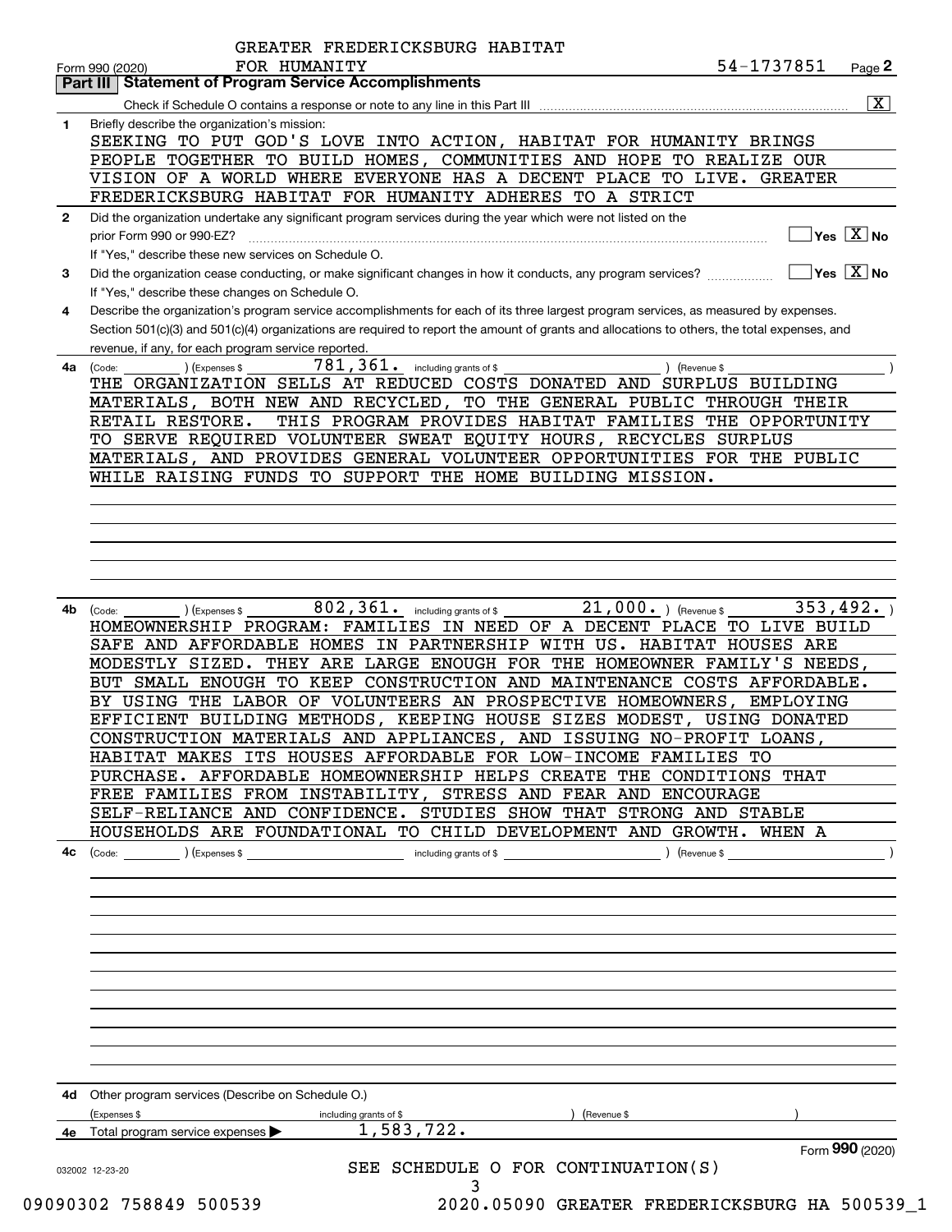GREATER FREDERICKSBURG HABITAT FOR HUMANITY    54-1737851

Form 990 (2020)

## Part III | Statement of Program Service Accomplishments

Check if Schedule O contains a response or note to any line in this Part III .......... [X]

**1** Briefly describe the organization's mission:

SEEKING TO PUT GOD'S LOVE INTO ACTION, HABITAT FOR HUMANITY BRINGS PEOPLE TOGETHER TO BUILD HOMES, COMMUNITIES AND HOPE TO REALIZE OUR VISION OF A WORLD WHERE EVERYONE HAS A DECENT PLACE TO LIVE. GREATER FREDERICKSBURG HABITAT FOR HUMANITY ADHERES TO A STRICT

**2** Did the organization undertake any significant program services during the year which were not listed on the prior Form 990 or 990-EZ? .......... [ ] Yes [X] No

If "Yes," describe these new services on Schedule O.

**3** Did the organization cease conducting, or make significant changes in how it conducts, any program services? .......... [ ] Yes [X] No

If "Yes," describe these changes on Schedule O.

**4** Describe the organization's program service accomplishments for each of its three largest program services, as measured by expenses. Section 501(c)(3) and 501(c)(4) organizations are required to report the amount of grants and allocations to others, the total expenses, and revenue, if any, for each program service reported.

**4a** (Code: ) (Expenses $ 781,361. including grants of $ ) (Revenue $ )

THE ORGANIZATION SELLS AT REDUCED COSTS DONATED AND SURPLUS BUILDING MATERIALS, BOTH NEW AND RECYCLED, TO THE GENERAL PUBLIC THROUGH THEIR RETAIL RESTORE. THIS PROGRAM PROVIDES HABITAT FAMILIES THE OPPORTUNITY TO SERVE REQUIRED VOLUNTEER SWEAT EQUITY HOURS, RECYCLES SURPLUS MATERIALS, AND PROVIDES GENERAL VOLUNTEER OPPORTUNITIES FOR THE PUBLIC WHILE RAISING FUNDS TO SUPPORT THE HOME BUILDING MISSION.

**4b** (Code: ) (Expenses $ 802,361. including grants of $ 21,000.) (Revenue $ 353,492.)

HOMEOWNERSHIP PROGRAM: FAMILIES IN NEED OF A DECENT PLACE TO LIVE BUILD SAFE AND AFFORDABLE HOMES IN PARTNERSHIP WITH US. HABITAT HOUSES ARE MODESTLY SIZED. THEY ARE LARGE ENOUGH FOR THE HOMEOWNER FAMILY'S NEEDS, BUT SMALL ENOUGH TO KEEP CONSTRUCTION AND MAINTENANCE COSTS AFFORDABLE. BY USING THE LABOR OF VOLUNTEERS AN PROSPECTIVE HOMEOWNERS, EMPLOYING EFFICIENT BUILDING METHODS, KEEPING HOUSE SIZES MODEST, USING DONATED CONSTRUCTION MATERIALS AND APPLIANCES, AND ISSUING NO-PROFIT LOANS, HABITAT MAKES ITS HOUSES AFFORDABLE FOR LOW-INCOME FAMILIES TO PURCHASE. AFFORDABLE HOMEOWNERSHIP HELPS CREATE THE CONDITIONS THAT FREE FAMILIES FROM INSTABILITY, STRESS AND FEAR AND ENCOURAGE SELF-RELIANCE AND CONFIDENCE. STUDIES SHOW THAT STRONG AND STABLE HOUSEHOLDS ARE FOUNDATIONAL TO CHILD DEVELOPMENT AND GROWTH. WHEN A

**4c** (Code: ) (Expenses $ including grants of $ ) (Revenue $ )

**4d** Other program services (Describe on Schedule O.)

(Expenses $ including grants of $ ) (Revenue $ )

**4e** Total program services expenses ▶ 1,583,722.

Form **990** (2020)

032002 12-23-20

SEE SCHEDULE O FOR CONTINUATION(S)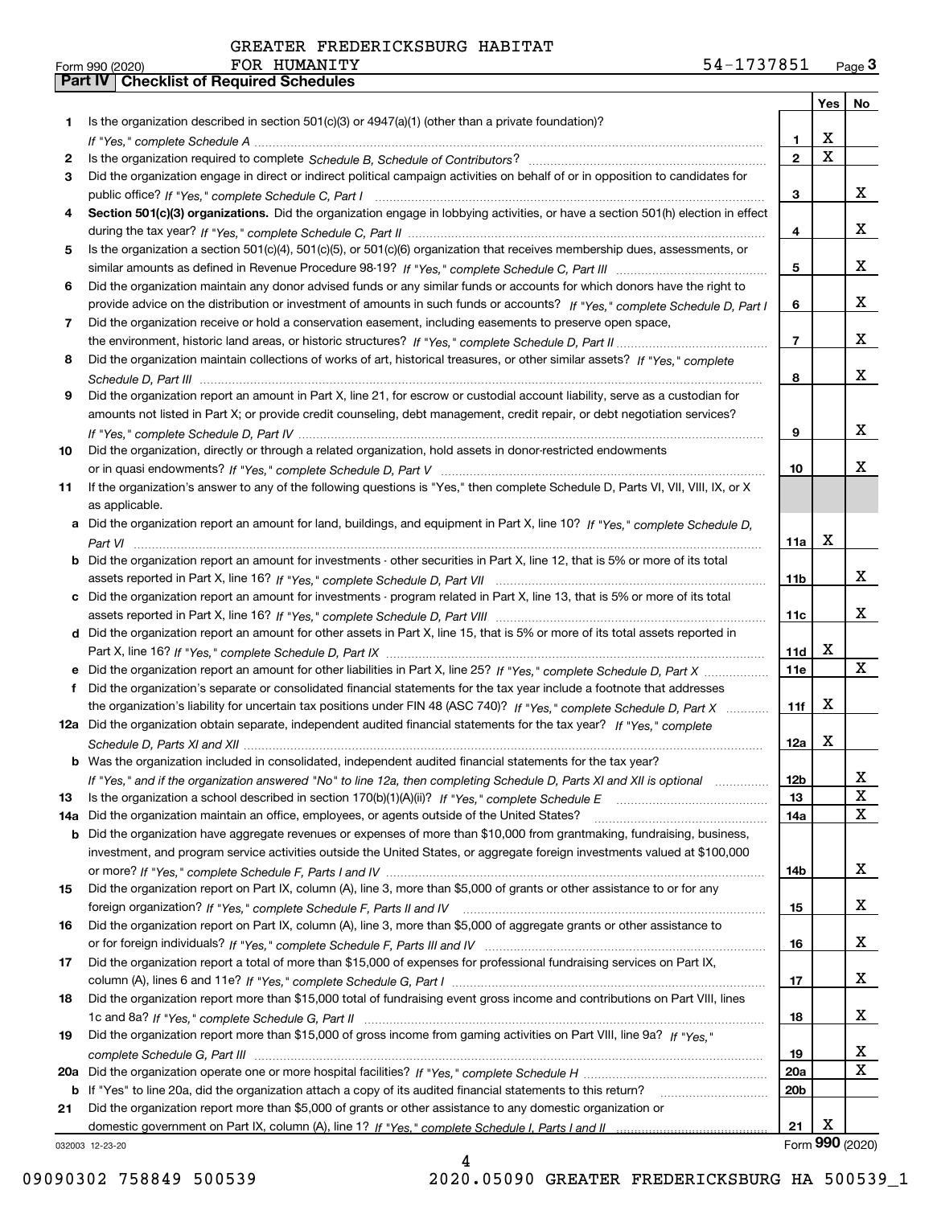GREATER FREDERICKSBURG HABITAT FOR HUMANITY 54-1737851

Form 990 (2020) Page 3

## Part IV Checklist of Required Schedules

| | | | Yes | No |
|---|---|---|---|---|
| 1 | Is the organization described in section 501(c)(3) or 4947(a)(1) (other than a private foundation)? *If "Yes," complete Schedule A* | 1 | X | |
| 2 | Is the organization required to complete *Schedule B, Schedule of Contributors*? | 2 | X | |
| 3 | Did the organization engage in direct or indirect political campaign activities on behalf of or in opposition to candidates for public office? *If "Yes," complete Schedule C, Part I* | 3 | | X |
| 4 | **Section 501(c)(3) organizations.** Did the organization engage in lobbying activities, or have a section 501(h) election in effect during the tax year? *If "Yes," complete Schedule C, Part II* | 4 | | X |
| 5 | Is the organization a section 501(c)(4), 501(c)(5), or 501(c)(6) organization that receives membership dues, assessments, or similar amounts as defined in Revenue Procedure 98-19? *If "Yes," complete Schedule C, Part III* | 5 | | X |
| 6 | Did the organization maintain any donor advised funds or any similar funds or accounts for which donors have the right to provide advice on the distribution or investment of amounts in such funds or accounts? *If "Yes," complete Schedule D, Part I* | 6 | | X |
| 7 | Did the organization receive or hold a conservation easement, including easements to preserve open space, the environment, historic land areas, or historic structures? *If "Yes," complete Schedule D, Part II* | 7 | | X |
| 8 | Did the organization maintain collections of works of art, historical treasures, or other similar assets? *If "Yes," complete Schedule D, Part III* | 8 | | X |
| 9 | Did the organization report an amount in Part X, line 21, for escrow or custodial account liability, serve as a custodian for amounts not listed in Part X; or provide credit counseling, debt management, credit repair, or debt negotiation services? *If "Yes," complete Schedule D, Part IV* | 9 | | X |
| 10 | Did the organization, directly or through a related organization, hold assets in donor-restricted endowments or in quasi endowments? *If "Yes," complete Schedule D, Part V* | 10 | | X |
| 11 | If the organization's answer to any of the following questions is "Yes," then complete Schedule D, Parts VI, VII, VIII, IX, or X as applicable. | | | |
| a | Did the organization report an amount for land, buildings, and equipment in Part X, line 10? *If "Yes," complete Schedule D, Part VI* | 11a | X | |
| b | Did the organization report an amount for investments - other securities in Part X, line 12, that is 5% or more of its total assets reported in Part X, line 16? *If "Yes," complete Schedule D, Part VII* | 11b | | X |
| c | Did the organization report an amount for investments - program related in Part X, line 13, that is 5% or more of its total assets reported in Part X, line 16? *If "Yes," complete Schedule D, Part VIII* | 11c | | X |
| d | Did the organization report an amount for other assets in Part X, line 15, that is 5% or more of its total assets reported in Part X, line 16? *If "Yes," complete Schedule D, Part IX* | 11d | X | |
| e | Did the organization report an amount for other liabilities in Part X, line 25? *If "Yes," complete Schedule D, Part X* | 11e | | X |
| f | Did the organization's separate or consolidated financial statements for the tax year include a footnote that addresses the organization's liability for uncertain tax positions under FIN 48 (ASC 740)? *If "Yes," complete Schedule D, Part X* | 11f | X | |
| 12a | Did the organization obtain separate, independent audited financial statements for the tax year? *If "Yes," complete Schedule D, Parts XI and XII* | 12a | X | |
| b | Was the organization included in consolidated, independent audited financial statements for the tax year? *If "Yes," and if the organization answered "No" to line 12a, then completing Schedule D, Parts XI and XII is optional* | 12b | | X |
| 13 | Is the organization a school described in section 170(b)(1)(A)(ii)? *If "Yes," complete Schedule E* | 13 | | X |
| 14a | Did the organization maintain an office, employees, or agents outside of the United States? | 14a | | X |
| b | Did the organization have aggregate revenues or expenses of more than $10,000 from grantmaking, fundraising, business, investment, and program service activities outside the United States, or aggregate foreign investments valued at $100,000 or more? *If "Yes," complete Schedule F, Parts I and IV* | 14b | | X |
| 15 | Did the organization report on Part IX, column (A), line 3, more than $5,000 of grants or other assistance to or for any foreign organization? *If "Yes," complete Schedule F, Parts II and IV* | 15 | | X |
| 16 | Did the organization report on Part IX, column (A), line 3, more than $5,000 of aggregate grants or other assistance to or for foreign individuals? *If "Yes," complete Schedule F, Parts III and IV* | 16 | | X |
| 17 | Did the organization report a total of more than $15,000 of expenses for professional fundraising services on Part IX, column (A), lines 6 and 11e? *If "Yes," complete Schedule G, Part I* | 17 | | X |
| 18 | Did the organization report more than $15,000 total of fundraising event gross income and contributions on Part VIII, lines 1c and 8a? *If "Yes," complete Schedule G, Part II* | 18 | | X |
| 19 | Did the organization report more than $15,000 of gross income from gaming activities on Part VIII, line 9a? *If "Yes," complete Schedule G, Part III* | 19 | | X |
| 20a | Did the organization operate one or more hospital facilities? *If "Yes," complete Schedule H* | 20a | | X |
| b | If "Yes" to line 20a, did the organization attach a copy of its audited financial statements to this return? | 20b | | |
| 21 | Did the organization report more than $5,000 of grants or other assistance to any domestic organization or domestic government on Part IX, column (A), line 1? *If "Yes," complete Schedule I, Parts I and II* | 21 | X | |

032003 12-23-20

Form **990** (2020)

09090302 758849 500539 2020.05090 GREATER FREDERICKSBURG HA 500539_1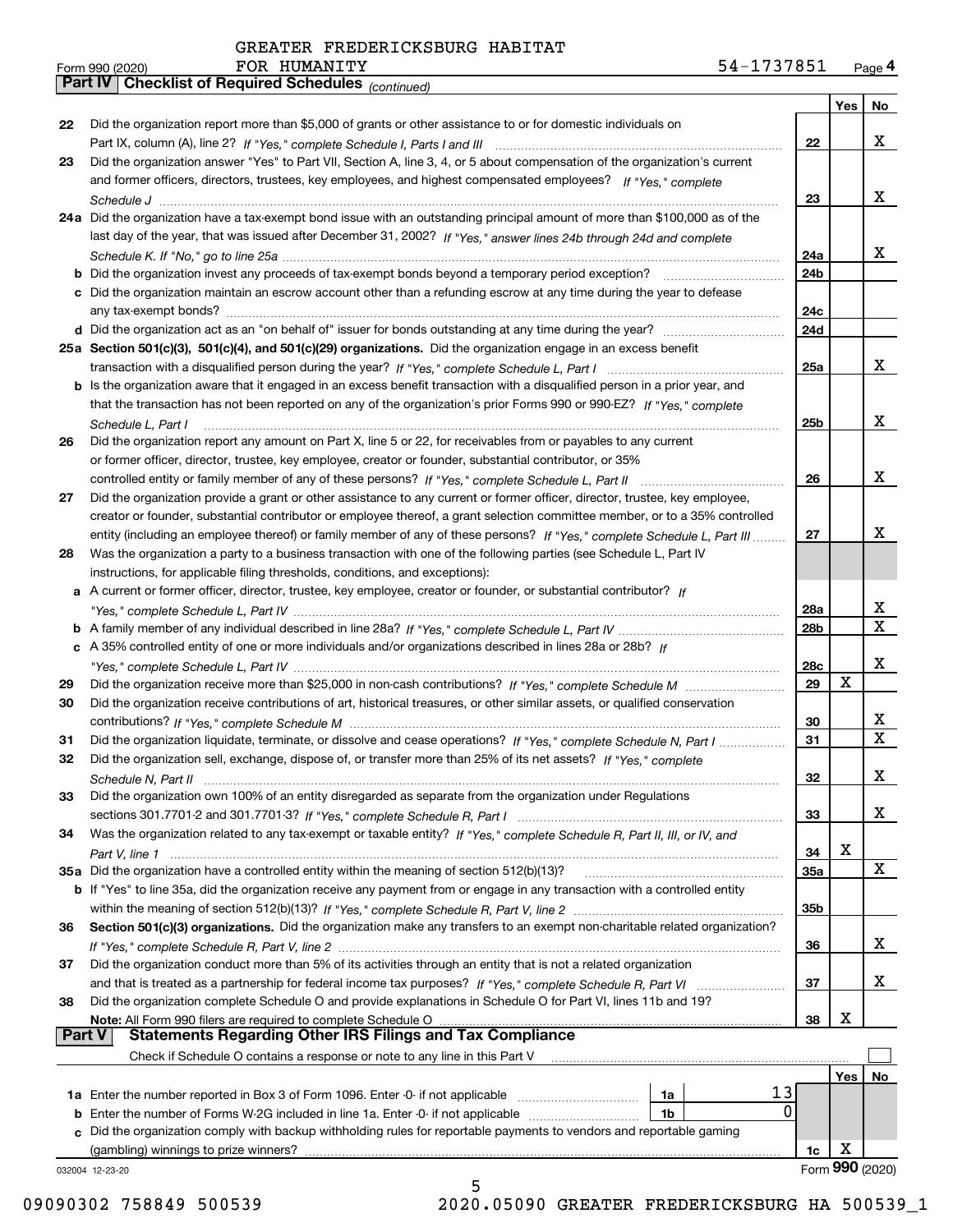GREATER FREDERICKSBURG HABITAT FOR HUMANITY

Form 990 (2020) 54-1737851 Page 4

**Part IV Checklist of Required Schedules** *(continued)*

| | | | Yes | No |
|---|---|---|---|---|
| 22 | Did the organization report more than $5,000 of grants or other assistance to or for domestic individuals on Part IX, column (A), line 2? *If "Yes," complete Schedule I, Parts I and III* | 22 | | X |
| 23 | Did the organization answer "Yes" to Part VII, Section A, line 3, 4, or 5 about compensation of the organization's current and former officers, directors, trustees, key employees, and highest compensated employees? *If "Yes," complete Schedule J* | 23 | | X |
| 24a | Did the organization have a tax-exempt bond issue with an outstanding principal amount of more than $100,000 as of the last day of the year, that was issued after December 31, 2002? *If "Yes," answer lines 24b through 24d and complete Schedule K. If "No," go to line 25a* | 24a | | X |
| b | Did the organization invest any proceeds of tax-exempt bonds beyond a temporary period exception? | 24b | | |
| c | Did the organization maintain an escrow account other than a refunding escrow at any time during the year to defease any tax-exempt bonds? | 24c | | |
| d | Did the organization act as an "on behalf of" issuer for bonds outstanding at any time during the year? | 24d | | |
| 25a | **Section 501(c)(3), 501(c)(4), and 501(c)(29) organizations.** Did the organization engage in an excess benefit transaction with a disqualified person during the year? *If "Yes," complete Schedule L, Part I* | 25a | | X |
| b | Is the organization aware that it engaged in an excess benefit transaction with a disqualified person in a prior year, and that the transaction has not been reported on any of the organization's prior Forms 990 or 990-EZ? *If "Yes," complete Schedule L, Part I* | 25b | | X |
| 26 | Did the organization report any amount on Part X, line 5 or 22, for receivables from or payables to any current or former officer, director, trustee, key employee, creator or founder, substantial contributor, or 35% controlled entity or family member of any of these persons? *If "Yes," complete Schedule L, Part II* | 26 | | X |
| 27 | Did the organization provide a grant or other assistance to any current or former officer, director, trustee, key employee, creator or founder, substantial contributor or employee thereof, a grant selection committee member, or to a 35% controlled entity (including an employee thereof) or family member of any of these persons? *If "Yes," complete Schedule L, Part III* | 27 | | X |
| 28 | Was the organization a party to a business transaction with one of the following parties (see Schedule L, Part IV instructions, for applicable filing thresholds, conditions, and exceptions): | | | |
| a | A current or former officer, director, trustee, key employee, creator or founder, or substantial contributor? *If "Yes," complete Schedule L, Part IV* | 28a | | X |
| b | A family member of any individual described in line 28a? *If "Yes," complete Schedule L, Part IV* | 28b | | X |
| c | A 35% controlled entity of one or more individuals and/or organizations described in lines 28a or 28b? *If "Yes," complete Schedule L, Part IV* | 28c | | X |
| 29 | Did the organization receive more than $25,000 in non-cash contributions? *If "Yes," complete Schedule M* | 29 | X | |
| 30 | Did the organization receive contributions of art, historical treasures, or other similar assets, or qualified conservation contributions? *If "Yes," complete Schedule M* | 30 | | X |
| 31 | Did the organization liquidate, terminate, or dissolve and cease operations? *If "Yes," complete Schedule N, Part I* | 31 | | X |
| 32 | Did the organization sell, exchange, dispose of, or transfer more than 25% of its net assets? *If "Yes," complete Schedule N, Part II* | 32 | | X |
| 33 | Did the organization own 100% of an entity disregarded as separate from the organization under Regulations sections 301.7701-2 and 301.7701-3? *If "Yes," complete Schedule R, Part I* | 33 | | X |
| 34 | Was the organization related to any tax-exempt or taxable entity? *If "Yes," complete Schedule R, Part II, III, or IV, and Part V, line 1* | 34 | X | |
| 35a | Did the organization have a controlled entity within the meaning of section 512(b)(13)? | 35a | | X |
| b | If "Yes" to line 35a, did the organization receive any payment from or engage in any transaction with a controlled entity within the meaning of section 512(b)(13)? *If "Yes," complete Schedule R, Part V, line 2* | 35b | | |
| 36 | **Section 501(c)(3) organizations.** Did the organization make any transfers to an exempt non-charitable related organization? *If "Yes," complete Schedule R, Part V, line 2* | 36 | | X |
| 37 | Did the organization conduct more than 5% of its activities through an entity that is not a related organization and that is treated as a partnership for federal income tax purposes? *If "Yes," complete Schedule R, Part VI* | 37 | | X |
| 38 | Did the organization complete Schedule O and provide explanations in Schedule O for Part VI, lines 11b and 19? **Note:** All Form 990 filers are required to complete Schedule O | 38 | X | |

**Part V Statements Regarding Other IRS Filings and Tax Compliance**

Check if Schedule O contains a response or note to any line in this Part V ☐

| | | | | | Yes | No |
|---|---|---|---|---|---|---|
| 1a | Enter the number reported in Box 3 of Form 1096. Enter -0- if not applicable | 1a | 13 | | | |
| b | Enter the number of Forms W-2G included in line 1a. Enter -0- if not applicable | 1b | 0 | | | |
| c | Did the organization comply with backup withholding rules for reportable payments to vendors and reportable gaming (gambling) winnings to prize winners? | | | 1c | X | |

032004 12-23-20 Form **990** (2020)

09090302 758849 500539 2020.05090 GREATER FREDERICKSBURG HA 500539_1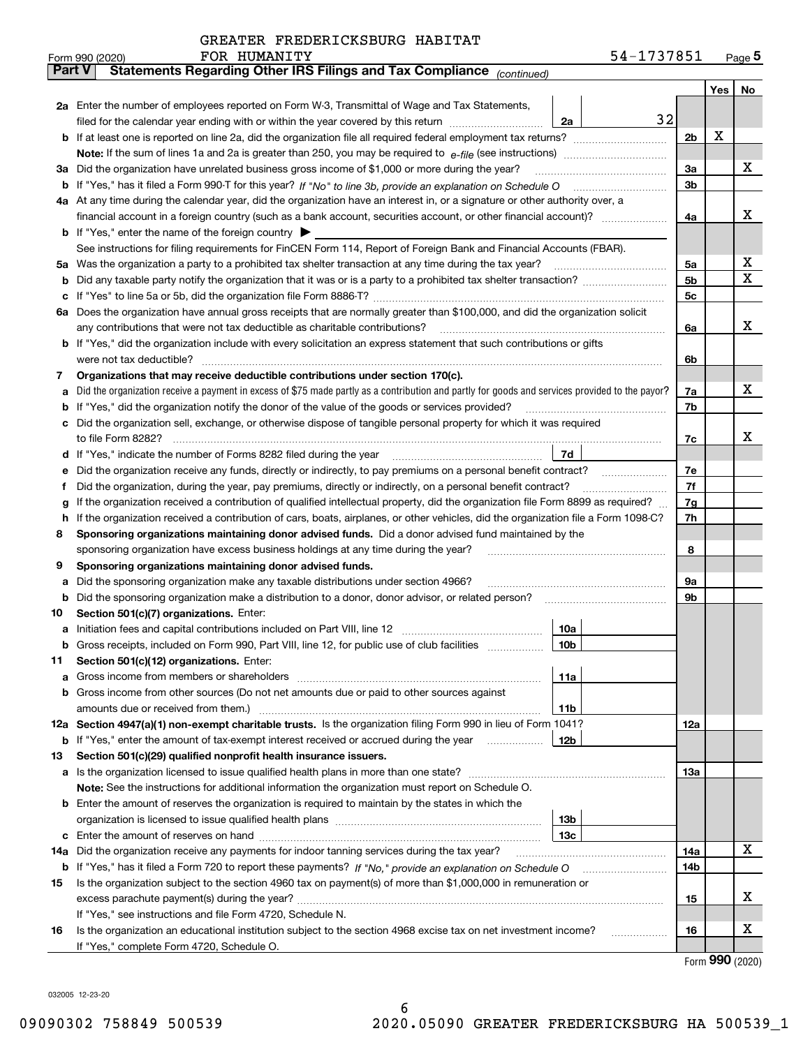GREATER FREDERICKSBURG HABITAT FOR HUMANITY 54-1737851

Form 990 (2020)

## Part V Statements Regarding Other IRS Filings and Tax Compliance *(continued)*

| | | | | | Yes | No |
|---|---|---|---|---|---|---|
| **2a** | Enter the number of employees reported on Form W-3, Transmittal of Wage and Tax Statements, filed for the calendar year ending with or within the year covered by this return | 2a | 32 | | | |
| **b** | If at least one is reported on line 2a, did the organization file all required federal employment tax returns? | | | 2b | X | |
| | **Note:** If the sum of lines 1a and 2a is greater than 250, you may be required to *e-file* (see instructions) | | | | | |
| **3a** | Did the organization have unrelated business gross income of $1,000 or more during the year? | | | 3a | | X |
| **b** | If "Yes," has it filed a Form 990-T for this year? *If "No" to line 3b, provide an explanation on Schedule O* | | | 3b | | |
| **4a** | At any time during the calendar year, did the organization have an interest in, or a signature or other authority over, a financial account in a foreign country (such as a bank account, securities account, or other financial account)? | | | 4a | | X |
| **b** | If "Yes," enter the name of the foreign country ▶ | | | | | |
| | See instructions for filing requirements for FinCEN Form 114, Report of Foreign Bank and Financial Accounts (FBAR). | | | | | |
| **5a** | Was the organization a party to a prohibited tax shelter transaction at any time during the tax year? | | | 5a | | X |
| **b** | Did any taxable party notify the organization that it was or is a party to a prohibited tax shelter transaction? | | | 5b | | X |
| **c** | If "Yes" to line 5a or 5b, did the organization file Form 8886-T? | | | 5c | | |
| **6a** | Does the organization have annual gross receipts that are normally greater than $100,000, and did the organization solicit any contributions that were not tax deductible as charitable contributions? | | | 6a | | X |
| **b** | If "Yes," did the organization include with every solicitation an express statement that such contributions or gifts were not tax deductible? | | | 6b | | |
| **7** | **Organizations that may receive deductible contributions under section 170(c).** | | | | | |
| **a** | Did the organization receive a payment in excess of $75 made partly as a contribution and partly for goods and services provided to the payor? | | | 7a | | X |
| **b** | If "Yes," did the organization notify the donor of the value of the goods or services provided? | | | 7b | | |
| **c** | Did the organization sell, exchange, or otherwise dispose of tangible personal property for which it was required to file Form 8282? | | | 7c | | X |
| **d** | If "Yes," indicate the number of Forms 8282 filed during the year | 7d | | | | |
| **e** | Did the organization receive any funds, directly or indirectly, to pay premiums on a personal benefit contract? | | | 7e | | |
| **f** | Did the organization, during the year, pay premiums, directly or indirectly, on a personal benefit contract? | | | 7f | | |
| **g** | If the organization received a contribution of qualified intellectual property, did the organization file Form 8899 as required? | | | 7g | | |
| **h** | If the organization received a contribution of cars, boats, airplanes, or other vehicles, did the organization file a Form 1098-C? | | | 7h | | |
| **8** | **Sponsoring organizations maintaining donor advised funds.** Did a donor advised fund maintained by the sponsoring organization have excess business holdings at any time during the year? | | | 8 | | |
| **9** | **Sponsoring organizations maintaining donor advised funds.** | | | | | |
| **a** | Did the sponsoring organization make any taxable distributions under section 4966? | | | 9a | | |
| **b** | Did the sponsoring organization make a distribution to a donor, donor advisor, or related person? | | | 9b | | |
| **10** | **Section 501(c)(7) organizations.** Enter: | | | | | |
| **a** | Initiation fees and capital contributions included on Part VIII, line 12 | 10a | | | | |
| **b** | Gross receipts, included on Form 990, Part VIII, line 12, for public use of club facilities | 10b | | | | |
| **11** | **Section 501(c)(12) organizations.** Enter: | | | | | |
| **a** | Gross income from members or shareholders | 11a | | | | |
| **b** | Gross income from other sources (Do not net amounts due or paid to other sources against amounts due or received from them.) | 11b | | | | |
| **12a** | **Section 4947(a)(1) non-exempt charitable trusts.** Is the organization filing Form 990 in lieu of Form 1041? | | | 12a | | |
| **b** | If "Yes," enter the amount of tax-exempt interest received or accrued during the year | 12b | | | | |
| **13** | **Section 501(c)(29) qualified nonprofit health insurance issuers.** | | | | | |
| **a** | Is the organization licensed to issue qualified health plans in more than one state? | | | 13a | | |
| | **Note:** See the instructions for additional information the organization must report on Schedule O. | | | | | |
| **b** | Enter the amount of reserves the organization is required to maintain by the states in which the organization is licensed to issue qualified health plans | 13b | | | | |
| **c** | Enter the amount of reserves on hand | 13c | | | | |
| **14a** | Did the organization receive any payments for indoor tanning services during the tax year? | | | 14a | | X |
| **b** | If "Yes," has it filed a Form 720 to report these payments? *If "No," provide an explanation on Schedule O* | | | 14b | | |
| **15** | Is the organization subject to the section 4960 tax on payment(s) of more than $1,000,000 in remuneration or excess parachute payment(s) during the year? | | | 15 | | X |
| | If "Yes," see instructions and file Form 4720, Schedule N. | | | | | |
| **16** | Is the organization an educational institution subject to the section 4968 excise tax on net investment income? | | | 16 | | X |
| | If "Yes," complete Form 4720, Schedule O. | | | | | |

Form **990** (2020)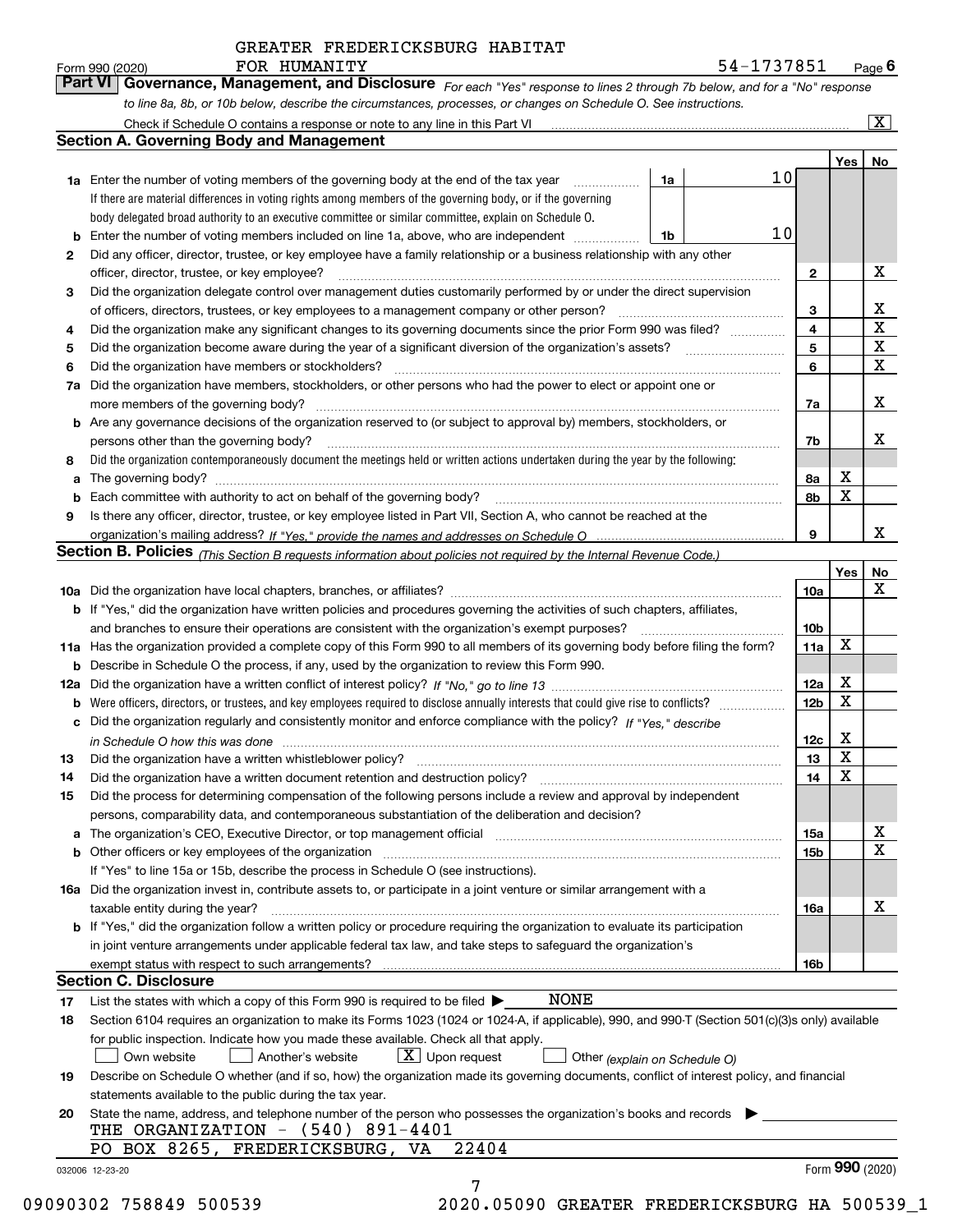GREATER FREDERICKSBURG HABITAT FOR HUMANITY

Form 990 (2020) 54-1737851 Page 6

**Part VI Governance, Management, and Disclosure** *For each "Yes" response to lines 2 through 7b below, and for a "No" response to line 8a, 8b, or 10b below, describe the circumstances, processes, or changes on Schedule O. See instructions.*

Check if Schedule O contains a response or note to any line in this Part VI [X]

## Section A. Governing Body and Management

| | | | | Yes | No |
|---|---|---|---|---|---|
| **1a** | Enter the number of voting members of the governing body at the end of the tax year | 1a | 10 | | |
| | If there are material differences in voting rights among members of the governing body, or if the governing body delegated broad authority to an executive committee or similar committee, explain on Schedule O. | | | | |
| **b** | Enter the number of voting members included on line 1a, above, who are independent | 1b | 10 | | |
| **2** | Did any officer, director, trustee, or key employee have a family relationship or a business relationship with any other officer, director, trustee, or key employee? | 2 | | | X |
| **3** | Did the organization delegate control over management duties customarily performed by or under the direct supervision of officers, directors, trustees, or key employees to a management company or other person? | 3 | | | X |
| **4** | Did the organization make any significant changes to its governing documents since the prior Form 990 was filed? | 4 | | | X |
| **5** | Did the organization become aware during the year of a significant diversion of the organization's assets? | 5 | | | X |
| **6** | Did the organization have members or stockholders? | 6 | | | X |
| **7a** | Did the organization have members, stockholders, or other persons who had the power to elect or appoint one or more members of the governing body? | 7a | | | X |
| **b** | Are any governance decisions of the organization reserved to (or subject to approval by) members, stockholders, or persons other than the governing body? | 7b | | | X |
| **8** | Did the organization contemporaneously document the meetings held or written actions undertaken during the year by the following: | | | | |
| **a** | The governing body? | 8a | | X | |
| **b** | Each committee with authority to act on behalf of the governing body? | 8b | | X | |
| **9** | Is there any officer, director, trustee, or key employee listed in Part VII, Section A, who cannot be reached at the organization's mailing address? *If "Yes," provide the names and addresses on Schedule O* | 9 | | | X |

## Section B. Policies *(This Section B requests information about policies not required by the Internal Revenue Code.)*

| | | | Yes | No |
|---|---|---|---|---|
| **10a** | Did the organization have local chapters, branches, or affiliates? | 10a | | X |
| **b** | If "Yes," did the organization have written policies and procedures governing the activities of such chapters, affiliates, and branches to ensure their operations are consistent with the organization's exempt purposes? | 10b | | |
| **11a** | Has the organization provided a complete copy of this Form 990 to all members of its governing body before filing the form? | 11a | X | |
| **b** | Describe in Schedule O the process, if any, used by the organization to review this Form 990. | | | |
| **12a** | Did the organization have a written conflict of interest policy? *If "No," go to line 13* | 12a | X | |
| **b** | Were officers, directors, or trustees, and key employees required to disclose annually interests that could give rise to conflicts? | 12b | X | |
| **c** | Did the organization regularly and consistently monitor and enforce compliance with the policy? *If "Yes," describe in Schedule O how this was done* | 12c | X | |
| **13** | Did the organization have a written whistleblower policy? | 13 | X | |
| **14** | Did the organization have a written document retention and destruction policy? | 14 | X | |
| **15** | Did the process for determining compensation of the following persons include a review and approval by independent persons, comparability data, and contemporaneous substantiation of the deliberation and decision? | | | |
| **a** | The organization's CEO, Executive Director, or top management official | 15a | | X |
| **b** | Other officers or key employees of the organization | 15b | | X |
| | If "Yes" to line 15a or 15b, describe the process in Schedule O (see instructions). | | | |
| **16a** | Did the organization invest in, contribute assets to, or participate in a joint venture or similar arrangement with a taxable entity during the year? | 16a | | X |
| **b** | If "Yes," did the organization follow a written policy or procedure requiring the organization to evaluate its participation in joint venture arrangements under applicable federal tax law, and take steps to safeguard the organization's exempt status with respect to such arrangements? | 16b | | |

## Section C. Disclosure

**17** List the states with which a copy of this Form 990 is required to be filed ▶ NONE

**18** Section 6104 requires an organization to make its Forms 1023 (1024 or 1024-A, if applicable), 990, and 990-T (Section 501(c)(3)s only) available for public inspection. Indicate how you made these available. Check all that apply.

[ ] Own website [ ] Another's website [X] Upon request [ ] Other *(explain on Schedule O)*

**19** Describe on Schedule O whether (and if so, how) the organization made its governing documents, conflict of interest policy, and financial statements available to the public during the tax year.

**20** State the name, address, and telephone number of the person who possesses the organization's books and records ▶

THE ORGANIZATION - (540) 891-4401
PO BOX 8265, FREDERICKSBURG, VA 22404

032006 12-23-20 Form **990** (2020)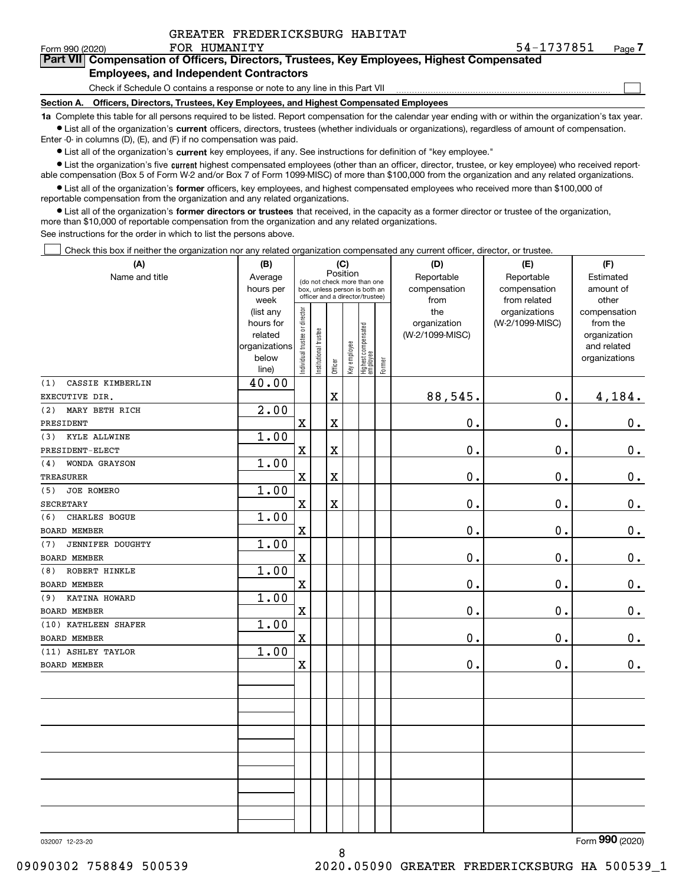GREATER FREDERICKSBURG HABITAT FOR HUMANITY 54-1737851

Form 990 (2020)

## Part VII Compensation of Officers, Directors, Trustees, Key Employees, Highest Compensated Employees, and Independent Contractors

Check if Schedule O contains a response or note to any line in this Part VII ☐

**Section A. Officers, Directors, Trustees, Key Employees, and Highest Compensated Employees**

**1a** Complete this table for all persons required to be listed. Report compensation for the calendar year ending with or within the organization's tax year.

- List all of the organization's **current** officers, directors, trustees (whether individuals or organizations), regardless of amount of compensation. Enter -0- in columns (D), (E), and (F) if no compensation was paid.
- List all of the organization's **current** key employees, if any. See instructions for definition of "key employee."
- List the organization's five **current** highest compensated employees (other than an officer, director, trustee, or key employee) who received reportable compensation (Box 5 of Form W-2 and/or Box 7 of Form 1099-MISC) of more than $100,000 from the organization and any related organizations.
- List all of the organization's **former** officers, key employees, and highest compensated employees who received more than $100,000 of reportable compensation from the organization and any related organizations.
- List all of the organization's **former directors or trustees** that received, in the capacity as a former director or trustee of the organization, more than $10,000 of reportable compensation from the organization and any related organizations.

See instructions for the order in which to list the persons above.

☐ Check this box if neither the organization nor any related organization compensated any current officer, director, or trustee.

| (A) Name and title | (B) Average hours per week (list any hours for related organizations below line) | (C) Position: Individual trustee or director | Institutional trustee | Officer | Key employee | Highest compensated employee | Former | (D) Reportable compensation from the organization (W-2/1099-MISC) | (E) Reportable compensation from related organizations (W-2/1099-MISC) | (F) Estimated amount of other compensation from the organization and related organizations |
|---|---|---|---|---|---|---|---|---|---|---|
| (1) CASSIE KIMBERLIN<br>EXECUTIVE DIR. | 40.00 | | | X | | | | 88,545. | 0. | 4,184. |
| (2) MARY BETH RICH<br>PRESIDENT | 2.00 | X | | X | | | | 0. | 0. | 0. |
| (3) KYLE ALLWINE<br>PRESIDENT-ELECT | 1.00 | X | | X | | | | 0. | 0. | 0. |
| (4) WONDA GRAYSON<br>TREASURER | 1.00 | X | | X | | | | 0. | 0. | 0. |
| (5) JOE ROMERO<br>SECRETARY | 1.00 | X | | X | | | | 0. | 0. | 0. |
| (6) CHARLES BOGUE<br>BOARD MEMBER | 1.00 | X | | | | | | 0. | 0. | 0. |
| (7) JENNIFER DOUGHTY<br>BOARD MEMBER | 1.00 | X | | | | | | 0. | 0. | 0. |
| (8) ROBERT HINKLE<br>BOARD MEMBER | 1.00 | X | | | | | | 0. | 0. | 0. |
| (9) KATINA HOWARD<br>BOARD MEMBER | 1.00 | X | | | | | | 0. | 0. | 0. |
| (10) KATHLEEN SHAFER<br>BOARD MEMBER | 1.00 | X | | | | | | 0. | 0. | 0. |
| (11) ASHLEY TAYLOR<br>BOARD MEMBER | 1.00 | X | | | | | | 0. | 0. | 0. |

032007 12-23-20

Form **990** (2020)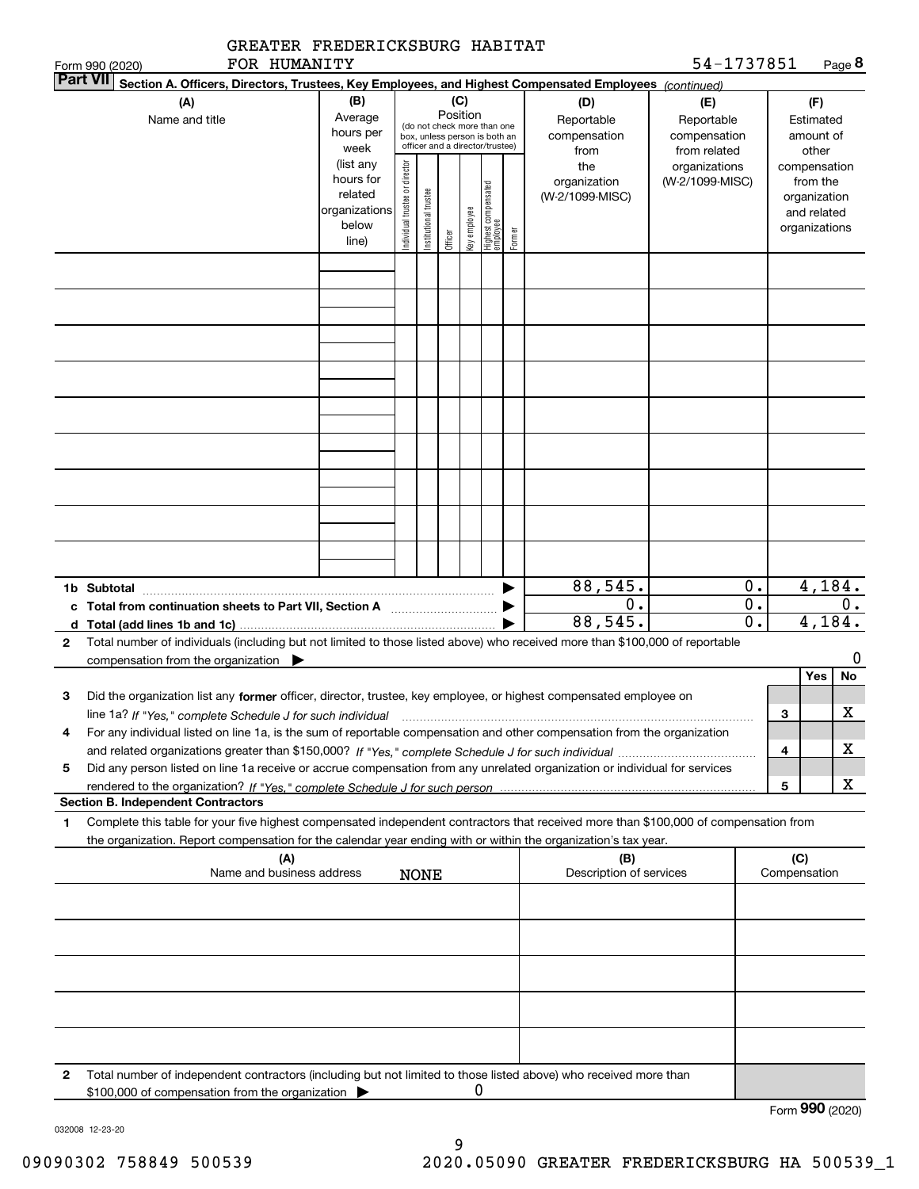GREATER FREDERICKSBURG HABITAT FOR HUMANITY

Form 990 (2020) 54-1737851 Page **8**

**Part VII** **Section A. Officers, Directors, Trustees, Key Employees, and Highest Compensated Employees** *(continued)*

| (A) Name and title | (B) Average hours per week (list any hours for related organizations below line) | (C) Position (do not check more than one box, unless person is both an officer and a director/trustee): Individual trustee or director | Institutional trustee | Officer | Key employee | Highest compensated employee | Former | (D) Reportable compensation from the organization (W-2/1099-MISC) | (E) Reportable compensation from related organizations (W-2/1099-MISC) | (F) Estimated amount of other compensation from the organization and related organizations |
|---|---|---|---|---|---|---|---|---|---|---|
| | | | | | | | | | | |
| | | | | | | | | | | |
| | | | | | | | | | | |
| | | | | | | | | | | |
| | | | | | | | | | | |
| | | | | | | | | | | |
| | | | | | | | | | | |
| | | | | | | | | | | |
| | | | | | | | | | | |
| **1b Subtotal** | | | | | | | | 88,545. | 0. | 4,184. |
| **c Total from continuation sheets to Part VII, Section A** | | | | | | | | 0. | 0. | 0. |
| **d Total (add lines 1b and 1c)** | | | | | | | | 88,545. | 0. | 4,184. |

**2** Total number of individuals (including but not limited to those listed above) who received more than $100,000 of reportable compensation from the organization ▶ 0

| | | Yes | No |
|---|---|---|---|
| **3** Did the organization list any **former** officer, director, trustee, key employee, or highest compensated employee on line 1a? *If "Yes," complete Schedule J for such individual* | 3 | | X |
| **4** For any individual listed on line 1a, is the sum of reportable compensation and other compensation from the organization and related organizations greater than $150,000? *If "Yes," complete Schedule J for such individual* | 4 | | X |
| **5** Did any person listed on line 1a receive or accrue compensation from any unrelated organization or individual for services rendered to the organization? *If "Yes," complete Schedule J for such person* | 5 | | X |

**Section B. Independent Contractors**

**1** Complete this table for your five highest compensated independent contractors that received more than $100,000 of compensation from the organization. Report compensation for the calendar year ending with or within the organization's tax year.

| (A) Name and business address | (B) Description of services | (C) Compensation |
|---|---|---|
| NONE | | |
| | | |
| | | |
| | | |
| | | |

**2** Total number of independent contractors (including but not limited to those listed above) who received more than $100,000 of compensation from the organization ▶ 0

Form **990** (2020)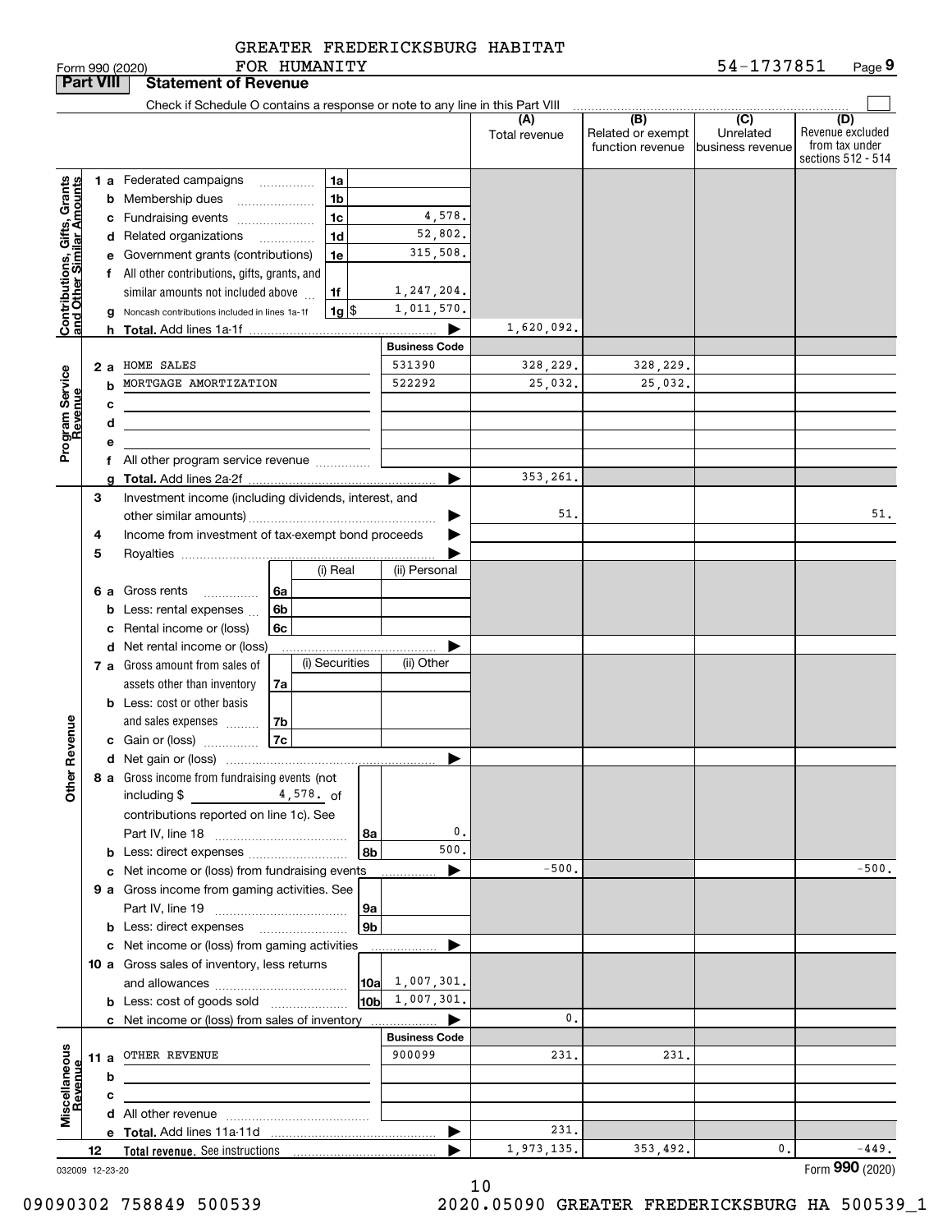GREATER FREDERICKSBURG HABITAT FOR HUMANITY

Form 990 (2020) 54-1737851 Page 9

**Part VIII Statement of Revenue**

Check if Schedule O contains a response or note to any line in this Part VIII

| | | | (A) Total revenue | (B) Related or exempt function revenue | (C) Unrelated business revenue | (D) Revenue excluded from tax under sections 512 - 514 |
|---|---|---|---|---|---|---|
| **Contributions, Gifts, Grants and Other Similar Amounts** | 1a Federated campaigns | 1a | | | | |
| | b Membership dues | 1b | | | | |
| | c Fundraising events | 1c 4,578. | | | | |
| | d Related organizations | 1d 52,802. | | | | |
| | e Government grants (contributions) | 1e 315,508. | | | | |
| | f All other contributions, gifts, grants, and similar amounts not included above | 1f 1,247,204. | | | | |
| | g Noncash contributions included in lines 1a-1f | 1g $ 1,011,570. | | | | |
| | h **Total.** Add lines 1a-1f | | 1,620,092. | | | |
| | | **Business Code** | | | | |
| **Program Service Revenue** | 2a HOME SALES | 531390 | 328,229. | 328,229. | | |
| | b MORTGAGE AMORTIZATION | 522292 | 25,032. | 25,032. | | |
| | c | | | | | |
| | d | | | | | |
| | e | | | | | |
| | f All other program service revenue | | | | | |
| | g **Total.** Add lines 2a-2f | | 353,261. | | | |
| **Other Revenue** | 3 Investment income (including dividends, interest, and other similar amounts) | | 51. | | | 51. |
| | 4 Income from investment of tax-exempt bond proceeds | | | | | |
| | 5 Royalties | | | | | |
| | | (i) Real / (ii) Personal | | | | |
| | 6a Gross rents | 6a | | | | |
| | b Less: rental expenses | 6b | | | | |
| | c Rental income or (loss) | 6c | | | | |
| | d Net rental income or (loss) | | | | | |
| | | (i) Securities / (ii) Other | | | | |
| | 7a Gross amount from sales of assets other than inventory | 7a | | | | |
| | b Less: cost or other basis and sales expenses | 7b | | | | |
| | c Gain or (loss) | 7c | | | | |
| | d Net gain or (loss) | | | | | |
| | 8a Gross income from fundraising events (not including $ 4,578. of contributions reported on line 1c). See Part IV, line 18 | 8a 0. | | | | |
| | b Less: direct expenses | 8b 500. | | | | |
| | c Net income or (loss) from fundraising events | | -500. | | | -500. |
| | 9a Gross income from gaming activities. See Part IV, line 19 | 9a | | | | |
| | b Less: direct expenses | 9b | | | | |
| | c Net income or (loss) from gaming activities | | | | | |
| | 10a Gross sales of inventory, less returns and allowances | 10a 1,007,301. | | | | |
| | b Less: cost of goods sold | 10b 1,007,301. | | | | |
| | c Net income or (loss) from sales of inventory | | 0. | | | |
| | | **Business Code** | | | | |
| **Miscellaneous Revenue** | 11a OTHER REVENUE | 900099 | 231. | 231. | | |
| | b | | | | | |
| | c | | | | | |
| | d All other revenue | | | | | |
| | e **Total.** Add lines 11a-11d | | 231. | | | |
| | 12 **Total revenue.** See instructions | | 1,973,135. | 353,492. | 0. | -449. |

032009 12-23-20

Form **990** (2020)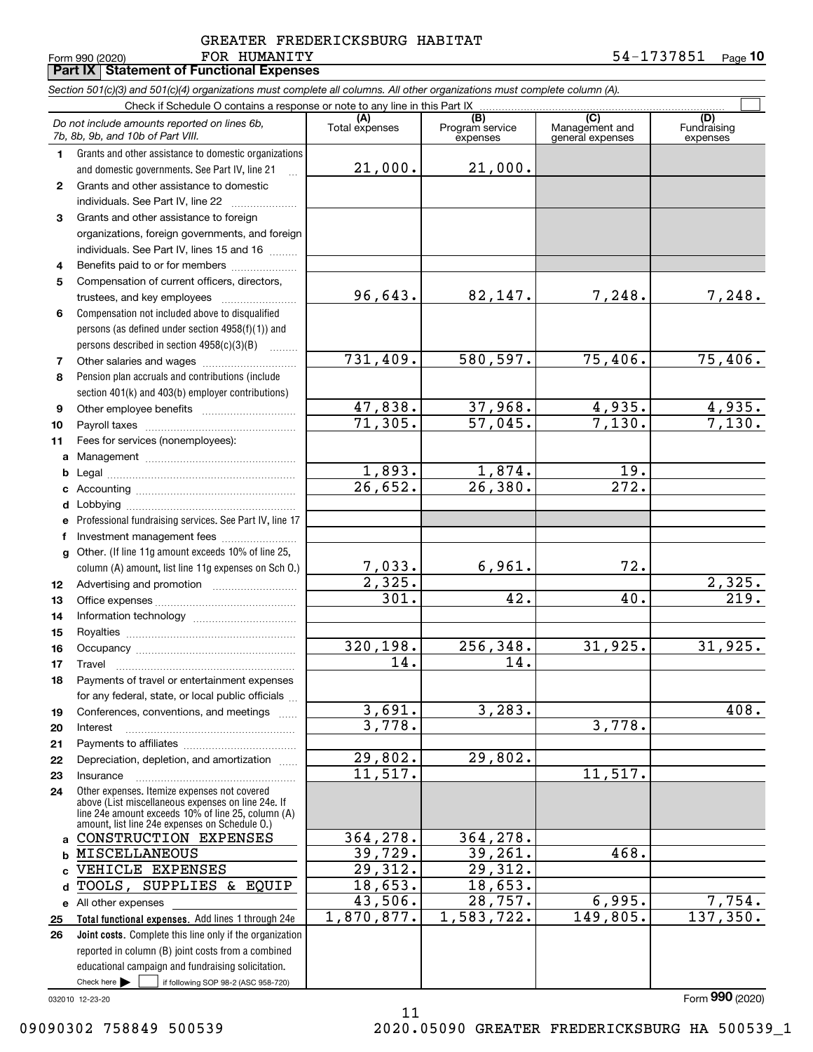GREATER FREDERICKSBURG HABITAT FOR HUMANITY

Form 990 (2020) 54-1737851 Page **10**

## Part IX Statement of Functional Expenses

*Section 501(c)(3) and 501(c)(4) organizations must complete all columns. All other organizations must complete column (A).*

Check if Schedule O contains a response or note to any line in this Part IX ☐

| | *Do not include amounts reported on lines 6b, 7b, 8b, 9b, and 10b of Part VIII.* | (A) Total expenses | (B) Program service expenses | (C) Management and general expenses | (D) Fundraising expenses |
|---|---|---|---|---|---|
| 1 | Grants and other assistance to domestic organizations and domestic governments. See Part IV, line 21 | 21,000. | 21,000. | | |
| 2 | Grants and other assistance to domestic individuals. See Part IV, line 22 | | | | |
| 3 | Grants and other assistance to foreign organizations, foreign governments, and foreign individuals. See Part IV, lines 15 and 16 | | | | |
| 4 | Benefits paid to or for members | | | | |
| 5 | Compensation of current officers, directors, trustees, and key employees | 96,643. | 82,147. | 7,248. | 7,248. |
| 6 | Compensation not included above to disqualified persons (as defined under section 4958(f)(1)) and persons described in section 4958(c)(3)(B) | | | | |
| 7 | Other salaries and wages | 731,409. | 580,597. | 75,406. | 75,406. |
| 8 | Pension plan accruals and contributions (include section 401(k) and 403(b) employer contributions) | | | | |
| 9 | Other employee benefits | 47,838. | 37,968. | 4,935. | 4,935. |
| 10 | Payroll taxes | 71,305. | 57,045. | 7,130. | 7,130. |
| 11 | Fees for services (nonemployees): | | | | |
| a | Management | | | | |
| b | Legal | 1,893. | 1,874. | 19. | |
| c | Accounting | 26,652. | 26,380. | 272. | |
| d | Lobbying | | | | |
| e | Professional fundraising services. See Part IV, line 17 | | | | |
| f | Investment management fees | | | | |
| g | Other. (If line 11g amount exceeds 10% of line 25, column (A) amount, list line 11g expenses on Sch O.) | 7,033. | 6,961. | 72. | |
| 12 | Advertising and promotion | 2,325. | | | 2,325. |
| 13 | Office expenses | 301. | 42. | 40. | 219. |
| 14 | Information technology | | | | |
| 15 | Royalties | | | | |
| 16 | Occupancy | 320,198. | 256,348. | 31,925. | 31,925. |
| 17 | Travel | 14. | 14. | | |
| 18 | Payments of travel or entertainment expenses for any federal, state, or local public officials | | | | |
| 19 | Conferences, conventions, and meetings | 3,691. | 3,283. | | 408. |
| 20 | Interest | 3,778. | | 3,778. | |
| 21 | Payments to affiliates | | | | |
| 22 | Depreciation, depletion, and amortization | 29,802. | 29,802. | | |
| 23 | Insurance | 11,517. | | 11,517. | |
| 24 | Other expenses. Itemize expenses not covered above (List miscellaneous expenses on line 24e. If line 24e amount exceeds 10% of line 25, column (A) amount, list line 24e expenses on Schedule O.) | | | | |
| a | CONSTRUCTION EXPENSES | 364,278. | 364,278. | | |
| b | MISCELLANEOUS | 39,729. | 39,261. | 468. | |
| c | VEHICLE EXPENSES | 29,312. | 29,312. | | |
| d | TOOLS, SUPPLIES & EQUIP | 18,653. | 18,653. | | |
| e | All other expenses | 43,506. | 28,757. | 6,995. | 7,754. |
| 25 | **Total functional expenses.** Add lines 1 through 24e | 1,870,877. | 1,583,722. | 149,805. | 137,350. |
| 26 | **Joint costs.** Complete this line only if the organization reported in column (B) joint costs from a combined educational campaign and fundraising solicitation. Check here ☐ if following SOP 98-2 (ASC 958-720) | | | | |

032010 12-23-20

Form **990** (2020)

09090302 758849 500539 2020.05090 GREATER FREDERICKSBURG HA 500539_1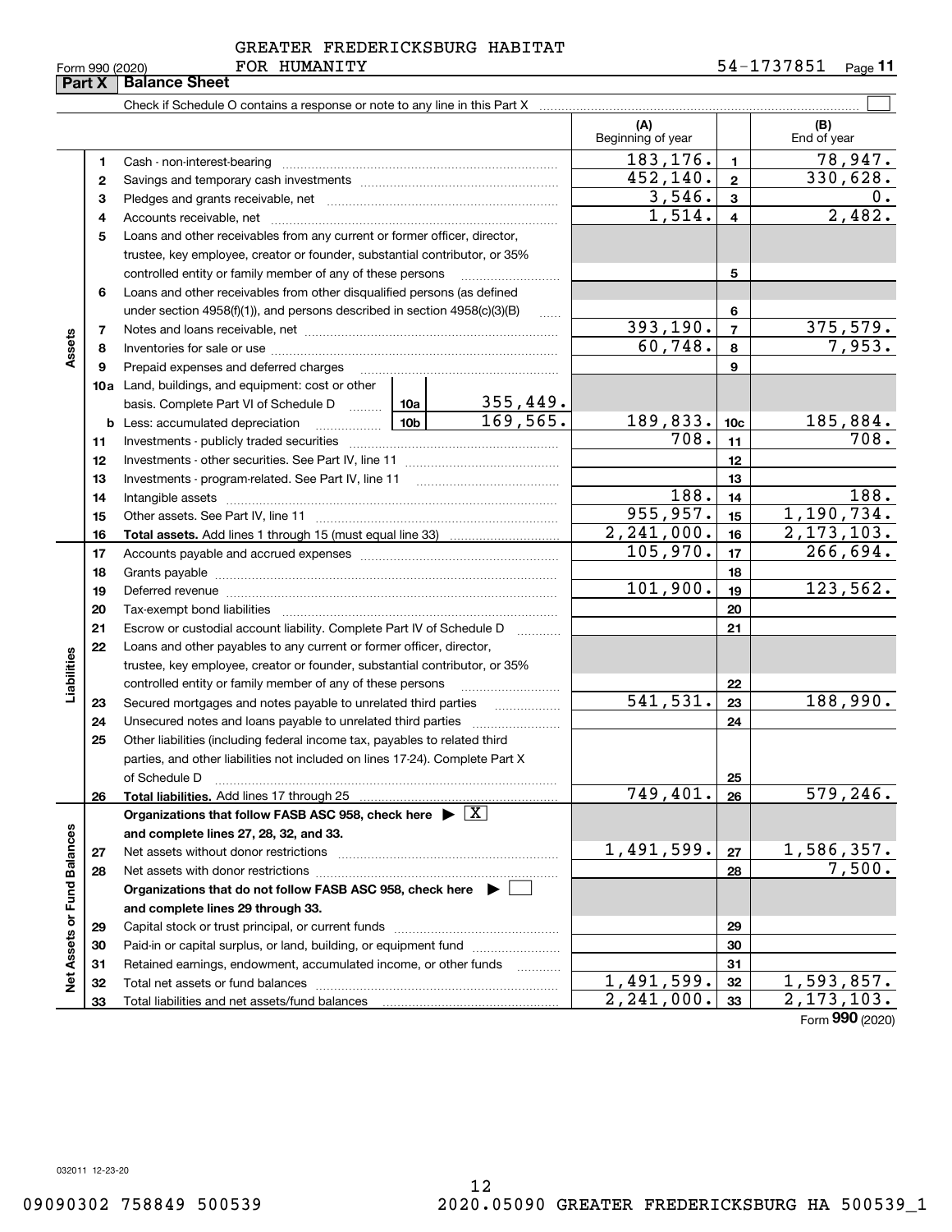GREATER FREDERICKSBURG HABITAT FOR HUMANITY

Form 990 (2020) 54-1737851 Page 11

## Part X Balance Sheet

Check if Schedule O contains a response or note to any line in this Part X

| | | | (A) Beginning of year | | (B) End of year |
|---|---|---|---|---|---|
| **Assets** | 1 | Cash - non-interest-bearing | 183,176. | 1 | 78,947. |
| | 2 | Savings and temporary cash investments | 452,140. | 2 | 330,628. |
| | 3 | Pledges and grants receivable, net | 3,546. | 3 | 0. |
| | 4 | Accounts receivable, net | 1,514. | 4 | 2,482. |
| | 5 | Loans and other receivables from any current or former officer, director, trustee, key employee, creator or founder, substantial contributor, or 35% controlled entity or family member of any of these persons | | 5 | |
| | 6 | Loans and other receivables from other disqualified persons (as defined under section 4958(f)(1)), and persons described in section 4958(c)(3)(B) | | 6 | |
| | 7 | Notes and loans receivable, net | 393,190. | 7 | 375,579. |
| | 8 | Inventories for sale or use | 60,748. | 8 | 7,953. |
| | 9 | Prepaid expenses and deferred charges | | 9 | |
| | 10a | Land, buildings, and equipment: cost or other basis. Complete Part VI of Schedule D — 10a: 355,449. | | | |
| | b | Less: accumulated depreciation — 10b: 169,565. | 189,833. | 10c | 185,884. |
| | 11 | Investments - publicly traded securities | 708. | 11 | 708. |
| | 12 | Investments - other securities. See Part IV, line 11 | | 12 | |
| | 13 | Investments - program-related. See Part IV, line 11 | | 13 | |
| | 14 | Intangible assets | 188. | 14 | 188. |
| | 15 | Other assets. See Part IV, line 11 | 955,957. | 15 | 1,190,734. |
| | 16 | **Total assets.** Add lines 1 through 15 (must equal line 33) | 2,241,000. | 16 | 2,173,103. |
| **Liabilities** | 17 | Accounts payable and accrued expenses | 105,970. | 17 | 266,694. |
| | 18 | Grants payable | | 18 | |
| | 19 | Deferred revenue | 101,900. | 19 | 123,562. |
| | 20 | Tax-exempt bond liabilities | | 20 | |
| | 21 | Escrow or custodial account liability. Complete Part IV of Schedule D | | 21 | |
| | 22 | Loans and other payables to any current or former officer, director, trustee, key employee, creator or founder, substantial contributor, or 35% controlled entity or family member of any of these persons | | 22 | |
| | 23 | Secured mortgages and notes payable to unrelated third parties | 541,531. | 23 | 188,990. |
| | 24 | Unsecured notes and loans payable to unrelated third parties | | 24 | |
| | 25 | Other liabilities (including federal income tax, payables to related third parties, and other liabilities not included on lines 17-24). Complete Part X of Schedule D | | 25 | |
| | 26 | **Total liabilities.** Add lines 17 through 25 | 749,401. | 26 | 579,246. |
| **Net Assets or Fund Balances** | | **Organizations that follow FASB ASC 958, check here ▶ [X] and complete lines 27, 28, 32, and 33.** | | | |
| | 27 | Net assets without donor restrictions | 1,491,599. | 27 | 1,586,357. |
| | 28 | Net assets with donor restrictions | | 28 | 7,500. |
| | | **Organizations that do not follow FASB ASC 958, check here ▶ [ ] and complete lines 29 through 33.** | | | |
| | 29 | Capital stock or trust principal, or current funds | | 29 | |
| | 30 | Paid-in or capital surplus, or land, building, or equipment fund | | 30 | |
| | 31 | Retained earnings, endowment, accumulated income, or other funds | | 31 | |
| | 32 | Total net assets or fund balances | 1,491,599. | 32 | 1,593,857. |
| | 33 | Total liabilities and net assets/fund balances | 2,241,000. | 33 | 2,173,103. |

Form **990** (2020)

032011 12-23-20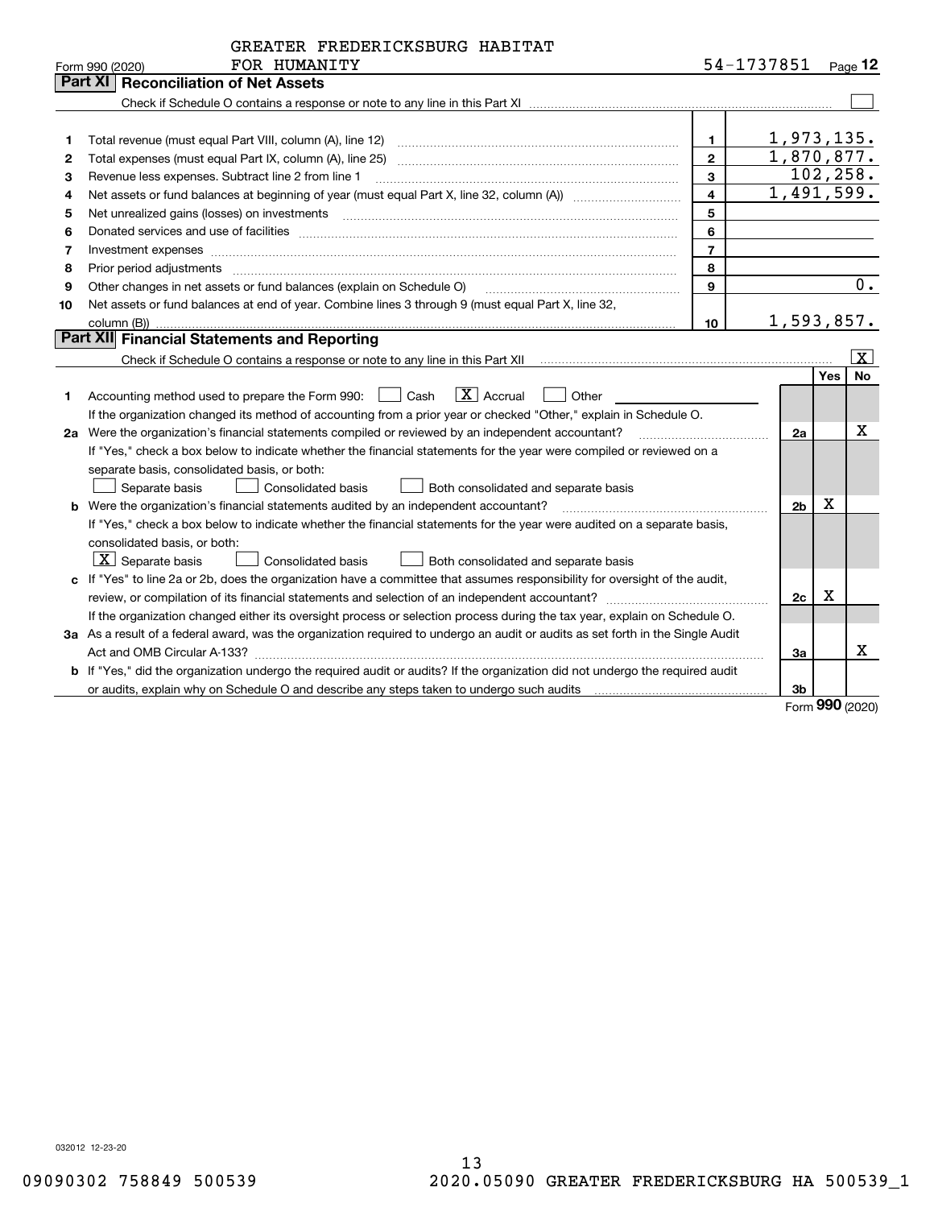GREATER FREDERICKSBURG HABITAT FOR HUMANITY 54-1737851

Form 990 (2020) Page 12

## Part XI Reconciliation of Net Assets

Check if Schedule O contains a response or note to any line in this Part XI ☐

| | | | |
|---|---|---|---|
| 1 | Total revenue (must equal Part VIII, column (A), line 12) | 1 | 1,973,135. |
| 2 | Total expenses (must equal Part IX, column (A), line 25) | 2 | 1,870,877. |
| 3 | Revenue less expenses. Subtract line 2 from line 1 | 3 | 102,258. |
| 4 | Net assets or fund balances at beginning of year (must equal Part X, line 32, column (A)) | 4 | 1,491,599. |
| 5 | Net unrealized gains (losses) on investments | 5 | |
| 6 | Donated services and use of facilities | 6 | |
| 7 | Investment expenses | 7 | |
| 8 | Prior period adjustments | 8 | |
| 9 | Other changes in net assets or fund balances (explain on Schedule O) | 9 | 0. |
| 10 | Net assets or fund balances at end of year. Combine lines 3 through 9 (must equal Part X, line 32, column (B)) | 10 | 1,593,857. |

## Part XII Financial Statements and Reporting

Check if Schedule O contains a response or note to any line in this Part XII ☒

| | | | Yes | No |
|---|---|---|---|---|
| 1 | Accounting method used to prepare the Form 990: ☐ Cash ☒ Accrual ☐ Other<br>If the organization changed its method of accounting from a prior year or checked "Other," explain in Schedule O. | | | |
| 2a | Were the organization's financial statements compiled or reviewed by an independent accountant?<br>If "Yes," check a box below to indicate whether the financial statements for the year were compiled or reviewed on a separate basis, consolidated basis, or both:<br>☐ Separate basis ☐ Consolidated basis ☐ Both consolidated and separate basis | 2a | | X |
| b | Were the organization's financial statements audited by an independent accountant?<br>If "Yes," check a box below to indicate whether the financial statements for the year were audited on a separate basis, consolidated basis, or both:<br>☒ Separate basis ☐ Consolidated basis ☐ Both consolidated and separate basis | 2b | X | |
| c | If "Yes" to line 2a or 2b, does the organization have a committee that assumes responsibility for oversight of the audit, review, or compilation of its financial statements and selection of an independent accountant?<br>If the organization changed either its oversight process or selection process during the tax year, explain on Schedule O. | 2c | X | |
| 3a | As a result of a federal award, was the organization required to undergo an audit or audits as set forth in the Single Audit Act and OMB Circular A-133? | 3a | | X |
| b | If "Yes," did the organization undergo the required audit or audits? If the organization did not undergo the required audit or audits, explain why on Schedule O and describe any steps taken to undergo such audits | 3b | | |

Form 990 (2020)

032012 12-23-20

09090302 758849 500539 2020.05090 GREATER FREDERICKSBURG HA 500539_1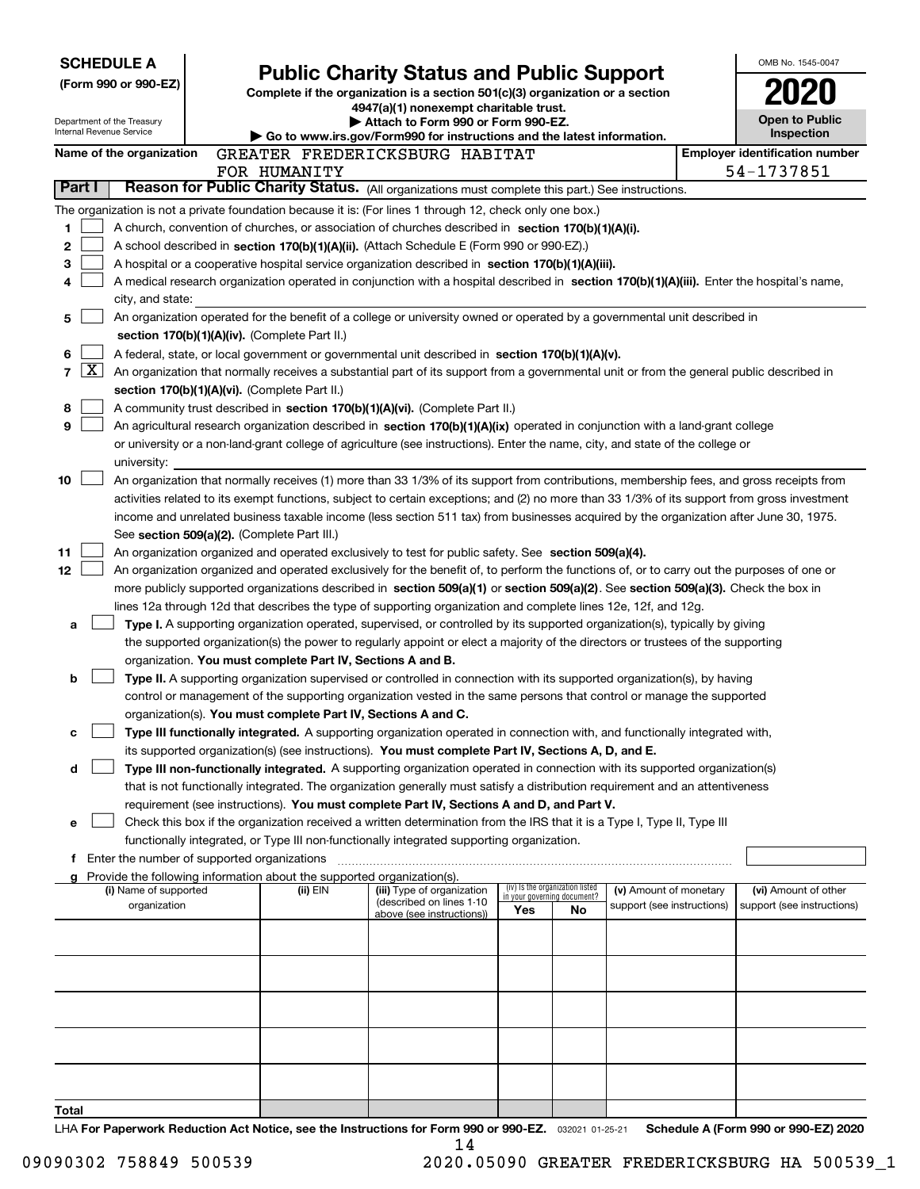**SCHEDULE A**
**(Form 990 or 990-EZ)**

Department of the Treasury
Internal Revenue Service

# Public Charity Status and Public Support

**Complete if the organization is a section 501(c)(3) organization or a section 4947(a)(1) nonexempt charitable trust.**
**▶ Attach to Form 990 or Form 990-EZ.**
**▶ Go to www.irs.gov/Form990 for instructions and the latest information.**

OMB No. 1545-0047
**2020**
**Open to Public Inspection**

**Name of the organization** GREATER FREDERICKSBURG HABITAT FOR HUMANITY
**Employer identification number** 54-1737851

**Part I** **Reason for Public Charity Status.** (All organizations must complete this part.) See instructions.

The organization is not a private foundation because it is: (For lines 1 through 12, check only one box.)

1 ☐ A church, convention of churches, or association of churches described in **section 170(b)(1)(A)(i).**

2 ☐ A school described in **section 170(b)(1)(A)(ii).** (Attach Schedule E (Form 990 or 990-EZ).)

3 ☐ A hospital or a cooperative hospital service organization described in **section 170(b)(1)(A)(iii).**

4 ☐ A medical research organization operated in conjunction with a hospital described in **section 170(b)(1)(A)(iii).** Enter the hospital's name, city, and state:

5 ☐ An organization operated for the benefit of a college or university owned or operated by a governmental unit described in **section 170(b)(1)(A)(iv).** (Complete Part II.)

6 ☐ A federal, state, or local government or governmental unit described in **section 170(b)(1)(A)(v).**

7 ☒ An organization that normally receives a substantial part of its support from a governmental unit or from the general public described in **section 170(b)(1)(A)(vi).** (Complete Part II.)

8 ☐ A community trust described in **section 170(b)(1)(A)(vi).** (Complete Part II.)

9 ☐ An agricultural research organization described in **section 170(b)(1)(A)(ix)** operated in conjunction with a land-grant college or university or a non-land-grant college of agriculture (see instructions). Enter the name, city, and state of the college or university:

10 ☐ An organization that normally receives (1) more than 33 1/3% of its support from contributions, membership fees, and gross receipts from activities related to its exempt functions, subject to certain exceptions; and (2) no more than 33 1/3% of its support from gross investment income and unrelated business taxable income (less section 511 tax) from businesses acquired by the organization after June 30, 1975. See **section 509(a)(2).** (Complete Part III.)

11 ☐ An organization organized and operated exclusively to test for public safety. See **section 509(a)(4).**

12 ☐ An organization organized and operated exclusively for the benefit of, to perform the functions of, or to carry out the purposes of one or more publicly supported organizations described in **section 509(a)(1)** or **section 509(a)(2)**. See **section 509(a)(3).** Check the box in lines 12a through 12d that describes the type of supporting organization and complete lines 12e, 12f, and 12g.

a ☐ **Type I.** A supporting organization operated, supervised, or controlled by its supported organization(s), typically by giving the supported organization(s) the power to regularly appoint or elect a majority of the directors or trustees of the supporting organization. **You must complete Part IV, Sections A and B.**

b ☐ **Type II.** A supporting organization supervised or controlled in connection with its supported organization(s), by having control or management of the supporting organization vested in the same persons that control or manage the supported organization(s). **You must complete Part IV, Sections A and C.**

c ☐ **Type III functionally integrated.** A supporting organization operated in connection with, and functionally integrated with, its supported organization(s) (see instructions). **You must complete Part IV, Sections A, D, and E.**

d ☐ **Type III non-functionally integrated.** A supporting organization operated in connection with its supported organization(s) that is not functionally integrated. The organization generally must satisfy a distribution requirement and an attentiveness requirement (see instructions). **You must complete Part IV, Sections A and D, and Part V.**

e ☐ Check this box if the organization received a written determination from the IRS that it is a Type I, Type II, Type III functionally integrated, or Type III non-functionally integrated supporting organization.

f Enter the number of supported organizations

g Provide the following information about the supported organization(s).

| (i) Name of supported organization | (ii) EIN | (iii) Type of organization (described on lines 1-10 above (see instructions)) | (iv) Is the organization listed in your governing document? Yes | No | (v) Amount of monetary support (see instructions) | (vi) Amount of other support (see instructions) |
|---|---|---|---|---|---|---|
| | | | | | | |
| | | | | | | |
| | | | | | | |
| | | | | | | |
| | | | | | | |
| **Total** | | | | | | |

LHA **For Paperwork Reduction Act Notice, see the Instructions for Form 990 or 990-EZ.** 032021 01-25-21 **Schedule A (Form 990 or 990-EZ) 2020**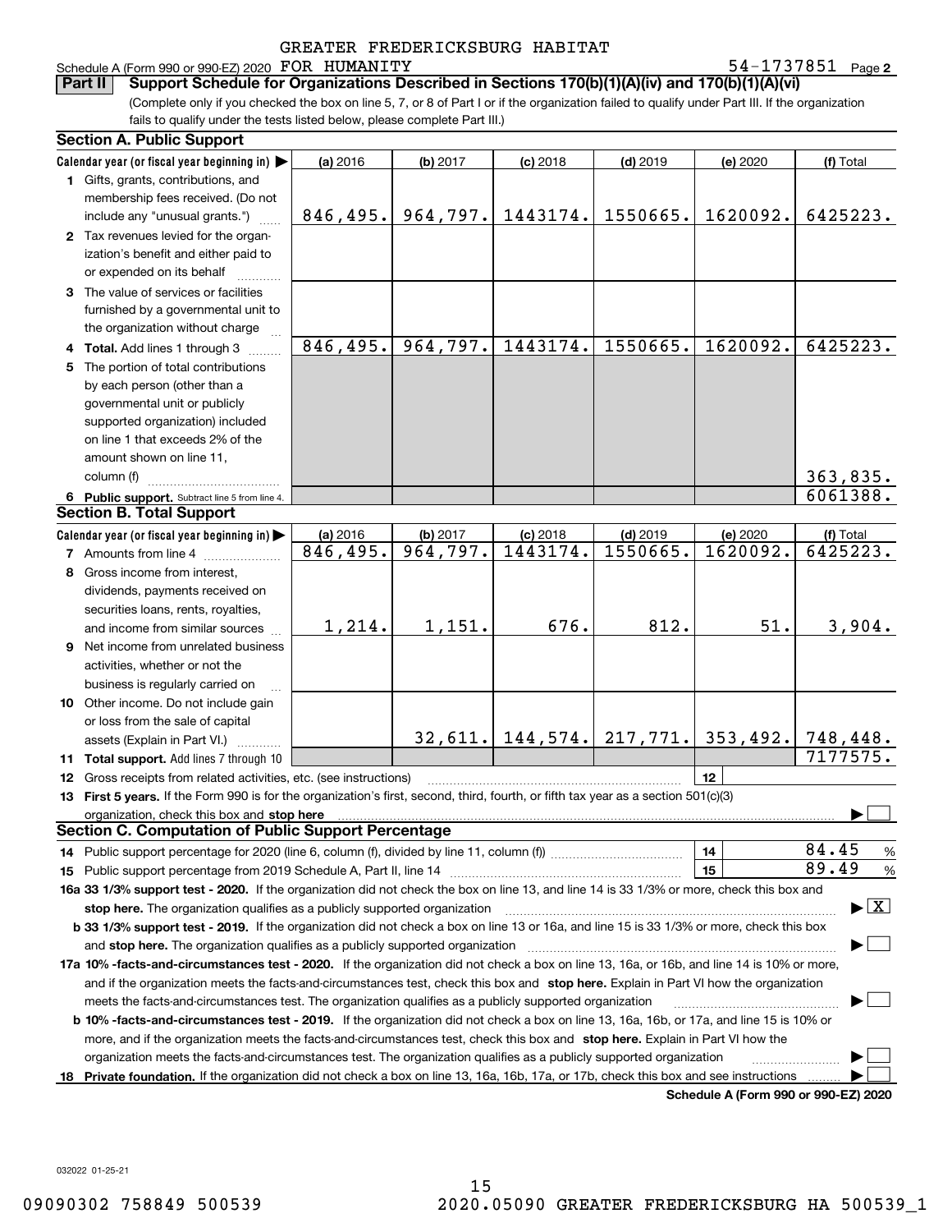GREATER FREDERICKSBURG HABITAT

Schedule A (Form 990 or 990-EZ) 2020 FOR HUMANITY 54-1737851 Page 2

## Part II Support Schedule for Organizations Described in Sections 170(b)(1)(A)(iv) and 170(b)(1)(A)(vi)

(Complete only if you checked the box on line 5, 7, or 8 of Part I or if the organization failed to qualify under Part III. If the organization fails to qualify under the tests listed below, please complete Part III.)

### Section A. Public Support

| Calendar year (or fiscal year beginning in) ▶ | (a) 2016 | (b) 2017 | (c) 2018 | (d) 2019 | (e) 2020 | (f) Total |
|---|---|---|---|---|---|---|
| 1 Gifts, grants, contributions, and membership fees received. (Do not include any "unusual grants.") | 846,495. | 964,797. | 1443174. | 1550665. | 1620092. | 6425223. |
| 2 Tax revenues levied for the organization's benefit and either paid to or expended on its behalf | | | | | | |
| 3 The value of services or facilities furnished by a governmental unit to the organization without charge | | | | | | |
| 4 Total. Add lines 1 through 3 | 846,495. | 964,797. | 1443174. | 1550665. | 1620092. | 6425223. |
| 5 The portion of total contributions by each person (other than a governmental unit or publicly supported organization) included on line 1 that exceeds 2% of the amount shown on line 11, column (f) | | | | | | 363,835. |
| 6 Public support. Subtract line 5 from line 4. | | | | | | 6061388. |

### Section B. Total Support

| Calendar year (or fiscal year beginning in) ▶ | (a) 2016 | (b) 2017 | (c) 2018 | (d) 2019 | (e) 2020 | (f) Total |
|---|---|---|---|---|---|---|
| 7 Amounts from line 4 | 846,495. | 964,797. | 1443174. | 1550665. | 1620092. | 6425223. |
| 8 Gross income from interest, dividends, payments received on securities loans, rents, royalties, and income from similar sources | 1,214. | 1,151. | 676. | 812. | 51. | 3,904. |
| 9 Net income from unrelated business activities, whether or not the business is regularly carried on | | | | | | |
| 10 Other income. Do not include gain or loss from the sale of capital assets (Explain in Part VI.) | | 32,611. | 144,574. | 217,771. | 353,492. | 748,448. |
| 11 Total support. Add lines 7 through 10 | | | | | | 7177575. |

12 Gross receipts from related activities, etc. (see instructions) | 12 |

13 **First 5 years.** If the Form 990 is for the organization's first, second, third, fourth, or fifth tax year as a section 501(c)(3) organization, check this box and **stop here** ▶ ☐

### Section C. Computation of Public Support Percentage

14 Public support percentage for 2020 (line 6, column (f), divided by line 11, column (f)) | 14 | 84.45 %

15 Public support percentage from 2019 Schedule A, Part II, line 14 | 15 | 89.49 %

**16a 33 1/3% support test - 2020.** If the organization did not check the box on line 13, and line 14 is 33 1/3% or more, check this box and **stop here.** The organization qualifies as a publicly supported organization ▶ ☒

**b 33 1/3% support test - 2019.** If the organization did not check a box on line 13 or 16a, and line 15 is 33 1/3% or more, check this box and **stop here.** The organization qualifies as a publicly supported organization ▶ ☐

**17a 10% -facts-and-circumstances test - 2020.** If the organization did not check a box on line 13, 16a, or 16b, and line 14 is 10% or more, and if the organization meets the facts-and-circumstances test, check this box and **stop here.** Explain in Part VI how the organization meets the facts-and-circumstances test. The organization qualifies as a publicly supported organization ▶ ☐

**b 10% -facts-and-circumstances test - 2019.** If the organization did not check a box on line 13, 16a, 16b, or 17a, and line 15 is 10% or more, and if the organization meets the facts-and-circumstances test, check this box and **stop here.** Explain in Part VI how the organization meets the facts-and-circumstances test. The organization qualifies as a publicly supported organization ▶ ☐

**18 Private foundation.** If the organization did not check a box on line 13, 16a, 16b, 17a, or 17b, check this box and see instructions ▶ ☐

**Schedule A (Form 990 or 990-EZ) 2020**

032022 01-25-21

09090302 758849 500539 2020.05090 GREATER FREDERICKSBURG HA 500539_1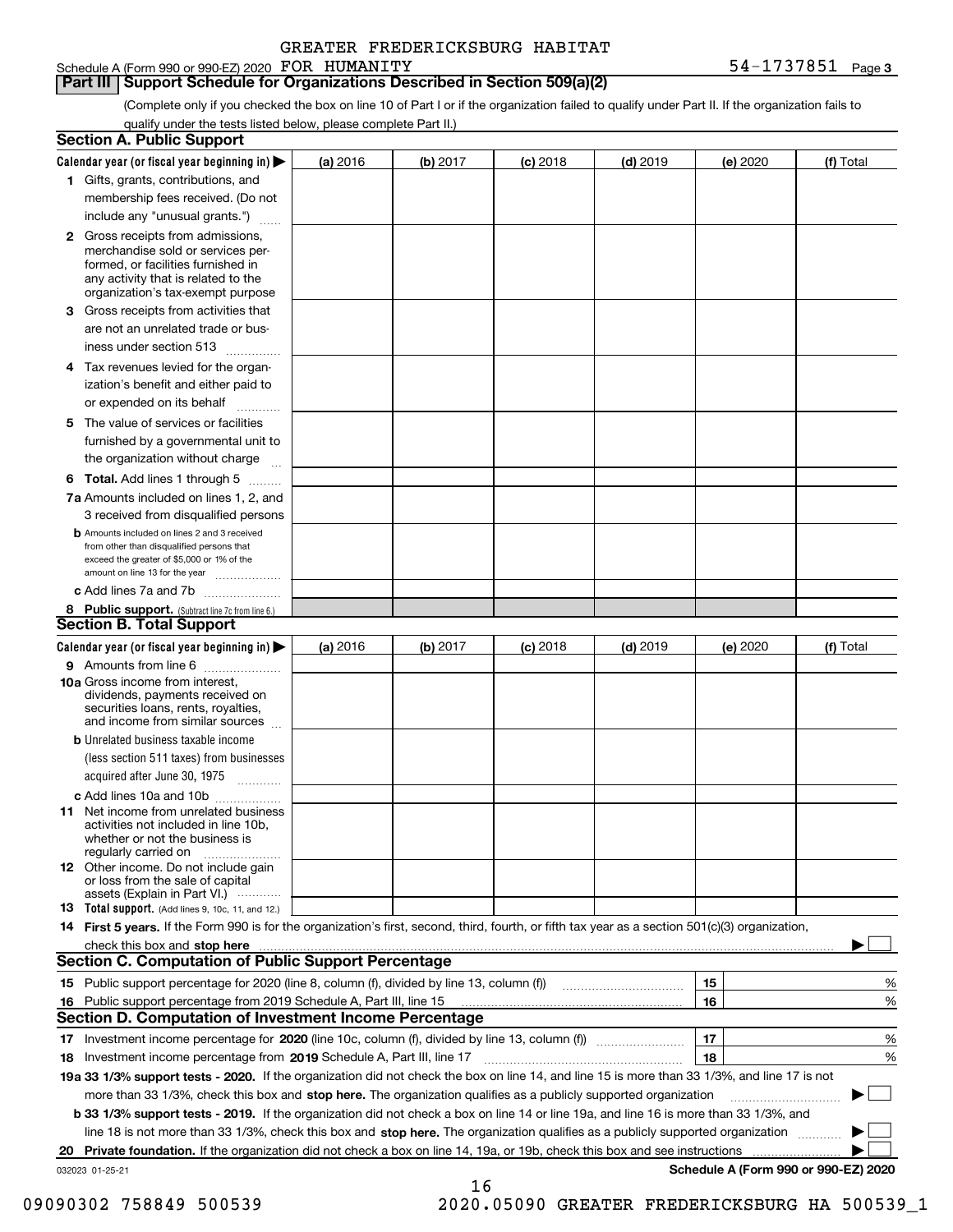Schedule A (Form 990 or 990-EZ) 2020 GREATER FREDERICKSBURG HABITAT FOR HUMANITY 54-1737851 Page 3

## Part III Support Schedule for Organizations Described in Section 509(a)(2)

(Complete only if you checked the box on line 10 of Part I or if the organization failed to qualify under Part II. If the organization fails to qualify under the tests listed below, please complete Part II.)

### Section A. Public Support

| Calendar year (or fiscal year beginning in) ▶ | (a) 2016 | (b) 2017 | (c) 2018 | (d) 2019 | (e) 2020 | (f) Total |
|---|---|---|---|---|---|---|
| 1 Gifts, grants, contributions, and membership fees received. (Do not include any "unusual grants.") | | | | | | |
| 2 Gross receipts from admissions, merchandise sold or services performed, or facilities furnished in any activity that is related to the organization's tax-exempt purpose | | | | | | |
| 3 Gross receipts from activities that are not an unrelated trade or business under section 513 | | | | | | |
| 4 Tax revenues levied for the organization's benefit and either paid to or expended on its behalf | | | | | | |
| 5 The value of services or facilities furnished by a governmental unit to the organization without charge | | | | | | |
| 6 Total. Add lines 1 through 5 | | | | | | |
| 7a Amounts included on lines 1, 2, and 3 received from disqualified persons | | | | | | |
| b Amounts included on lines 2 and 3 received from other than disqualified persons that exceed the greater of $5,000 or 1% of the amount on line 13 for the year | | | | | | |
| c Add lines 7a and 7b | | | | | | |
| 8 Public support. (Subtract line 7c from line 6.) | | | | | | |

### Section B. Total Support

| Calendar year (or fiscal year beginning in) ▶ | (a) 2016 | (b) 2017 | (c) 2018 | (d) 2019 | (e) 2020 | (f) Total |
|---|---|---|---|---|---|---|
| 9 Amounts from line 6 | | | | | | |
| 10a Gross income from interest, dividends, payments received on securities loans, rents, royalties, and income from similar sources | | | | | | |
| b Unrelated business taxable income (less section 511 taxes) from businesses acquired after June 30, 1975 | | | | | | |
| c Add lines 10a and 10b | | | | | | |
| 11 Net income from unrelated business activities not included in line 10b, whether or not the business is regularly carried on | | | | | | |
| 12 Other income. Do not include gain or loss from the sale of capital assets (Explain in Part VI.) | | | | | | |
| 13 Total support. (Add lines 9, 10c, 11, and 12.) | | | | | | |

14 **First 5 years.** If the Form 990 is for the organization's first, second, third, fourth, or fifth tax year as a section 501(c)(3) organization, check this box and **stop here** ▶ ☐

### Section C. Computation of Public Support Percentage

| | | | |
|---|---|---|---|
| 15 | Public support percentage for 2020 (line 8, column (f), divided by line 13, column (f)) | 15 | % |
| 16 | Public support percentage from 2019 Schedule A, Part III, line 15 | 16 | % |

### Section D. Computation of Investment Income Percentage

| | | | |
|---|---|---|---|
| 17 | Investment income percentage for **2020** (line 10c, column (f), divided by line 13, column (f)) | 17 | % |
| 18 | Investment income percentage from **2019** Schedule A, Part III, line 17 | 18 | % |

**19a 33 1/3% support tests - 2020.** If the organization did not check the box on line 14, and line 15 is more than 33 1/3%, and line 17 is not more than 33 1/3%, check this box and **stop here.** The organization qualifies as a publicly supported organization ▶ ☐

**b 33 1/3% support tests - 2019.** If the organization did not check a box on line 14 or line 19a, and line 16 is more than 33 1/3%, and line 18 is not more than 33 1/3%, check this box and **stop here.** The organization qualifies as a publicly supported organization ▶ ☐

**20 Private foundation.** If the organization did not check a box on line 14, 19a, or 19b, check this box and see instructions ▶ ☐

032023 01-25-21 **Schedule A (Form 990 or 990-EZ) 2020**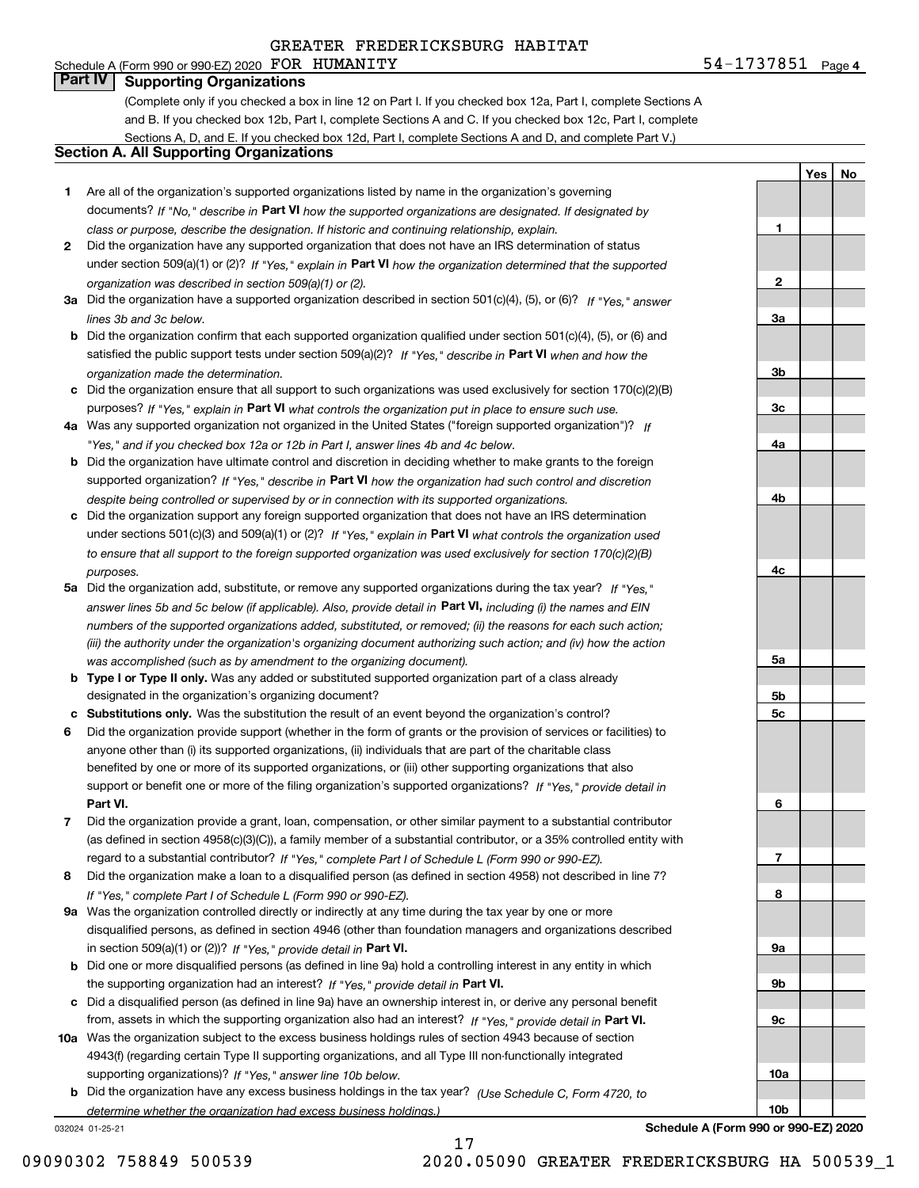GREATER FREDERICKSBURG HABITAT

Schedule A (Form 990 or 990-EZ) 2020 FOR HUMANITY 54-1737851 Page 4

## Part IV Supporting Organizations

(Complete only if you checked a box in line 12 on Part I. If you checked box 12a, Part I, complete Sections A and B. If you checked box 12b, Part I, complete Sections A and C. If you checked box 12c, Part I, complete Sections A, D, and E. If you checked box 12d, Part I, complete Sections A and D, and complete Part V.)

### Section A. All Supporting Organizations

| | | | Yes | No |
|---|---|---|---|---|
| 1 | Are all of the organization's supported organizations listed by name in the organization's governing documents? *If "No," describe in* **Part VI** *how the supported organizations are designated. If designated by class or purpose, describe the designation. If historic and continuing relationship, explain.* | 1 | | |
| 2 | Did the organization have any supported organization that does not have an IRS determination of status under section 509(a)(1) or (2)? *If "Yes," explain in* **Part VI** *how the organization determined that the supported organization was described in section 509(a)(1) or (2).* | 2 | | |
| 3a | Did the organization have a supported organization described in section 501(c)(4), (5), or (6)? *If "Yes," answer lines 3b and 3c below.* | 3a | | |
| b | Did the organization confirm that each supported organization qualified under section 501(c)(4), (5), or (6) and satisfied the public support tests under section 509(a)(2)? *If "Yes," describe in* **Part VI** *when and how the organization made the determination.* | 3b | | |
| c | Did the organization ensure that all support to such organizations was used exclusively for section 170(c)(2)(B) purposes? *If "Yes," explain in* **Part VI** *what controls the organization put in place to ensure such use.* | 3c | | |
| 4a | Was any supported organization not organized in the United States ("foreign supported organization")? *If "Yes," and if you checked box 12a or 12b in Part I, answer lines 4b and 4c below.* | 4a | | |
| b | Did the organization have ultimate control and discretion in deciding whether to make grants to the foreign supported organization? *If "Yes," describe in* **Part VI** *how the organization had such control and discretion despite being controlled or supervised by or in connection with its supported organizations.* | 4b | | |
| c | Did the organization support any foreign supported organization that does not have an IRS determination under sections 501(c)(3) and 509(a)(1) or (2)? *If "Yes," explain in* **Part VI** *what controls the organization used to ensure that all support to the foreign supported organization was used exclusively for section 170(c)(2)(B) purposes.* | 4c | | |
| 5a | Did the organization add, substitute, or remove any supported organizations during the tax year? *If "Yes," answer lines 5b and 5c below (if applicable). Also, provide detail in* **Part VI,** *including (i) the names and EIN numbers of the supported organizations added, substituted, or removed; (ii) the reasons for each such action; (iii) the authority under the organization's organizing document authorizing such action; and (iv) how the action was accomplished (such as by amendment to the organizing document).* | 5a | | |
| b | **Type I or Type II only.** Was any added or substituted supported organization part of a class already designated in the organization's organizing document? | 5b | | |
| c | **Substitutions only.** Was the substitution the result of an event beyond the organization's control? | 5c | | |
| 6 | Did the organization provide support (whether in the form of grants or the provision of services or facilities) to anyone other than (i) its supported organizations, (ii) individuals that are part of the charitable class benefited by one or more of its supported organizations, or (iii) other supporting organizations that also support or benefit one or more of the filing organization's supported organizations? *If "Yes," provide detail in* **Part VI.** | 6 | | |
| 7 | Did the organization provide a grant, loan, compensation, or other similar payment to a substantial contributor (as defined in section 4958(c)(3)(C)), a family member of a substantial contributor, or a 35% controlled entity with regard to a substantial contributor? *If "Yes," complete Part I of Schedule L (Form 990 or 990-EZ).* | 7 | | |
| 8 | Did the organization make a loan to a disqualified person (as defined in section 4958) not described in line 7? *If "Yes," complete Part I of Schedule L (Form 990 or 990-EZ).* | 8 | | |
| 9a | Was the organization controlled directly or indirectly at any time during the tax year by one or more disqualified persons, as defined in section 4946 (other than foundation managers and organizations described in section 509(a)(1) or (2))? *If "Yes," provide detail in* **Part VI.** | 9a | | |
| b | Did one or more disqualified persons (as defined in line 9a) hold a controlling interest in any entity in which the supporting organization had an interest? *If "Yes," provide detail in* **Part VI.** | 9b | | |
| c | Did a disqualified person (as defined in line 9a) have an ownership interest in, or derive any personal benefit from, assets in which the supporting organization also had an interest? *If "Yes," provide detail in* **Part VI.** | 9c | | |
| 10a | Was the organization subject to the excess business holdings rules of section 4943 because of section 4943(f) (regarding certain Type II supporting organizations, and all Type III non-functionally integrated supporting organizations)? *If "Yes," answer line 10b below.* | 10a | | |
| b | Did the organization have any excess business holdings in the tax year? *(Use Schedule C, Form 4720, to determine whether the organization had excess business holdings.)* | 10b | | |

032024 01-25-21 **Schedule A (Form 990 or 990-EZ) 2020**

09090302 758849 500539 2020.05090 GREATER FREDERICKSBURG HA 500539_1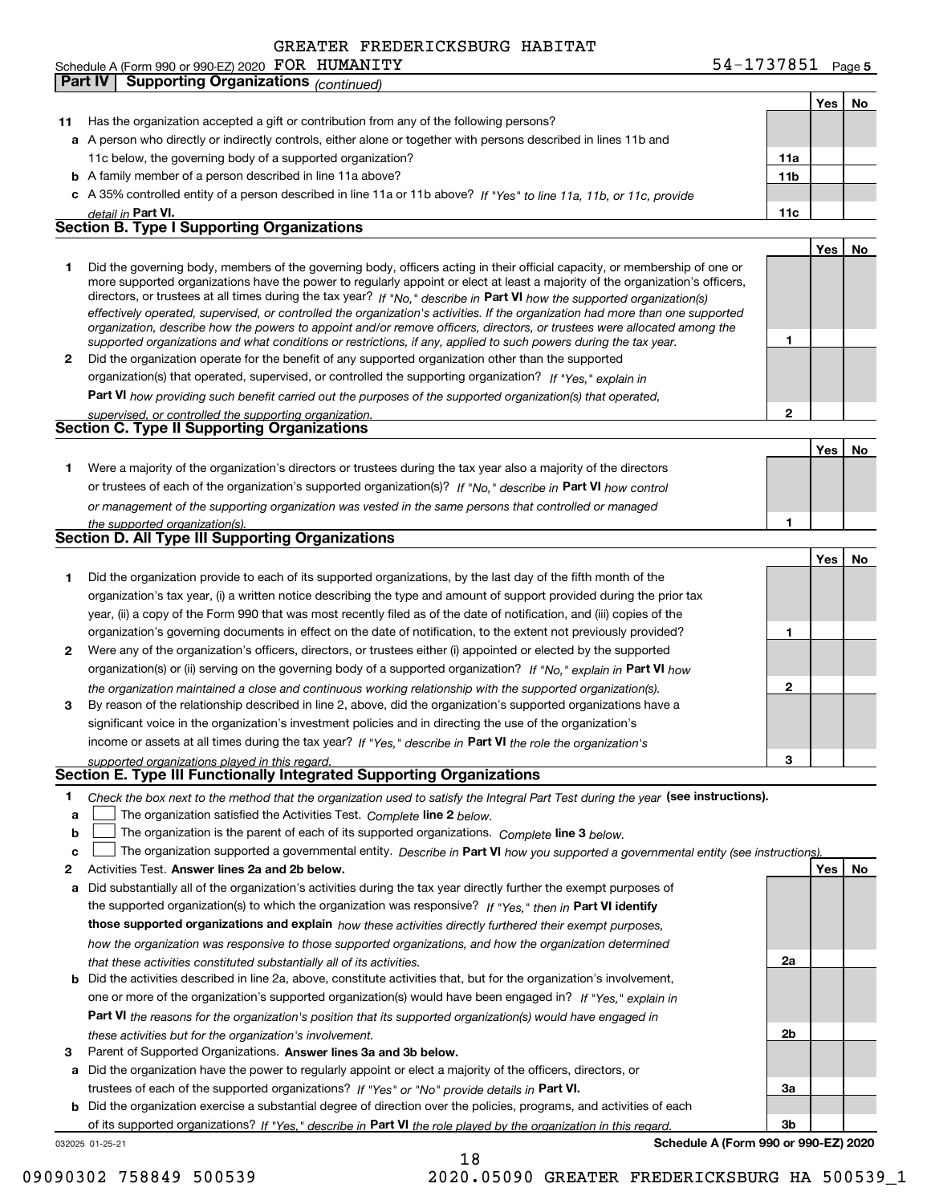GREATER FREDERICKSBURG HABITAT

Schedule A (Form 990 or 990-EZ) 2020 FOR HUMANITY 54-1737851 Page 5

## Part IV Supporting Organizations *(continued)*

| | | | Yes | No |
|---|---|---|---|---|
| **11** | Has the organization accepted a gift or contribution from any of the following persons? | | | |
| **a** | A person who directly or indirectly controls, either alone or together with persons described in lines 11b and 11c below, the governing body of a supported organization? | 11a | | |
| **b** | A family member of a person described in line 11a above? | 11b | | |
| **c** | A 35% controlled entity of a person described in line 11a or 11b above? *If "Yes" to line 11a, 11b, or 11c, provide detail in* **Part VI.** | 11c | | |

### Section B. Type I Supporting Organizations

| | | | Yes | No |
|---|---|---|---|---|
| **1** | Did the governing body, members of the governing body, officers acting in their official capacity, or membership of one or more supported organizations have the power to regularly appoint or elect at least a majority of the organization's officers, directors, or trustees at all times during the tax year? *If "No," describe in* **Part VI** *how the supported organization(s) effectively operated, supervised, or controlled the organization's activities. If the organization had more than one supported organization, describe how the powers to appoint and/or remove officers, directors, or trustees were allocated among the supported organizations and what conditions or restrictions, if any, applied to such powers during the tax year.* | 1 | | |
| **2** | Did the organization operate for the benefit of any supported organization other than the supported organization(s) that operated, supervised, or controlled the supporting organization? *If "Yes," explain in* **Part VI** *how providing such benefit carried out the purposes of the supported organization(s) that operated, supervised, or controlled the supporting organization.* | 2 | | |

### Section C. Type II Supporting Organizations

| | | | Yes | No |
|---|---|---|---|---|
| **1** | Were a majority of the organization's directors or trustees during the tax year also a majority of the directors or trustees of each of the organization's supported organization(s)? *If "No," describe in* **Part VI** *how control or management of the supporting organization was vested in the same persons that controlled or managed the supported organization(s).* | 1 | | |

### Section D. All Type III Supporting Organizations

| | | | Yes | No |
|---|---|---|---|---|
| **1** | Did the organization provide to each of its supported organizations, by the last day of the fifth month of the organization's tax year, (i) a written notice describing the type and amount of support provided during the prior tax year, (ii) a copy of the Form 990 that was most recently filed as of the date of notification, and (iii) copies of the organization's governing documents in effect on the date of notification, to the extent not previously provided? | 1 | | |
| **2** | Were any of the organization's officers, directors, or trustees either (i) appointed or elected by the supported organization(s) or (ii) serving on the governing body of a supported organization? *If "No," explain in* **Part VI** *how the organization maintained a close and continuous working relationship with the supported organization(s).* | 2 | | |
| **3** | By reason of the relationship described in line 2, above, did the organization's supported organizations have a significant voice in the organization's investment policies and in directing the use of the organization's income or assets at all times during the tax year? *If "Yes," describe in* **Part VI** *the role the organization's supported organizations played in this regard.* | 3 | | |

### Section E. Type III Functionally Integrated Supporting Organizations

**1** *Check the box next to the method that the organization used to satisfy the Integral Part Test during the year* **(see instructions).**

- **a** ☐ The organization satisfied the Activities Test. *Complete* **line 2** *below.*
- **b** ☐ The organization is the parent of each of its supported organizations. *Complete* **line 3** *below.*
- **c** ☐ The organization supported a governmental entity. *Describe in* **Part VI** *how you supported a governmental entity (see instructions).*

| | | | Yes | No |
|---|---|---|---|---|
| **2** | Activities Test. **Answer lines 2a and 2b below.** | | | |
| **a** | Did substantially all of the organization's activities during the tax year directly further the exempt purposes of the supported organization(s) to which the organization was responsive? *If "Yes," then in* **Part VI identify those supported organizations and explain** *how these activities directly furthered their exempt purposes, how the organization was responsive to those supported organizations, and how the organization determined that these activities constituted substantially all of its activities.* | 2a | | |
| **b** | Did the activities described in line 2a, above, constitute activities that, but for the organization's involvement, one or more of the organization's supported organization(s) would have been engaged in? *If "Yes," explain in* **Part VI** *the reasons for the organization's position that its supported organization(s) would have engaged in these activities but for the organization's involvement.* | 2b | | |
| **3** | Parent of Supported Organizations. **Answer lines 3a and 3b below.** | | | |
| **a** | Did the organization have the power to regularly appoint or elect a majority of the officers, directors, or trustees of each of the supported organizations? *If "Yes" or "No" provide details in* **Part VI.** | 3a | | |
| **b** | Did the organization exercise a substantial degree of direction over the policies, programs, and activities of each of its supported organizations? *If "Yes," describe in* **Part VI** *the role played by the organization in this regard.* | 3b | | |

032025 01-25-21 **Schedule A (Form 990 or 990-EZ) 2020**

09090302 758849 500539 2020.05090 GREATER FREDERICKSBURG HA 500539_1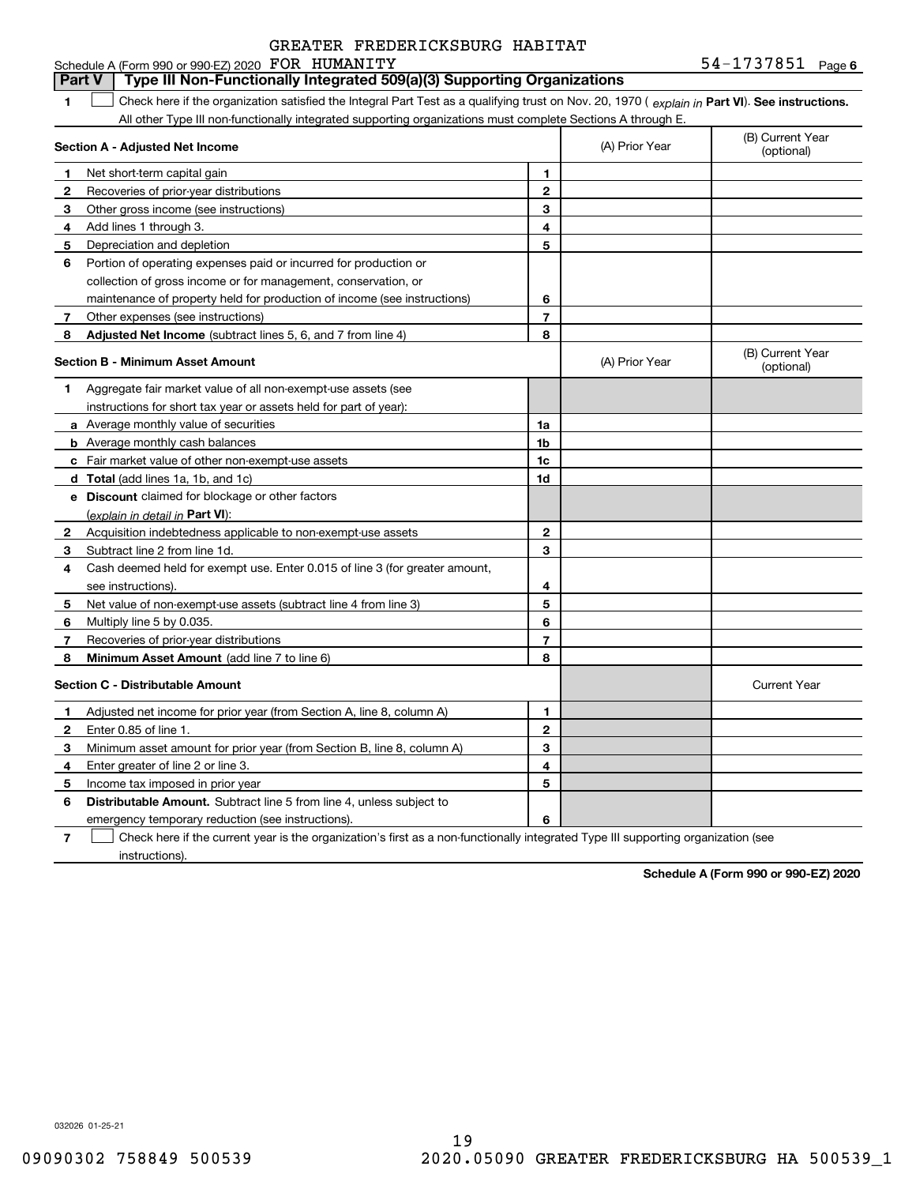GREATER FREDERICKSBURG HABITAT

Schedule A (Form 990 or 990-EZ) 2020 FOR HUMANITY 54-1737851 Page 6

## Part V | Type III Non-Functionally Integrated 509(a)(3) Supporting Organizations

**1** ☐ Check here if the organization satisfied the Integral Part Test as a qualifying trust on Nov. 20, 1970 ( *explain in* **Part VI**). **See instructions.** All other Type III non-functionally integrated supporting organizations must complete Sections A through E.

| **Section A - Adjusted Net Income** | | | (A) Prior Year | (B) Current Year (optional) |
|---|---|---|---|---|
| **1** | Net short-term capital gain | **1** | | |
| **2** | Recoveries of prior-year distributions | **2** | | |
| **3** | Other gross income (see instructions) | **3** | | |
| **4** | Add lines 1 through 3. | **4** | | |
| **5** | Depreciation and depletion | **5** | | |
| **6** | Portion of operating expenses paid or incurred for production or collection of gross income or for management, conservation, or maintenance of property held for production of income (see instructions) | **6** | | |
| **7** | Other expenses (see instructions) | **7** | | |
| **8** | **Adjusted Net Income** (subtract lines 5, 6, and 7 from line 4) | **8** | | |

| **Section B - Minimum Asset Amount** | | | (A) Prior Year | (B) Current Year (optional) |
|---|---|---|---|---|
| **1** | Aggregate fair market value of all non-exempt-use assets (see instructions for short tax year or assets held for part of year): | | | |
| **a** | Average monthly value of securities | **1a** | | |
| **b** | Average monthly cash balances | **1b** | | |
| **c** | Fair market value of other non-exempt-use assets | **1c** | | |
| **d** | **Total** (add lines 1a, 1b, and 1c) | **1d** | | |
| **e** | **Discount** claimed for blockage or other factors (*explain in detail in* **Part VI**): | | | |
| **2** | Acquisition indebtedness applicable to non-exempt-use assets | **2** | | |
| **3** | Subtract line 2 from line 1d. | **3** | | |
| **4** | Cash deemed held for exempt use. Enter 0.015 of line 3 (for greater amount, see instructions). | **4** | | |
| **5** | Net value of non-exempt-use assets (subtract line 4 from line 3) | **5** | | |
| **6** | Multiply line 5 by 0.035. | **6** | | |
| **7** | Recoveries of prior-year distributions | **7** | | |
| **8** | **Minimum Asset Amount** (add line 7 to line 6) | **8** | | |

| **Section C - Distributable Amount** | | | | Current Year |
|---|---|---|---|---|
| **1** | Adjusted net income for prior year (from Section A, line 8, column A) | **1** | | |
| **2** | Enter 0.85 of line 1. | **2** | | |
| **3** | Minimum asset amount for prior year (from Section B, line 8, column A) | **3** | | |
| **4** | Enter greater of line 2 or line 3. | **4** | | |
| **5** | Income tax imposed in prior year | **5** | | |
| **6** | **Distributable Amount.** Subtract line 5 from line 4, unless subject to emergency temporary reduction (see instructions). | **6** | | |

**7** ☐ Check here if the current year is the organization's first as a non-functionally integrated Type III supporting organization (see instructions).

**Schedule A (Form 990 or 990-EZ) 2020**

032026 01-25-21

09090302 758849 500539 2020.05090 GREATER FREDERICKSBURG HA 500539_1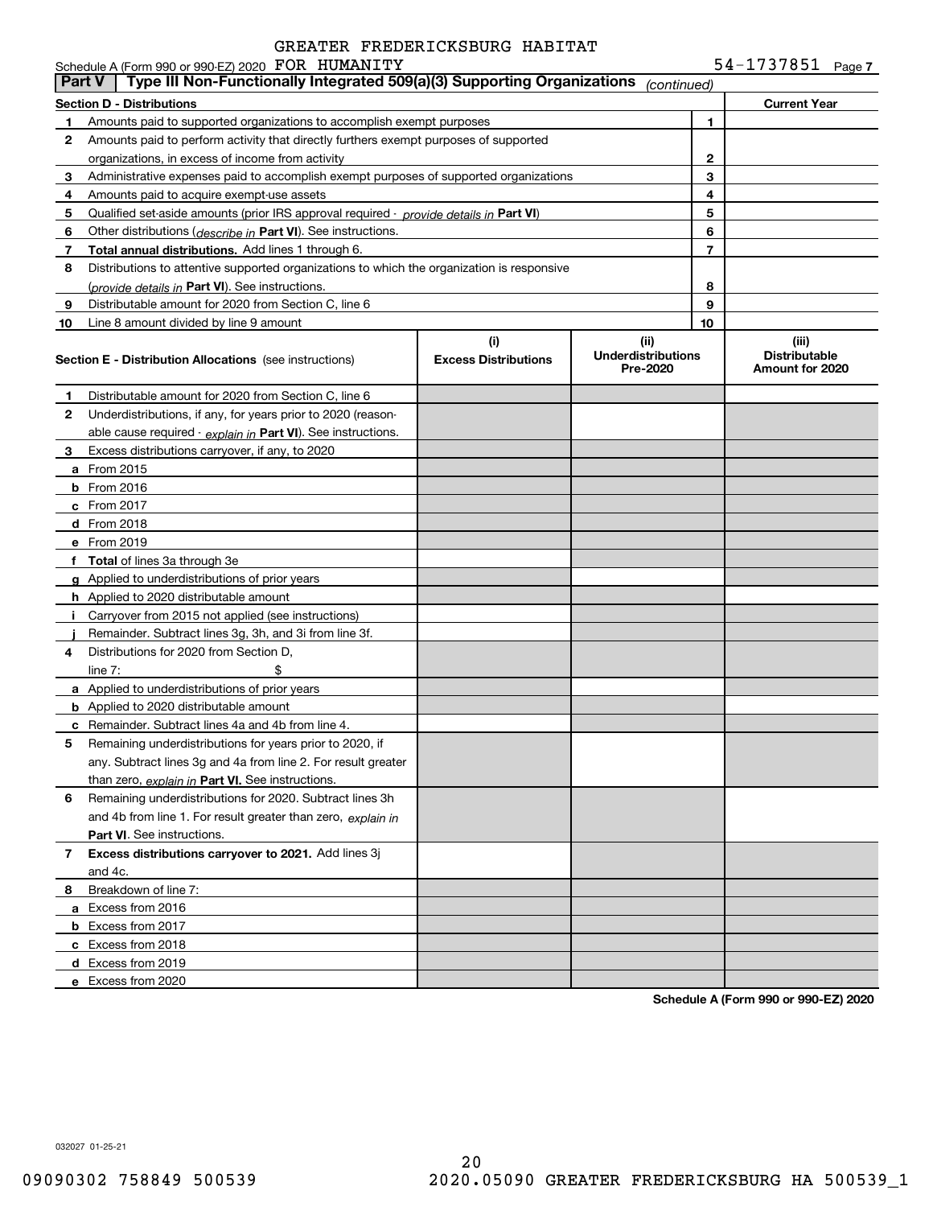GREATER FREDERICKSBURG HABITAT

Schedule A (Form 990 or 990-EZ) 2020 FOR HUMANITY 54-1737851 Page 7

**Part V | Type III Non-Functionally Integrated 509(a)(3) Supporting Organizations** *(continued)*

| Section D - Distributions | | | Current Year |
|---|---|---|---|
| 1 | Amounts paid to supported organizations to accomplish exempt purposes | 1 | |
| 2 | Amounts paid to perform activity that directly furthers exempt purposes of supported organizations, in excess of income from activity | 2 | |
| 3 | Administrative expenses paid to accomplish exempt purposes of supported organizations | 3 | |
| 4 | Amounts paid to acquire exempt-use assets | 4 | |
| 5 | Qualified set-aside amounts (prior IRS approval required - *provide details in* **Part VI**) | 5 | |
| 6 | Other distributions (*describe in* **Part VI**). See instructions. | 6 | |
| 7 | **Total annual distributions.** Add lines 1 through 6. | 7 | |
| 8 | Distributions to attentive supported organizations to which the organization is responsive (*provide details in* **Part VI**). See instructions. | 8 | |
| 9 | Distributable amount for 2020 from Section C, line 6 | 9 | |
| 10 | Line 8 amount divided by line 9 amount | 10 | |

| | **Section E - Distribution Allocations** (see instructions) | (i) Excess Distributions | (ii) Underdistributions Pre-2020 | (iii) Distributable Amount for 2020 |
|---|---|---|---|---|
| 1 | Distributable amount for 2020 from Section C, line 6 | | | |
| 2 | Underdistributions, if any, for years prior to 2020 (reasonable cause required - *explain in* **Part VI**). See instructions. | | | |
| 3 | Excess distributions carryover, if any, to 2020 | | | |
| a | From 2015 | | | |
| b | From 2016 | | | |
| c | From 2017 | | | |
| d | From 2018 | | | |
| e | From 2019 | | | |
| f | **Total** of lines 3a through 3e | | | |
| g | Applied to underdistributions of prior years | | | |
| h | Applied to 2020 distributable amount | | | |
| i | Carryover from 2015 not applied (see instructions) | | | |
| j | Remainder. Subtract lines 3g, 3h, and 3i from line 3f. | | | |
| 4 | Distributions for 2020 from Section D, line 7: $ | | | |
| a | Applied to underdistributions of prior years | | | |
| b | Applied to 2020 distributable amount | | | |
| c | Remainder. Subtract lines 4a and 4b from line 4. | | | |
| 5 | Remaining underdistributions for years prior to 2020, if any. Subtract lines 3g and 4a from line 2. For result greater than zero, *explain in* **Part VI.** See instructions. | | | |
| 6 | Remaining underdistributions for 2020. Subtract lines 3h and 4b from line 1. For result greater than zero, *explain in* **Part VI**. See instructions. | | | |
| 7 | **Excess distributions carryover to 2021.** Add lines 3j and 4c. | | | |
| 8 | Breakdown of line 7: | | | |
| a | Excess from 2016 | | | |
| b | Excess from 2017 | | | |
| c | Excess from 2018 | | | |
| d | Excess from 2019 | | | |
| e | Excess from 2020 | | | |

**Schedule A (Form 990 or 990-EZ) 2020**

032027 01-25-21

09090302 758849 500539 2020.05090 GREATER FREDERICKSBURG HA 500539_1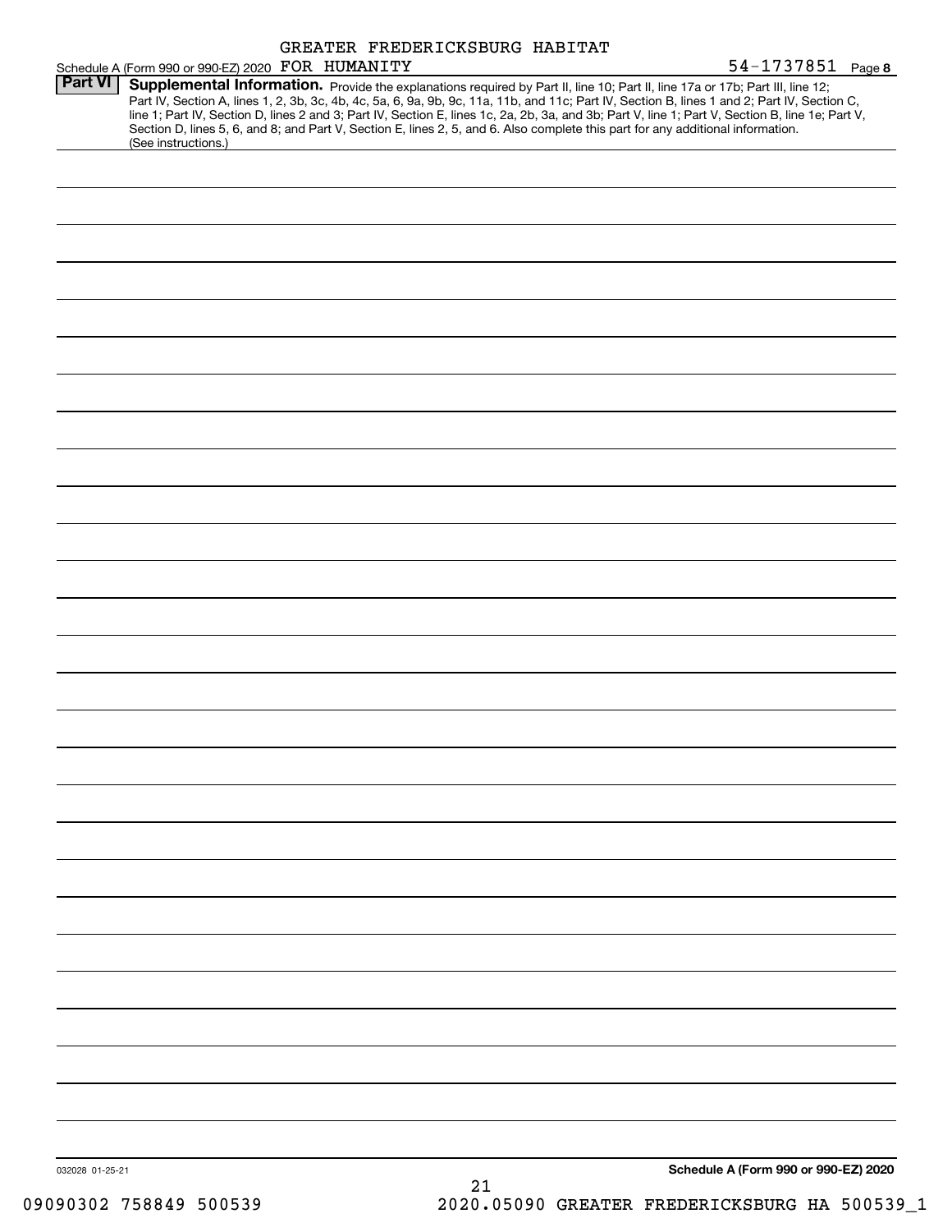GREATER FREDERICKSBURG HABITAT FOR HUMANITY

Schedule A (Form 990 or 990-EZ) 2020 — 54-1737851 — Page 8

## Part VI Supplemental Information.

Provide the explanations required by Part II, line 10; Part II, line 17a or 17b; Part III, line 12; Part IV, Section A, lines 1, 2, 3b, 3c, 4b, 4c, 5a, 6, 9a, 9b, 9c, 11a, 11b, and 11c; Part IV, Section B, lines 1 and 2; Part IV, Section C, line 1; Part IV, Section D, lines 2 and 3; Part IV, Section E, lines 1c, 2a, 2b, 3a, and 3b; Part V, line 1; Part V, Section B, line 1e; Part V, Section D, lines 5, 6, and 8; and Part V, Section E, lines 2, 5, and 6. Also complete this part for any additional information. (See instructions.)

032028 01-25-21

**Schedule A (Form 990 or 990-EZ) 2020**

09090302 758849 500539 — 2020.05090 GREATER FREDERICKSBURG HA 500539_1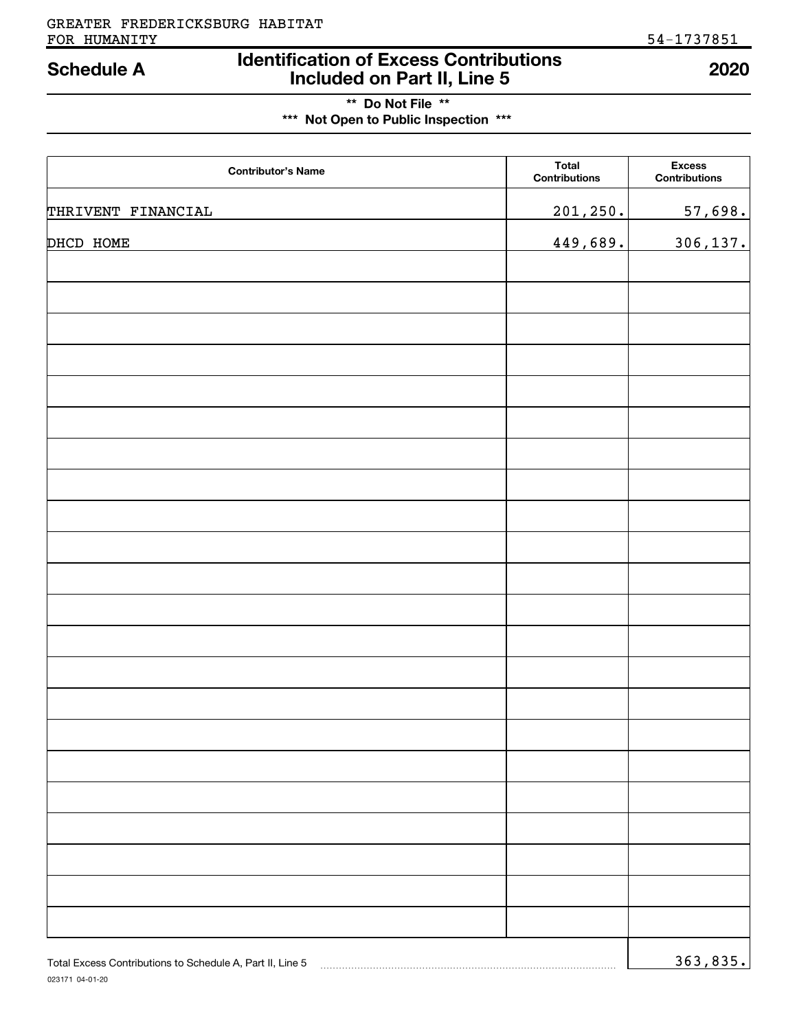GREATER FREDERICKSBURG HABITAT FOR HUMANITY

54-1737851

# Schedule A — Identification of Excess Contributions Included on Part II, Line 5 — 2020

** Do Not File **

*** Not Open to Public Inspection ***

| Contributor's Name | Total Contributions | Excess Contributions |
|---|---|---|
| THRIVENT FINANCIAL | 201,250. | 57,698. |
| DHCD HOME | 449,689. | 306,137. |

Total Excess Contributions to Schedule A, Part II, Line 5 ..... 363,835.

023171 04-01-20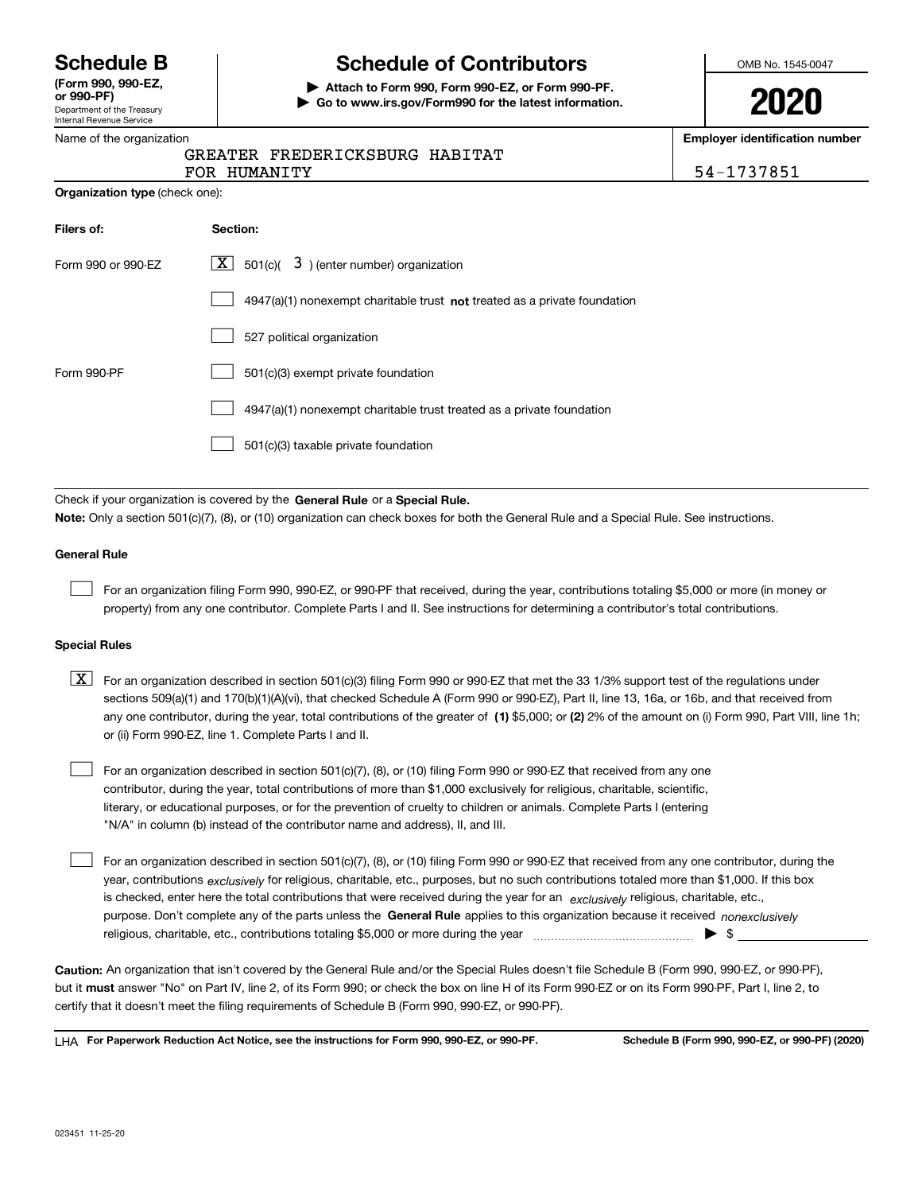# Schedule B

**(Form 990, 990-EZ, or 990-PF)**
Department of the Treasury
Internal Revenue Service

# Schedule of Contributors

▶ **Attach to Form 990, Form 990-EZ, or Form 990-PF.**
▶ **Go to www.irs.gov/Form990 for the latest information.**

OMB No. 1545-0047

**2020**

Name of the organization: GREATER FREDERICKSBURG HABITAT FOR HUMANITY

**Employer identification number:** 54-1737851

**Organization type** (check one):

| Filers of: | Section: |
|---|---|
| Form 990 or 990-EZ | [X] 501(c)( 3 ) (enter number) organization |
| | [ ] 4947(a)(1) nonexempt charitable trust **not** treated as a private foundation |
| | [ ] 527 political organization |
| Form 990-PF | [ ] 501(c)(3) exempt private foundation |
| | [ ] 4947(a)(1) nonexempt charitable trust treated as a private foundation |
| | [ ] 501(c)(3) taxable private foundation |

Check if your organization is covered by the **General Rule** or a **Special Rule.**

**Note:** Only a section 501(c)(7), (8), or (10) organization can check boxes for both the General Rule and a Special Rule. See instructions.

**General Rule**

[ ] For an organization filing Form 990, 990-EZ, or 990-PF that received, during the year, contributions totaling $5,000 or more (in money or property) from any one contributor. Complete Parts I and II. See instructions for determining a contributor's total contributions.

**Special Rules**

[X] For an organization described in section 501(c)(3) filing Form 990 or 990-EZ that met the 33 1/3% support test of the regulations under sections 509(a)(1) and 170(b)(1)(A)(vi), that checked Schedule A (Form 990 or 990-EZ), Part II, line 13, 16a, or 16b, and that received from any one contributor, during the year, total contributions of the greater of **(1)** $5,000; or **(2)** 2% of the amount on (i) Form 990, Part VIII, line 1h; or (ii) Form 990-EZ, line 1. Complete Parts I and II.

[ ] For an organization described in section 501(c)(7), (8), or (10) filing Form 990 or 990-EZ that received from any one contributor, during the year, total contributions of more than $1,000 exclusively for religious, charitable, scientific, literary, or educational purposes, or for the prevention of cruelty to children or animals. Complete Parts I (entering "N/A" in column (b) instead of the contributor name and address), II, and III.

[ ] For an organization described in section 501(c)(7), (8), or (10) filing Form 990 or 990-EZ that received from any one contributor, during the year, contributions *exclusively* for religious, charitable, etc., purposes, but no such contributions totaled more than $1,000. If this box is checked, enter here the total contributions that were received during the year for an *exclusively* religious, charitable, etc., purpose. Don't complete any of the parts unless the **General Rule** applies to this organization because it received *nonexclusively* religious, charitable, etc., contributions totaling $5,000 or more during the year ▶ $

**Caution:** An organization that isn't covered by the General Rule and/or the Special Rules doesn't file Schedule B (Form 990, 990-EZ, or 990-PF), but it **must** answer "No" on Part IV, line 2, of its Form 990; or check the box on line H of its Form 990-EZ or on its Form 990-PF, Part I, line 2, to certify that it doesn't meet the filing requirements of Schedule B (Form 990, 990-EZ, or 990-PF).

LHA **For Paperwork Reduction Act Notice, see the instructions for Form 990, 990-EZ, or 990-PF.** **Schedule B (Form 990, 990-EZ, or 990-PF) (2020)**

023451 11-25-20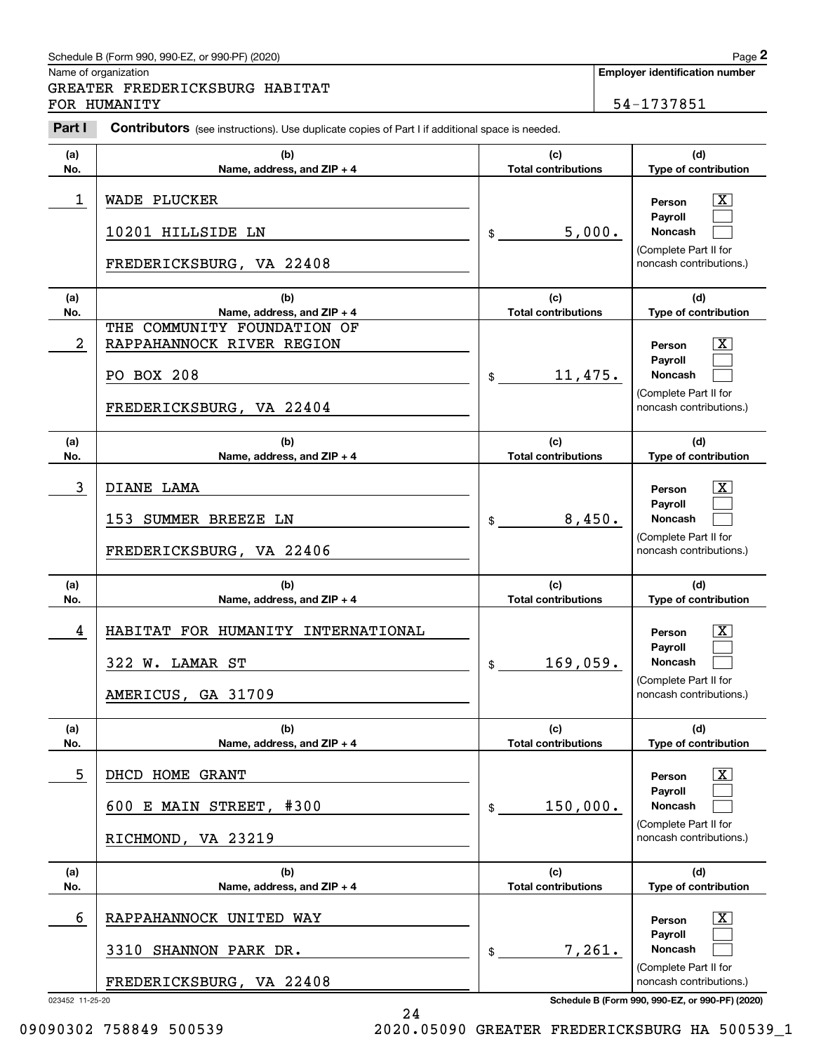Schedule B (Form 990, 990-EZ, or 990-PF) (2020)

Name of organization: GREATER FREDERICKSBURG HABITAT FOR HUMANITY

**Employer identification number:** 54-1737851

**Part I** **Contributors** (see instructions). Use duplicate copies of Part I if additional space is needed.

| (a) No. | (b) Name, address, and ZIP + 4 | (c) Total contributions | (d) Type of contribution |
|---|---|---|---|
| 1 | WADE PLUCKER<br>10201 HILLSIDE LN<br>FREDERICKSBURG, VA 22408 | $ 5,000. | Person [X]<br>Payroll [ ]<br>Noncash [ ]<br>(Complete Part II for noncash contributions.) |
| 2 | THE COMMUNITY FOUNDATION OF RAPPAHANNOCK RIVER REGION<br>PO BOX 208<br>FREDERICKSBURG, VA 22404 | $ 11,475. | Person [X]<br>Payroll [ ]<br>Noncash [ ]<br>(Complete Part II for noncash contributions.) |
| 3 | DIANE LAMA<br>153 SUMMER BREEZE LN<br>FREDERICKSBURG, VA 22406 | $ 8,450. | Person [X]<br>Payroll [ ]<br>Noncash [ ]<br>(Complete Part II for noncash contributions.) |
| 4 | HABITAT FOR HUMANITY INTERNATIONAL<br>322 W. LAMAR ST<br>AMERICUS, GA 31709 | $ 169,059. | Person [X]<br>Payroll [ ]<br>Noncash [ ]<br>(Complete Part II for noncash contributions.) |
| 5 | DHCD HOME GRANT<br>600 E MAIN STREET, #300<br>RICHMOND, VA 23219 | $ 150,000. | Person [X]<br>Payroll [ ]<br>Noncash [ ]<br>(Complete Part II for noncash contributions.) |
| 6 | RAPPAHANNOCK UNITED WAY<br>3310 SHANNON PARK DR.<br>FREDERICKSBURG, VA 22408 | $ 7,261. | Person [X]<br>Payroll [ ]<br>Noncash [ ]<br>(Complete Part II for noncash contributions.) |

023452 11-25-20

Schedule B (Form 990, 990-EZ, or 990-PF) (2020)

09090302 758849 500539 2020.05090 GREATER FREDERICKSBURG HA 500539_1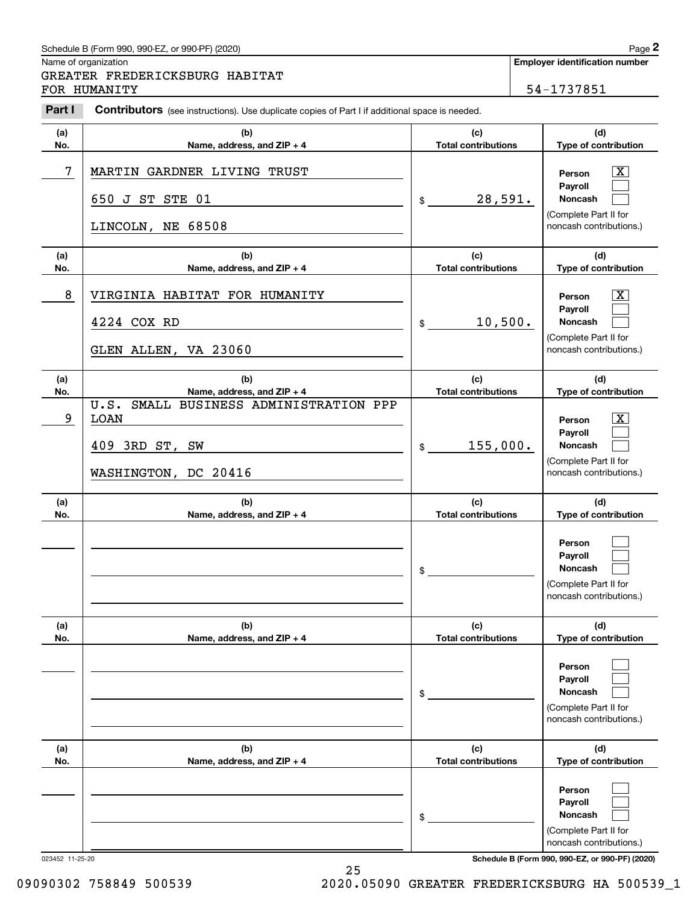Schedule B (Form 990, 990-EZ, or 990-PF) (2020)

Name of organization: GREATER FREDERICKSBURG HABITAT FOR HUMANITY

**Employer identification number:** 54-1737851

**Part I** **Contributors** (see instructions). Use duplicate copies of Part I if additional space is needed.

| (a) No. | (b) Name, address, and ZIP + 4 | (c) Total contributions | (d) Type of contribution |
|---|---|---|---|
| 7 | MARTIN GARDNER LIVING TRUST<br>650 J ST STE 01<br>LINCOLN, NE 68508 | $ 28,591. | Person [X]<br>Payroll [ ]<br>Noncash [ ]<br>(Complete Part II for noncash contributions.) |
| 8 | VIRGINIA HABITAT FOR HUMANITY<br>4224 COX RD<br>GLEN ALLEN, VA 23060 | $ 10,500. | Person [X]<br>Payroll [ ]<br>Noncash [ ]<br>(Complete Part II for noncash contributions.) |
| 9 | U.S. SMALL BUSINESS ADMINISTRATION PPP LOAN<br>409 3RD ST, SW<br>WASHINGTON, DC 20416 | $ 155,000. | Person [X]<br>Payroll [ ]<br>Noncash [ ]<br>(Complete Part II for noncash contributions.) |
| | | $ | Person [ ]<br>Payroll [ ]<br>Noncash [ ]<br>(Complete Part II for noncash contributions.) |
| | | $ | Person [ ]<br>Payroll [ ]<br>Noncash [ ]<br>(Complete Part II for noncash contributions.) |
| | | $ | Person [ ]<br>Payroll [ ]<br>Noncash [ ]<br>(Complete Part II for noncash contributions.) |

023452 11-25-20

Schedule B (Form 990, 990-EZ, or 990-PF) (2020)

09090302 758849 500539 2020.05090 GREATER FREDERICKSBURG HA 500539_1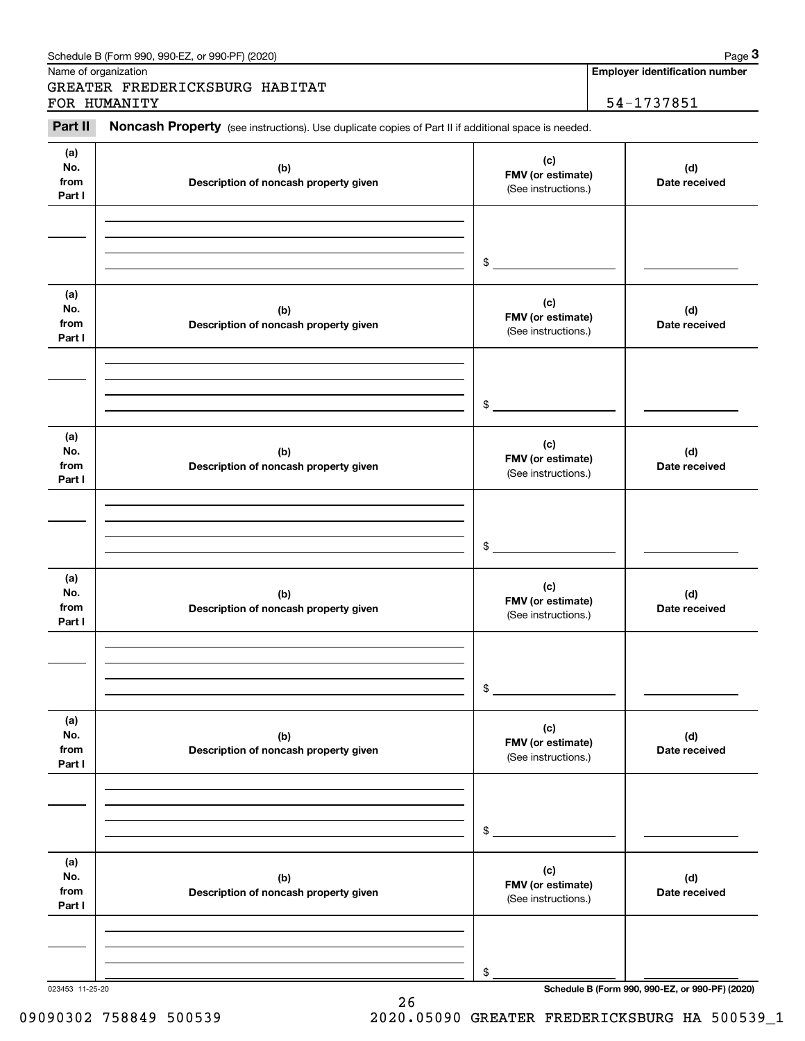Schedule B (Form 990, 990-EZ, or 990-PF) (2020)

Name of organization: GREATER FREDERICKSBURG HABITAT FOR HUMANITY

Employer identification number: 54-1737851

## Part II Noncash Property

(see instructions). Use duplicate copies of Part II if additional space is needed.

| (a) No. from Part I | (b) Description of noncash property given | (c) FMV (or estimate) (See instructions.) | (d) Date received |
| --- | --- | --- | --- |
| | | $ | |

| (a) No. from Part I | (b) Description of noncash property given | (c) FMV (or estimate) (See instructions.) | (d) Date received |
| --- | --- | --- | --- |
| | | $ | |

| (a) No. from Part I | (b) Description of noncash property given | (c) FMV (or estimate) (See instructions.) | (d) Date received |
| --- | --- | --- | --- |
| | | $ | |

| (a) No. from Part I | (b) Description of noncash property given | (c) FMV (or estimate) (See instructions.) | (d) Date received |
| --- | --- | --- | --- |
| | | $ | |

| (a) No. from Part I | (b) Description of noncash property given | (c) FMV (or estimate) (See instructions.) | (d) Date received |
| --- | --- | --- | --- |
| | | $ | |

| (a) No. from Part I | (b) Description of noncash property given | (c) FMV (or estimate) (See instructions.) | (d) Date received |
| --- | --- | --- | --- |
| | | $ | |

023453 11-25-20

Schedule B (Form 990, 990-EZ, or 990-PF) (2020)

09090302 758849 500539 2020.05090 GREATER FREDERICKSBURG HA 500539_1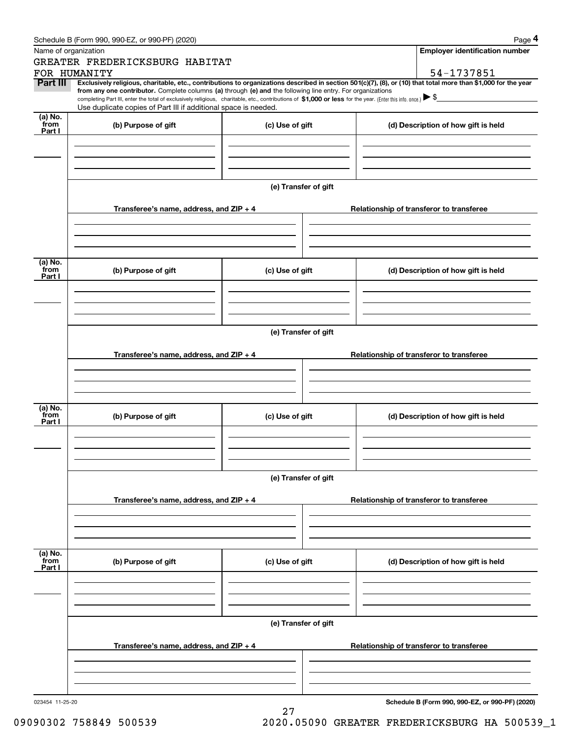Schedule B (Form 990, 990-EZ, or 990-PF) (2020)

Name of organization: GREATER FREDERICKSBURG HABITAT FOR HUMANITY

Employer identification number: 54-1737851

**Part III** **Exclusively religious, charitable, etc., contributions to organizations described in section 501(c)(7), (8), or (10) that total more than $1,000 for the year from any one contributor.** Complete columns **(a)** through **(e)** and the following line entry. For organizations completing Part III, enter the total of exclusively religious, charitable, etc., contributions of **$1,000 or less** for the year. (Enter this info. once.) ▶ $

Use duplicate copies of Part III if additional space is needed.

| (a) No. from Part I | (b) Purpose of gift | (c) Use of gift | (d) Description of how gift is held |
|---|---|---|---|
| | | | |

(e) Transfer of gift

| Transferee's name, address, and ZIP + 4 | Relationship of transferor to transferee |
|---|---|
| | |

| (a) No. from Part I | (b) Purpose of gift | (c) Use of gift | (d) Description of how gift is held |
|---|---|---|---|
| | | | |

(e) Transfer of gift

| Transferee's name, address, and ZIP + 4 | Relationship of transferor to transferee |
|---|---|
| | |

| (a) No. from Part I | (b) Purpose of gift | (c) Use of gift | (d) Description of how gift is held |
|---|---|---|---|
| | | | |

(e) Transfer of gift

| Transferee's name, address, and ZIP + 4 | Relationship of transferor to transferee |
|---|---|
| | |

| (a) No. from Part I | (b) Purpose of gift | (c) Use of gift | (d) Description of how gift is held |
|---|---|---|---|
| | | | |

(e) Transfer of gift

| Transferee's name, address, and ZIP + 4 | Relationship of transferor to transferee |
|---|---|
| | |

023454 11-25-20

**Schedule B (Form 990, 990-EZ, or 990-PF) (2020)**

09090302 758849 500539 2020.05090 GREATER FREDERICKSBURG HA 500539_1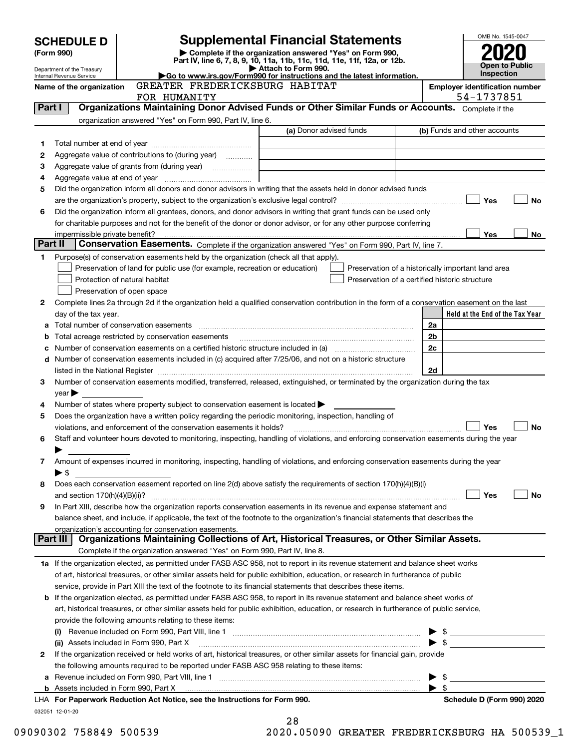# SCHEDULE D (Form 990)

Department of the Treasury
Internal Revenue Service

## Supplemental Financial Statements

▶ Complete if the organization answered "Yes" on Form 990, Part IV, line 6, 7, 8, 9, 10, 11a, 11b, 11c, 11d, 11e, 11f, 12a, or 12b.
▶ Attach to Form 990.
▶Go to www.irs.gov/Form990 for instructions and the latest information.

OMB No. 1545-0047
**2020**
**Open to Public Inspection**

**Name of the organization** GREATER FREDERICKSBURG HABITAT FOR HUMANITY

**Employer identification number** 54-1737851

### Part I Organizations Maintaining Donor Advised Funds or Other Similar Funds or Accounts. Complete if the organization answered "Yes" on Form 990, Part IV, line 6.

| | | (a) Donor advised funds | (b) Funds and other accounts |
|---|---|---|---|
| 1 | Total number at end of year | | |
| 2 | Aggregate value of contributions to (during year) | | |
| 3 | Aggregate value of grants from (during year) | | |
| 4 | Aggregate value at end of year | | |

5 Did the organization inform all donors and donor advisors in writing that the assets held in donor advised funds are the organization's property, subject to the organization's exclusive legal control? ☐ Yes ☐ No

6 Did the organization inform all grantees, donors, and donor advisors in writing that grant funds can be used only for charitable purposes and not for the benefit of the donor or donor advisor, or for any other purpose conferring impermissible private benefit? ☐ Yes ☐ No

### Part II Conservation Easements. Complete if the organization answered "Yes" on Form 990, Part IV, line 7.

1 Purpose(s) of conservation easements held by the organization (check all that apply).

- ☐ Preservation of land for public use (for example, recreation or education)
- ☐ Protection of natural habitat
- ☐ Preservation of open space
- ☐ Preservation of a historically important land area
- ☐ Preservation of a certified historic structure

2 Complete lines 2a through 2d if the organization held a qualified conservation contribution in the form of a conservation easement on the last day of the tax year.

| | | | Held at the End of the Tax Year |
|---|---|---|---|
| a | Total number of conservation easements | 2a | |
| b | Total acreage restricted by conservation easements | 2b | |
| c | Number of conservation easements on a certified historic structure included in (a) | 2c | |
| d | Number of conservation easements included in (c) acquired after 7/25/06, and not on a historic structure listed in the National Register | 2d | |

3 Number of conservation easements modified, transferred, released, extinguished, or terminated by the organization during the tax year ▶

4 Number of states where property subject to conservation easement is located ▶

5 Does the organization have a written policy regarding the periodic monitoring, inspection, handling of violations, and enforcement of the conservation easements it holds? ☐ Yes ☐ No

6 Staff and volunteer hours devoted to monitoring, inspecting, handling of violations, and enforcing conservation easements during the year ▶

7 Amount of expenses incurred in monitoring, inspecting, handling of violations, and enforcing conservation easements during the year ▶ $

8 Does each conservation easement reported on line 2(d) above satisfy the requirements of section 170(h)(4)(B)(i) and section 170(h)(4)(B)(ii)? ☐ Yes ☐ No

9 In Part XIII, describe how the organization reports conservation easements in its revenue and expense statement and balance sheet, and include, if applicable, the text of the footnote to the organization's financial statements that describes the organization's accounting for conservation easements.

### Part III Organizations Maintaining Collections of Art, Historical Treasures, or Other Similar Assets.

Complete if the organization answered "Yes" on Form 990, Part IV, line 8.

1a If the organization elected, as permitted under FASB ASC 958, not to report in its revenue statement and balance sheet works of art, historical treasures, or other similar assets held for public exhibition, education, or research in furtherance of public service, provide in Part XIII the text of the footnote to its financial statements that describes these items.

b If the organization elected, as permitted under FASB ASC 958, to report in its revenue statement and balance sheet works of art, historical treasures, or other similar assets held for public exhibition, education, or research in furtherance of public service, provide the following amounts relating to these items:

(i) Revenue included on Form 990, Part VIII, line 1 ▶ $

(ii) Assets included in Form 990, Part X ▶ $

2 If the organization received or held works of art, historical treasures, or other similar assets for financial gain, provide the following amounts required to be reported under FASB ASC 958 relating to these items:

a Revenue included on Form 990, Part VIII, line 1 ▶ $

b Assets included in Form 990, Part X ▶ $

LHA For Paperwork Reduction Act Notice, see the Instructions for Form 990. Schedule D (Form 990) 2020

032051 12-01-20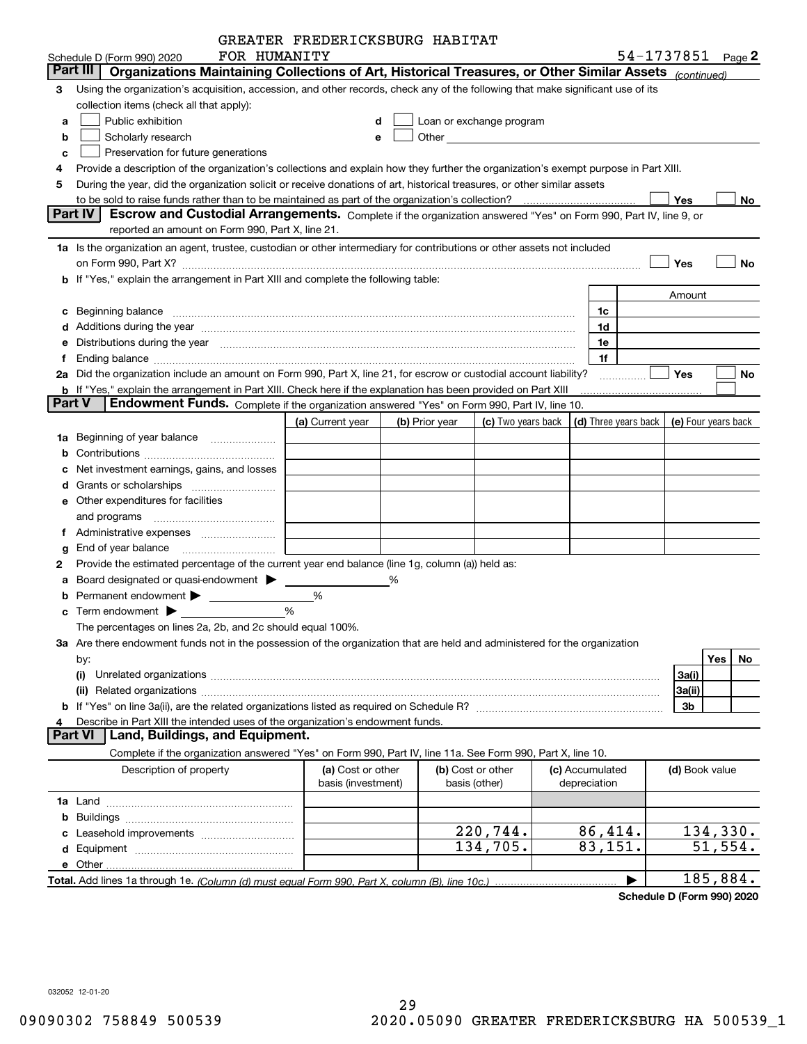GREATER FREDERICKSBURG HABITAT FOR HUMANITY

Schedule D (Form 990) 2020 — 54-1737851 Page 2

## Part III Organizations Maintaining Collections of Art, Historical Treasures, or Other Similar Assets *(continued)*

**3** Using the organization's acquisition, accession, and other records, check any of the following that make significant use of its collection items (check all that apply):

- **a** ☐ Public exhibition
- **b** ☐ Scholarly research
- **c** ☐ Preservation for future generations
- **d** ☐ Loan or exchange program
- **e** ☐ Other

**4** Provide a description of the organization's collections and explain how they further the organization's exempt purpose in Part XIII.

**5** During the year, did the organization solicit or receive donations of art, historical treasures, or other similar assets to be sold to raise funds rather than to be maintained as part of the organization's collection? ☐ Yes ☐ No

## Part IV Escrow and Custodial Arrangements.

Complete if the organization answered "Yes" on Form 990, Part IV, line 9, or reported an amount on Form 990, Part X, line 21.

**1a** Is the organization an agent, trustee, custodian or other intermediary for contributions or other assets not included on Form 990, Part X? ☐ Yes ☐ No

**b** If "Yes," explain the arrangement in Part XIII and complete the following table:

| | | Amount |
|---|---|---|
| **c** Beginning balance | 1c | |
| **d** Additions during the year | 1d | |
| **e** Distributions during the year | 1e | |
| **f** Ending balance | 1f | |

**2a** Did the organization include an amount on Form 990, Part X, line 21, for escrow or custodial account liability? ☐ Yes ☐ No

**b** If "Yes," explain the arrangement in Part XIII. Check here if the explanation has been provided on Part XIII ☐

## Part V Endowment Funds.

Complete if the organization answered "Yes" on Form 990, Part IV, line 10.

| | (a) Current year | (b) Prior year | (c) Two years back | (d) Three years back | (e) Four years back |
|---|---|---|---|---|---|
| **1a** Beginning of year balance | | | | | |
| **b** Contributions | | | | | |
| **c** Net investment earnings, gains, and losses | | | | | |
| **d** Grants or scholarships | | | | | |
| **e** Other expenditures for facilities and programs | | | | | |
| **f** Administrative expenses | | | | | |
| **g** End of year balance | | | | | |

**2** Provide the estimated percentage of the current year end balance (line 1g, column (a)) held as:

- **a** Board designated or quasi-endowment ▶ ______ %
- **b** Permanent endowment ▶ ______ %
- **c** Term endowment ▶ ______ %

The percentages on lines 2a, 2b, and 2c should equal 100%.

**3a** Are there endowment funds not in the possession of the organization that are held and administered for the organization by:

| | | Yes | No |
|---|---|---|---|
| **(i)** Unrelated organizations | 3a(i) | | |
| **(ii)** Related organizations | 3a(ii) | | |
| **b** If "Yes" on line 3a(ii), are the related organizations listed as required on Schedule R? | 3b | | |

**4** Describe in Part XIII the intended uses of the organization's endowment funds.

## Part VI Land, Buildings, and Equipment.

Complete if the organization answered "Yes" on Form 990, Part IV, line 11a. See Form 990, Part X, line 10.

| Description of property | (a) Cost or other basis (investment) | (b) Cost or other basis (other) | (c) Accumulated depreciation | (d) Book value |
|---|---|---|---|---|
| **1a** Land | | | | |
| **b** Buildings | | | | |
| **c** Leasehold improvements | | 220,744. | 86,414. | 134,330. |
| **d** Equipment | | 134,705. | 83,151. | 51,554. |
| **e** Other | | | | |
| **Total.** Add lines 1a through 1e. *(Column (d) must equal Form 990, Part X, column (B), line 10c.)* | | | ▶ | 185,884. |

**Schedule D (Form 990) 2020**

032052 12-01-20

09090302 758849 500539 2020.05090 GREATER FREDERICKSBURG HA 500539_1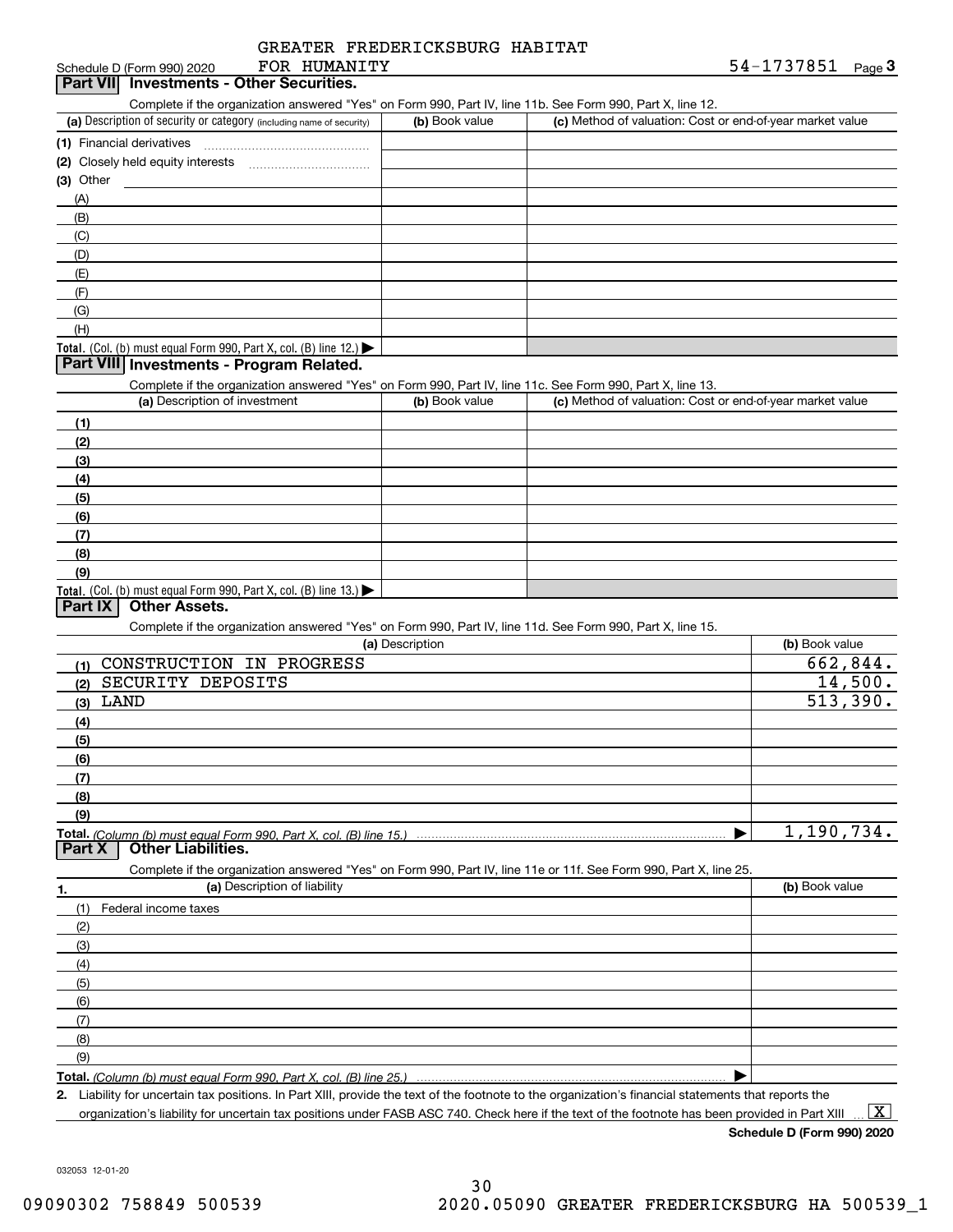Schedule D (Form 990) 2020 GREATER FREDERICKSBURG HABITAT FOR HUMANITY 54-1737851 Page 3

## Part VII Investments - Other Securities.

Complete if the organization answered "Yes" on Form 990, Part IV, line 11b. See Form 990, Part X, line 12.

| (a) Description of security or category (including name of security) | (b) Book value | (c) Method of valuation: Cost or end-of-year market value |
|---|---|---|
| (1) Financial derivatives | | |
| (2) Closely held equity interests | | |
| (3) Other | | |
| (A) | | |
| (B) | | |
| (C) | | |
| (D) | | |
| (E) | | |
| (F) | | |
| (G) | | |
| (H) | | |
| Total. (Col. (b) must equal Form 990, Part X, col. (B) line 12.) | | |

## Part VIII Investments - Program Related.

Complete if the organization answered "Yes" on Form 990, Part IV, line 11c. See Form 990, Part X, line 13.

| (a) Description of investment | (b) Book value | (c) Method of valuation: Cost or end-of-year market value |
|---|---|---|
| (1) | | |
| (2) | | |
| (3) | | |
| (4) | | |
| (5) | | |
| (6) | | |
| (7) | | |
| (8) | | |
| (9) | | |
| Total. (Col. (b) must equal Form 990, Part X, col. (B) line 13.) | | |

## Part IX Other Assets.

Complete if the organization answered "Yes" on Form 990, Part IV, line 11d. See Form 990, Part X, line 15.

| (a) Description | (b) Book value |
|---|---|
| (1) CONSTRUCTION IN PROGRESS | 662,844. |
| (2) SECURITY DEPOSITS | 14,500. |
| (3) LAND | 513,390. |
| (4) | |
| (5) | |
| (6) | |
| (7) | |
| (8) | |
| (9) | |
| Total. (Column (b) must equal Form 990, Part X, col. (B) line 15.) | 1,190,734. |

## Part X Other Liabilities.

Complete if the organization answered "Yes" on Form 990, Part IV, line 11e or 11f. See Form 990, Part X, line 25.

| 1. (a) Description of liability | (b) Book value |
|---|---|
| (1) Federal income taxes | |
| (2) | |
| (3) | |
| (4) | |
| (5) | |
| (6) | |
| (7) | |
| (8) | |
| (9) | |
| Total. (Column (b) must equal Form 990, Part X, col. (B) line 25.) | |

2. Liability for uncertain tax positions. In Part XIII, provide the text of the footnote to the organization's financial statements that reports the organization's liability for uncertain tax positions under FASB ASC 740. Check here if the text of the footnote has been provided in Part XIII [X]

Schedule D (Form 990) 2020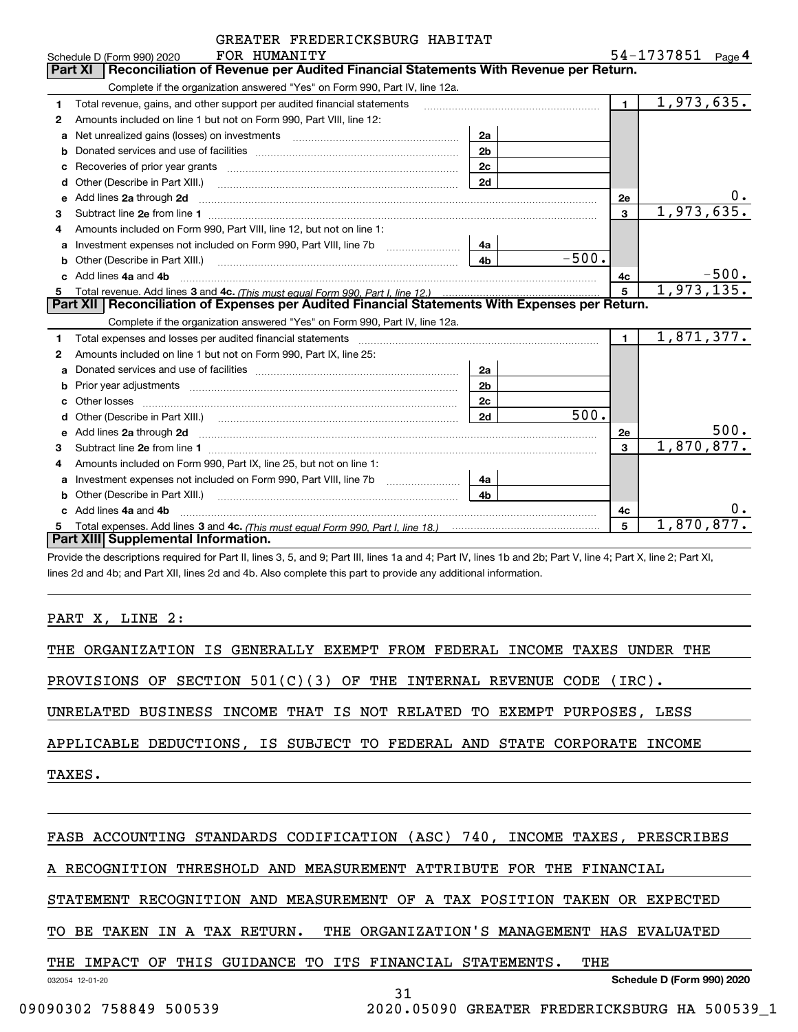GREATER FREDERICKSBURG HABITAT FOR HUMANITY 54-1737851

Schedule D (Form 990) 2020 Page 4

## Part XI Reconciliation of Revenue per Audited Financial Statements With Revenue per Return.

Complete if the organization answered "Yes" on Form 990, Part IV, line 12a.

| | | | | | |
|---|---|---|---|---|---|
| 1 | Total revenue, gains, and other support per audited financial statements | | | 1 | 1,973,635. |
| 2 | Amounts included on line 1 but not on Form 990, Part VIII, line 12: | | | | |
| a | Net unrealized gains (losses) on investments | 2a | | | |
| b | Donated services and use of facilities | 2b | | | |
| c | Recoveries of prior year grants | 2c | | | |
| d | Other (Describe in Part XIII.) | 2d | | | |
| e | Add lines 2a through 2d | | | 2e | 0. |
| 3 | Subtract line 2e from line 1 | | | 3 | 1,973,635. |
| 4 | Amounts included on Form 990, Part VIII, line 12, but not on line 1: | | | | |
| a | Investment expenses not included on Form 990, Part VIII, line 7b | 4a | | | |
| b | Other (Describe in Part XIII.) | 4b | -500. | | |
| c | Add lines 4a and 4b | | | 4c | -500. |
| 5 | Total revenue. Add lines 3 and 4c. *(This must equal Form 990, Part I, line 12.)* | | | 5 | 1,973,135. |

## Part XII Reconciliation of Expenses per Audited Financial Statements With Expenses per Return.

Complete if the organization answered "Yes" on Form 990, Part IV, line 12a.

| | | | | | |
|---|---|---|---|---|---|
| 1 | Total expenses and losses per audited financial statements | | | 1 | 1,871,377. |
| 2 | Amounts included on line 1 but not on Form 990, Part IX, line 25: | | | | |
| a | Donated services and use of facilities | 2a | | | |
| b | Prior year adjustments | 2b | | | |
| c | Other losses | 2c | | | |
| d | Other (Describe in Part XIII.) | 2d | 500. | | |
| e | Add lines 2a through 2d | | | 2e | 500. |
| 3 | Subtract line 2e from line 1 | | | 3 | 1,870,877. |
| 4 | Amounts included on Form 990, Part IX, line 25, but not on line 1: | | | | |
| a | Investment expenses not included on Form 990, Part VIII, line 7b | 4a | | | |
| b | Other (Describe in Part XIII.) | 4b | | | |
| c | Add lines 4a and 4b | | | 4c | 0. |
| 5 | Total expenses. Add lines 3 and 4c. *(This must equal Form 990, Part I, line 18.)* | | | 5 | 1,870,877. |

## Part XIII Supplemental Information.

Provide the descriptions required for Part II, lines 3, 5, and 9; Part III, lines 1a and 4; Part IV, lines 1b and 2b; Part V, line 4; Part X, line 2; Part XI, lines 2d and 4b; and Part XII, lines 2d and 4b. Also complete this part to provide any additional information.

PART X, LINE 2:

THE ORGANIZATION IS GENERALLY EXEMPT FROM FEDERAL INCOME TAXES UNDER THE PROVISIONS OF SECTION 501(C)(3) OF THE INTERNAL REVENUE CODE (IRC). UNRELATED BUSINESS INCOME THAT IS NOT RELATED TO EXEMPT PURPOSES, LESS APPLICABLE DEDUCTIONS, IS SUBJECT TO FEDERAL AND STATE CORPORATE INCOME TAXES.

FASB ACCOUNTING STANDARDS CODIFICATION (ASC) 740, INCOME TAXES, PRESCRIBES A RECOGNITION THRESHOLD AND MEASUREMENT ATTRIBUTE FOR THE FINANCIAL STATEMENT RECOGNITION AND MEASUREMENT OF A TAX POSITION TAKEN OR EXPECTED TO BE TAKEN IN A TAX RETURN. THE ORGANIZATION'S MANAGEMENT HAS EVALUATED THE IMPACT OF THIS GUIDANCE TO ITS FINANCIAL STATEMENTS. THE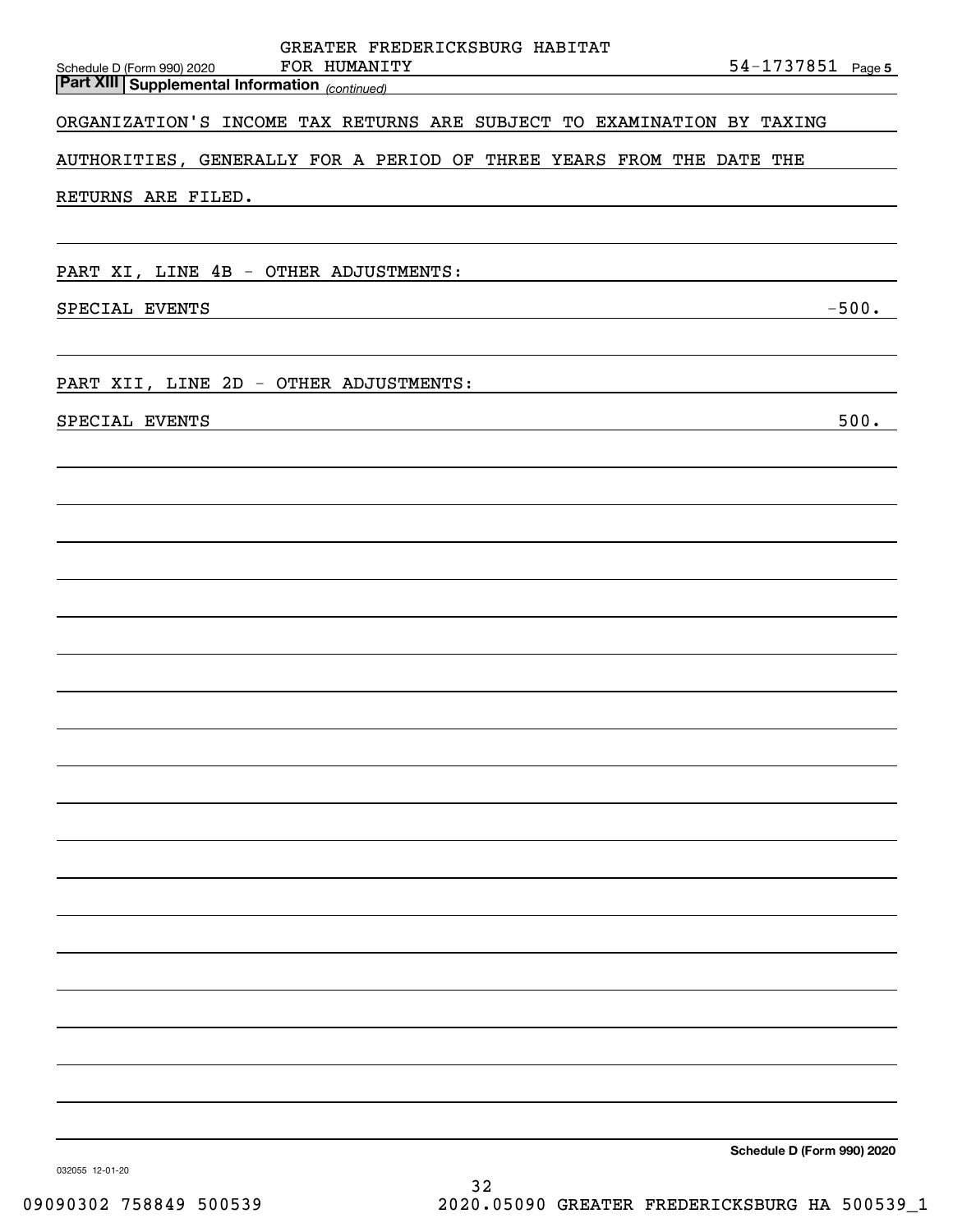GREATER FREDERICKSBURG HABITAT FOR HUMANITY 54-1737851

Schedule D (Form 990) 2020 Page 5

**Part XIII Supplemental Information** *(continued)*

ORGANIZATION'S INCOME TAX RETURNS ARE SUBJECT TO EXAMINATION BY TAXING AUTHORITIES, GENERALLY FOR A PERIOD OF THREE YEARS FROM THE DATE THE RETURNS ARE FILED.

PART XI, LINE 4B - OTHER ADJUSTMENTS:

| | |
|---|---|
| SPECIAL EVENTS | -500. |

PART XII, LINE 2D - OTHER ADJUSTMENTS:

| | |
|---|---|
| SPECIAL EVENTS | 500. |

Schedule D (Form 990) 2020

032055 12-01-20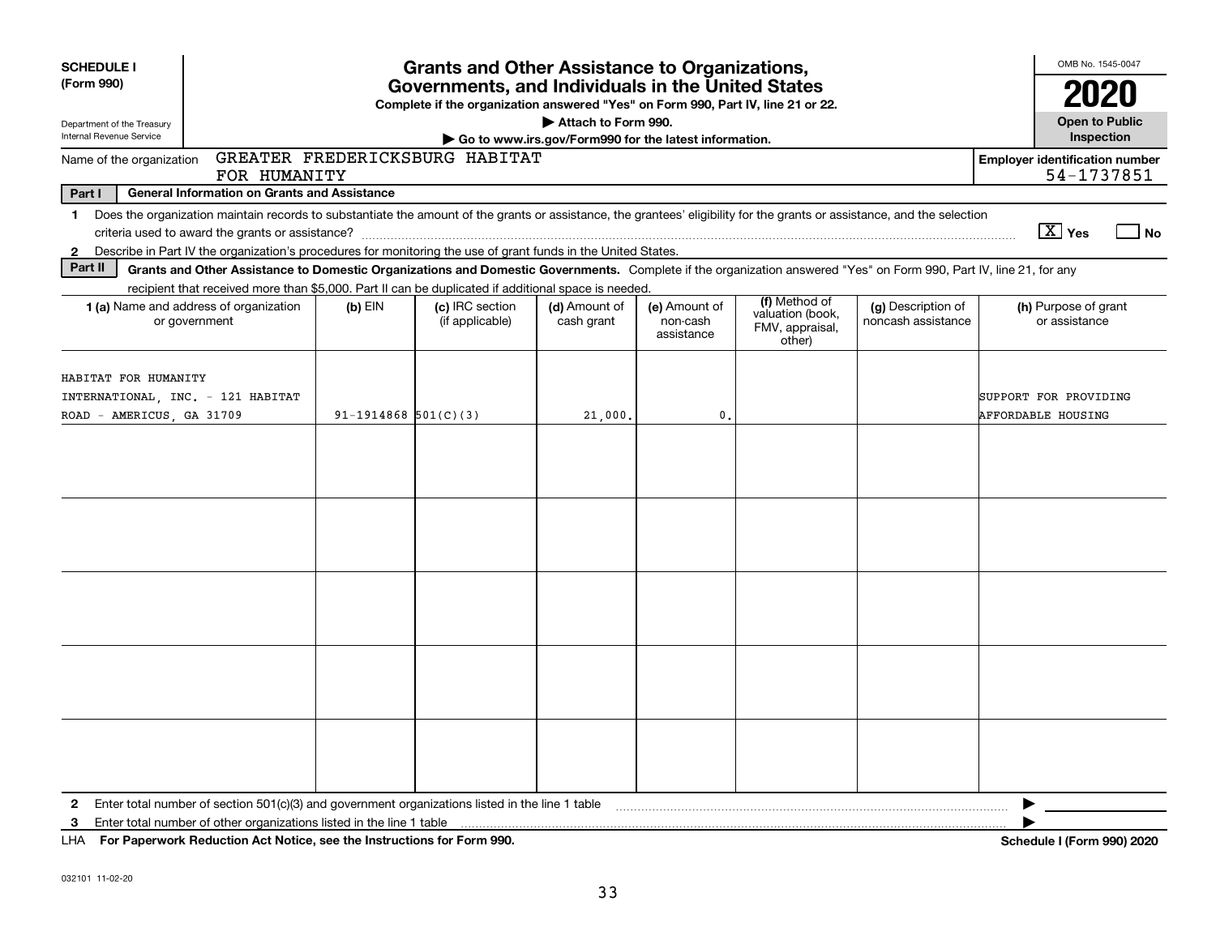**SCHEDULE I**
**(Form 990)**

Department of the Treasury
Internal Revenue Service

# Grants and Other Assistance to Organizations, Governments, and Individuals in the United States

**Complete if the organization answered "Yes" on Form 990, Part IV, line 21 or 22.**
▶ Attach to Form 990.
▶ Go to www.irs.gov/Form990 for the latest information.

OMB No. 1545-0047

**2020**

**Open to Public Inspection**

Name of the organization: GREATER FREDERICKSBURG HABITAT FOR HUMANITY

**Employer identification number** 54-1737851

**Part I — General Information on Grants and Assistance**

1 Does the organization maintain records to substantiate the amount of the grants or assistance, the grantees' eligibility for the grants or assistance, and the selection criteria used to award the grants or assistance? [X] Yes [ ] No

2 Describe in Part IV the organization's procedures for monitoring the use of grant funds in the United States.

**Part II — Grants and Other Assistance to Domestic Organizations and Domestic Governments.** Complete if the organization answered "Yes" on Form 990, Part IV, line 21, for any recipient that received more than $5,000. Part II can be duplicated if additional space is needed.

| 1 (a) Name and address of organization or government | (b) EIN | (c) IRC section (if applicable) | (d) Amount of cash grant | (e) Amount of non-cash assistance | (f) Method of valuation (book, FMV, appraisal, other) | (g) Description of noncash assistance | (h) Purpose of grant or assistance |
|---|---|---|---|---|---|---|---|
| HABITAT FOR HUMANITY INTERNATIONAL, INC. - 121 HABITAT ROAD - AMERICUS, GA 31709 | 91-1914868 | 501(C)(3) | 21,000. | 0. | | | SUPPORT FOR PROVIDING AFFORDABLE HOUSING |
| | | | | | | | |
| | | | | | | | |
| | | | | | | | |
| | | | | | | | |
| | | | | | | | |

2 Enter total number of section 501(c)(3) and government organizations listed in the line 1 table ▶

3 Enter total number of other organizations listed in the line 1 table ▶

LHA **For Paperwork Reduction Act Notice, see the Instructions for Form 990.** **Schedule I (Form 990) 2020**

032101 11-02-20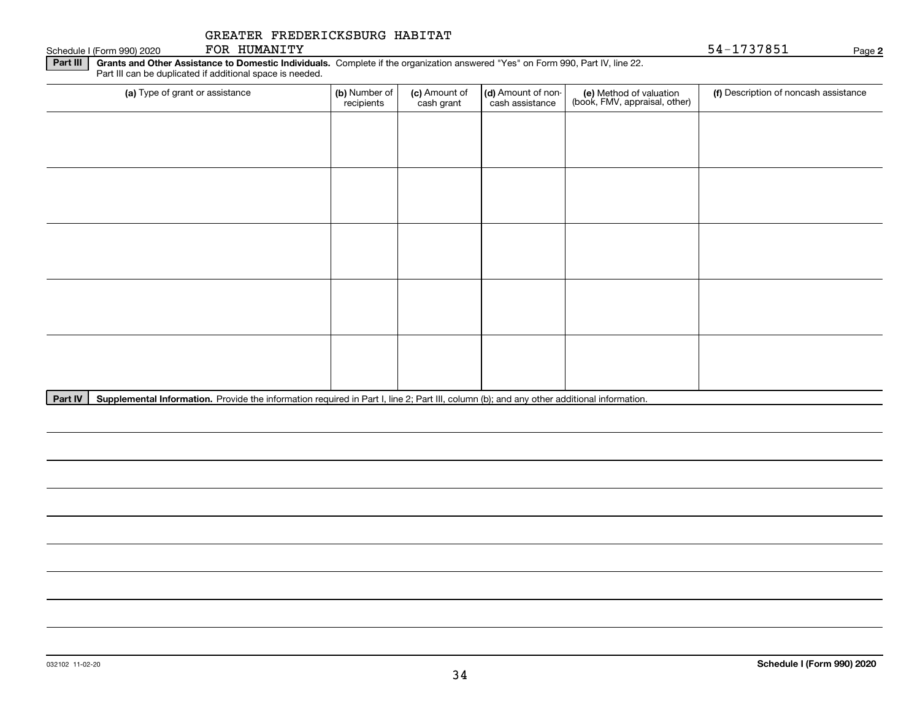GREATER FREDERICKSBURG HABITAT FOR HUMANITY

Schedule I (Form 990) 2020 54-1737851 Page **2**

**Part III** **Grants and Other Assistance to Domestic Individuals.** Complete if the organization answered "Yes" on Form 990, Part IV, line 22. Part III can be duplicated if additional space is needed.

| (a) Type of grant or assistance | (b) Number of recipients | (c) Amount of cash grant | (d) Amount of non-cash assistance | (e) Method of valuation (book, FMV, appraisal, other) | (f) Description of noncash assistance |
|---|---|---|---|---|---|
| | | | | | |
| | | | | | |
| | | | | | |
| | | | | | |
| | | | | | |

**Part IV** **Supplemental Information.** Provide the information required in Part I, line 2; Part III, column (b); and any other additional information.

032102 11-02-20

**Schedule I (Form 990) 2020**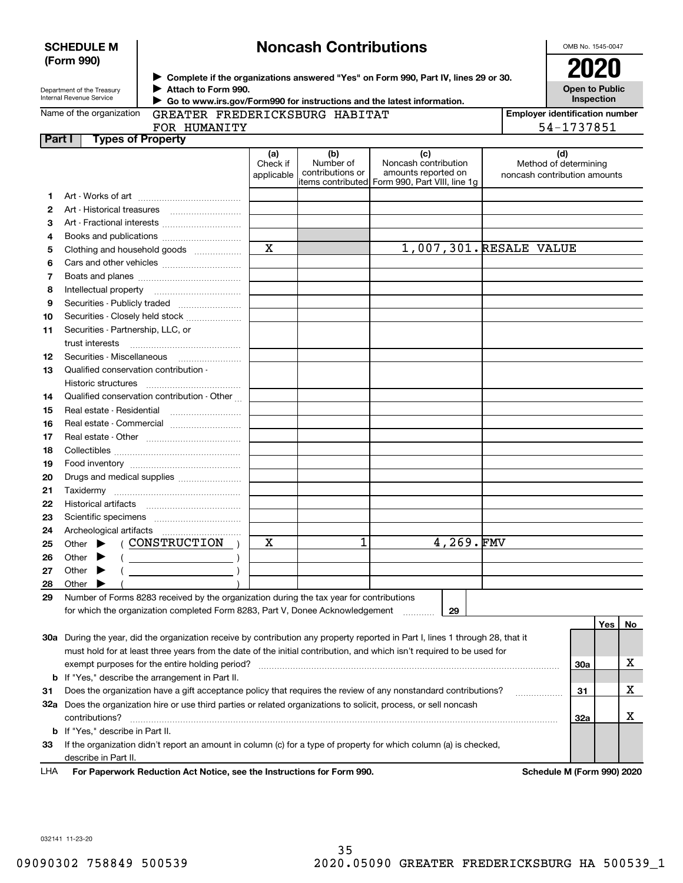**SCHEDULE M (Form 990)**

Department of the Treasury
Internal Revenue Service

# Noncash Contributions

▶ Complete if the organizations answered "Yes" on Form 990, Part IV, lines 29 or 30.
▶ Attach to Form 990.
▶ Go to www.irs.gov/Form990 for instructions and the latest information.

OMB No. 1545-0047

**2020**

**Open to Public Inspection**

Name of the organization: GREATER FREDERICKSBURG HABITAT FOR HUMANITY

Employer identification number: 54-1737851

## Part I Types of Property

| | | (a) Check if applicable | (b) Number of contributions or items contributed | (c) Noncash contribution amounts reported on Form 990, Part VIII, line 1g | (d) Method of determining noncash contribution amounts |
|---|---|---|---|---|---|
| 1 | Art - Works of art | | | | |
| 2 | Art - Historical treasures | | | | |
| 3 | Art - Fractional interests | | | | |
| 4 | Books and publications | | | | |
| 5 | Clothing and household goods | X | | 1,007,301. | RESALE VALUE |
| 6 | Cars and other vehicles | | | | |
| 7 | Boats and planes | | | | |
| 8 | Intellectual property | | | | |
| 9 | Securities - Publicly traded | | | | |
| 10 | Securities - Closely held stock | | | | |
| 11 | Securities - Partnership, LLC, or trust interests | | | | |
| 12 | Securities - Miscellaneous | | | | |
| 13 | Qualified conservation contribution - Historic structures | | | | |
| 14 | Qualified conservation contribution - Other | | | | |
| 15 | Real estate - Residential | | | | |
| 16 | Real estate - Commercial | | | | |
| 17 | Real estate - Other | | | | |
| 18 | Collectibles | | | | |
| 19 | Food inventory | | | | |
| 20 | Drugs and medical supplies | | | | |
| 21 | Taxidermy | | | | |
| 22 | Historical artifacts | | | | |
| 23 | Scientific specimens | | | | |
| 24 | Archeological artifacts | | | | |
| 25 | Other ▶ ( CONSTRUCTION ) | X | 1 | 4,269. | FMV |
| 26 | Other ▶ ( ) | | | | |
| 27 | Other ▶ ( ) | | | | |
| 28 | Other ▶ ( ) | | | | |

29 Number of Forms 8283 received by the organization during the tax year for contributions for which the organization completed Form 8283, Part V, Donee Acknowledgement ..... 29

| | | | Yes | No |
|---|---|---|---|---|
| 30a | During the year, did the organization receive by contribution any property reported in Part I, lines 1 through 28, that it must hold for at least three years from the date of the initial contribution, and which isn't required to be used for exempt purposes for the entire holding period? | 30a | | X |
| b | If "Yes," describe the arrangement in Part II. | | | |
| 31 | Does the organization have a gift acceptance policy that requires the review of any nonstandard contributions? | 31 | | X |
| 32a | Does the organization hire or use third parties or related organizations to solicit, process, or sell noncash contributions? | 32a | | X |
| b | If "Yes," describe in Part II. | | | |
| 33 | If the organization didn't report an amount in column (c) for a type of property for which column (a) is checked, describe in Part II. | | | |

LHA **For Paperwork Reduction Act Notice, see the Instructions for Form 990.** **Schedule M (Form 990) 2020**

032141 11-23-20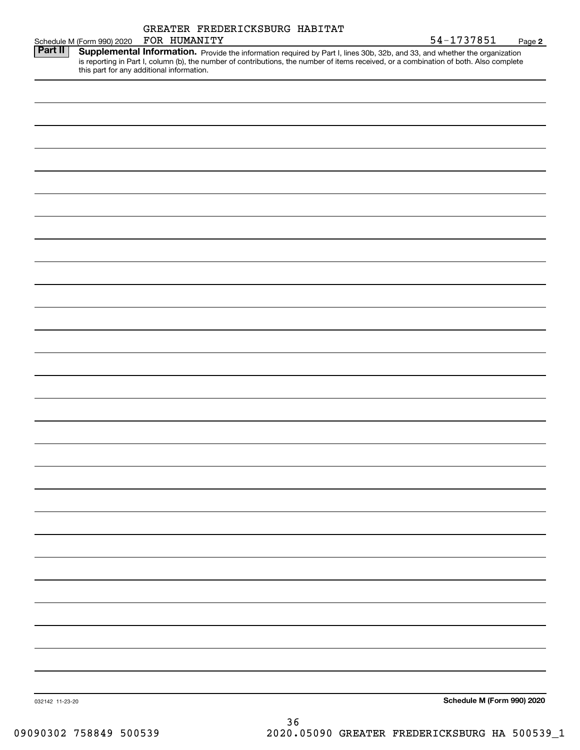Schedule M (Form 990) 2020 GREATER FREDERICKSBURG HABITAT FOR HUMANITY 54-1737851 Page 2

**Part II** **Supplemental Information.** Provide the information required by Part I, lines 30b, 32b, and 33, and whether the organization is reporting in Part I, column (b), the number of contributions, the number of items received, or a combination of both. Also complete this part for any additional information.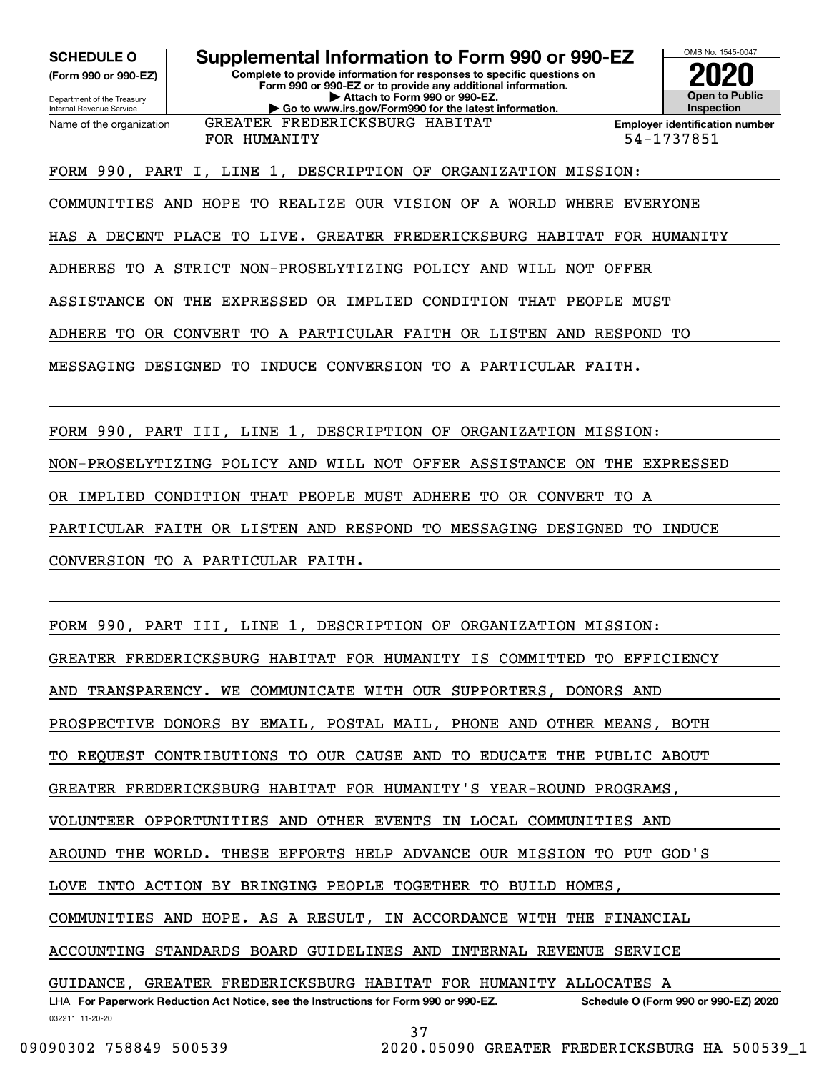**SCHEDULE O**
**(Form 990 or 990-EZ)**

Department of the Treasury
Internal Revenue Service

# Supplemental Information to Form 990 or 990-EZ

**Complete to provide information for responses to specific questions on Form 990 or 990-EZ or to provide any additional information.**
**▶ Attach to Form 990 or 990-EZ.**
**▶ Go to www.irs.gov/Form990 for the latest information.**

OMB No. 1545-0047
**2020**
**Open to Public Inspection**

Name of the organization: GREATER FREDERICKSBURG HABITAT FOR HUMANITY

**Employer identification number:** 54-1737851

FORM 990, PART I, LINE 1, DESCRIPTION OF ORGANIZATION MISSION:

COMMUNITIES AND HOPE TO REALIZE OUR VISION OF A WORLD WHERE EVERYONE HAS A DECENT PLACE TO LIVE. GREATER FREDERICKSBURG HABITAT FOR HUMANITY ADHERES TO A STRICT NON-PROSELYTIZING POLICY AND WILL NOT OFFER ASSISTANCE ON THE EXPRESSED OR IMPLIED CONDITION THAT PEOPLE MUST ADHERE TO OR CONVERT TO A PARTICULAR FAITH OR LISTEN AND RESPOND TO MESSAGING DESIGNED TO INDUCE CONVERSION TO A PARTICULAR FAITH.

FORM 990, PART III, LINE 1, DESCRIPTION OF ORGANIZATION MISSION:

NON-PROSELYTIZING POLICY AND WILL NOT OFFER ASSISTANCE ON THE EXPRESSED OR IMPLIED CONDITION THAT PEOPLE MUST ADHERE TO OR CONVERT TO A PARTICULAR FAITH OR LISTEN AND RESPOND TO MESSAGING DESIGNED TO INDUCE CONVERSION TO A PARTICULAR FAITH.

FORM 990, PART III, LINE 1, DESCRIPTION OF ORGANIZATION MISSION:

GREATER FREDERICKSBURG HABITAT FOR HUMANITY IS COMMITTED TO EFFICIENCY AND TRANSPARENCY. WE COMMUNICATE WITH OUR SUPPORTERS, DONORS AND PROSPECTIVE DONORS BY EMAIL, POSTAL MAIL, PHONE AND OTHER MEANS, BOTH TO REQUEST CONTRIBUTIONS TO OUR CAUSE AND TO EDUCATE THE PUBLIC ABOUT GREATER FREDERICKSBURG HABITAT FOR HUMANITY'S YEAR-ROUND PROGRAMS, VOLUNTEER OPPORTUNITIES AND OTHER EVENTS IN LOCAL COMMUNITIES AND AROUND THE WORLD. THESE EFFORTS HELP ADVANCE OUR MISSION TO PUT GOD'S LOVE INTO ACTION BY BRINGING PEOPLE TOGETHER TO BUILD HOMES, COMMUNITIES AND HOPE. AS A RESULT, IN ACCORDANCE WITH THE FINANCIAL ACCOUNTING STANDARDS BOARD GUIDELINES AND INTERNAL REVENUE SERVICE GUIDANCE, GREATER FREDERICKSBURG HABITAT FOR HUMANITY ALLOCATES A

LHA **For Paperwork Reduction Act Notice, see the Instructions for Form 990 or 990-EZ.** **Schedule O (Form 990 or 990-EZ) 2020**

032211 11-20-20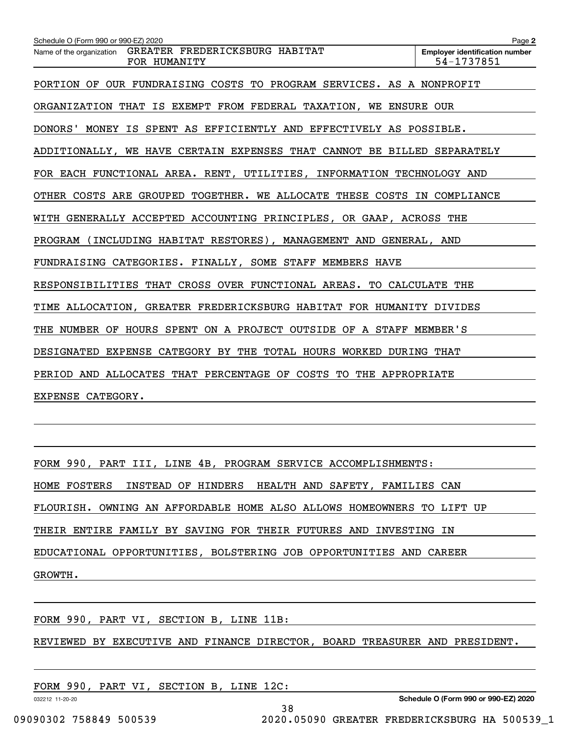Schedule O (Form 990 or 990-EZ) 2020

Name of the organization: GREATER FREDERICKSBURG HABITAT FOR HUMANITY

Employer identification number: 54-1737851

PORTION OF OUR FUNDRAISING COSTS TO PROGRAM SERVICES. AS A NONPROFIT ORGANIZATION THAT IS EXEMPT FROM FEDERAL TAXATION, WE ENSURE OUR DONORS' MONEY IS SPENT AS EFFICIENTLY AND EFFECTIVELY AS POSSIBLE. ADDITIONALLY, WE HAVE CERTAIN EXPENSES THAT CANNOT BE BILLED SEPARATELY FOR EACH FUNCTIONAL AREA. RENT, UTILITIES, INFORMATION TECHNOLOGY AND OTHER COSTS ARE GROUPED TOGETHER. WE ALLOCATE THESE COSTS IN COMPLIANCE WITH GENERALLY ACCEPTED ACCOUNTING PRINCIPLES, OR GAAP, ACROSS THE PROGRAM (INCLUDING HABITAT RESTORES), MANAGEMENT AND GENERAL, AND FUNDRAISING CATEGORIES. FINALLY, SOME STAFF MEMBERS HAVE RESPONSIBILITIES THAT CROSS OVER FUNCTIONAL AREAS. TO CALCULATE THE TIME ALLOCATION, GREATER FREDERICKSBURG HABITAT FOR HUMANITY DIVIDES THE NUMBER OF HOURS SPENT ON A PROJECT OUTSIDE OF A STAFF MEMBER'S DESIGNATED EXPENSE CATEGORY BY THE TOTAL HOURS WORKED DURING THAT PERIOD AND ALLOCATES THAT PERCENTAGE OF COSTS TO THE APPROPRIATE EXPENSE CATEGORY.

FORM 990, PART III, LINE 4B, PROGRAM SERVICE ACCOMPLISHMENTS:

HOME FOSTERS  INSTEAD OF HINDERS  HEALTH AND SAFETY, FAMILIES CAN FLOURISH. OWNING AN AFFORDABLE HOME ALSO ALLOWS HOMEOWNERS TO LIFT UP THEIR ENTIRE FAMILY BY SAVING FOR THEIR FUTURES AND INVESTING IN EDUCATIONAL OPPORTUNITIES, BOLSTERING JOB OPPORTUNITIES AND CAREER GROWTH.

FORM 990, PART VI, SECTION B, LINE 11B:

REVIEWED BY EXECUTIVE AND FINANCE DIRECTOR, BOARD TREASURER AND PRESIDENT.

FORM 990, PART VI, SECTION B, LINE 12C:

032212 11-20-20

Schedule O (Form 990 or 990-EZ) 2020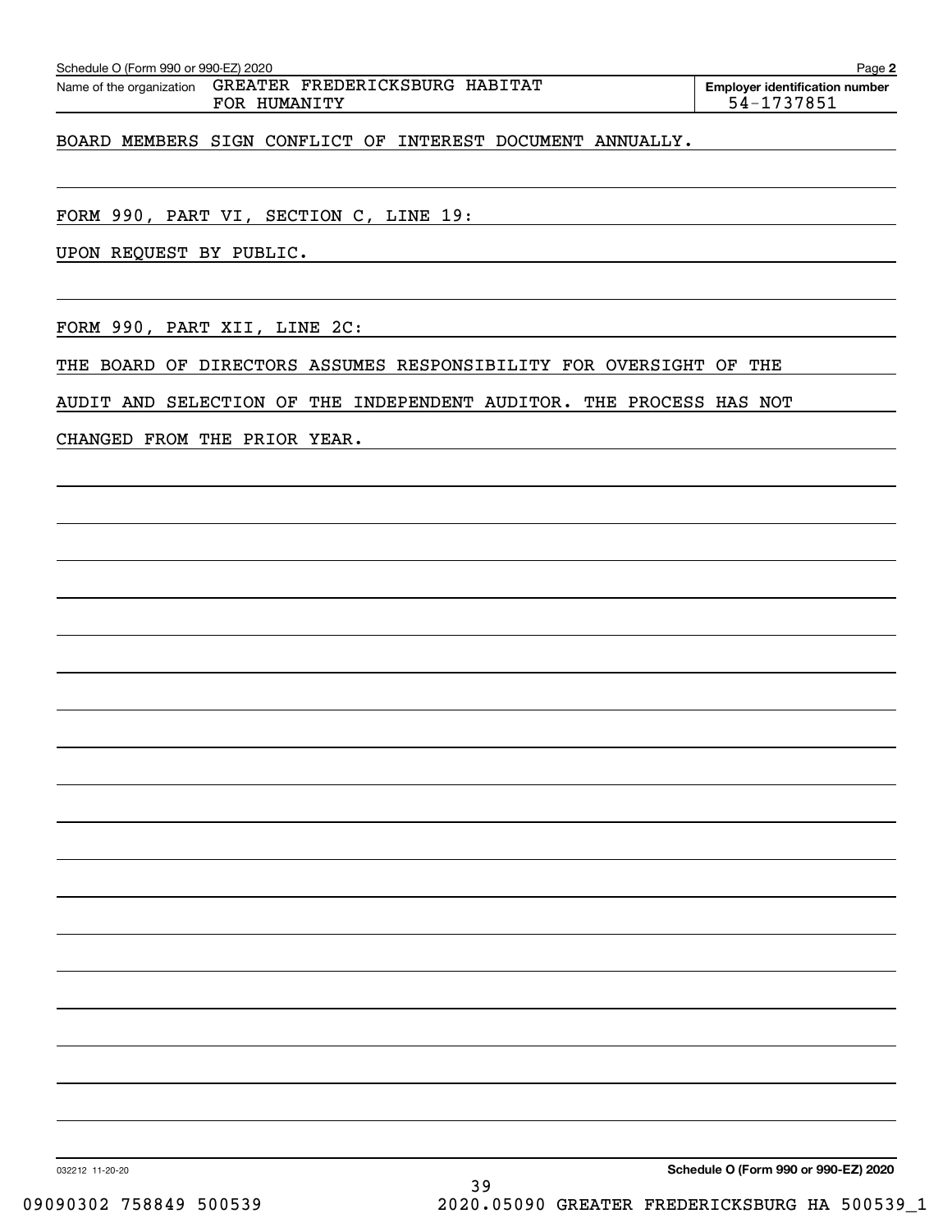Schedule O (Form 990 or 990-EZ) 2020

Name of the organization: GREATER FREDERICKSBURG HABITAT FOR HUMANITY

Employer identification number: 54-1737851

BOARD MEMBERS SIGN CONFLICT OF INTEREST DOCUMENT ANNUALLY.

FORM 990, PART VI, SECTION C, LINE 19:

UPON REQUEST BY PUBLIC.

FORM 990, PART XII, LINE 2C:

THE BOARD OF DIRECTORS ASSUMES RESPONSIBILITY FOR OVERSIGHT OF THE AUDIT AND SELECTION OF THE INDEPENDENT AUDITOR. THE PROCESS HAS NOT CHANGED FROM THE PRIOR YEAR.

032212 11-20-20

Schedule O (Form 990 or 990-EZ) 2020

09090302 758849 500539 2020.05090 GREATER FREDERICKSBURG HA 500539_1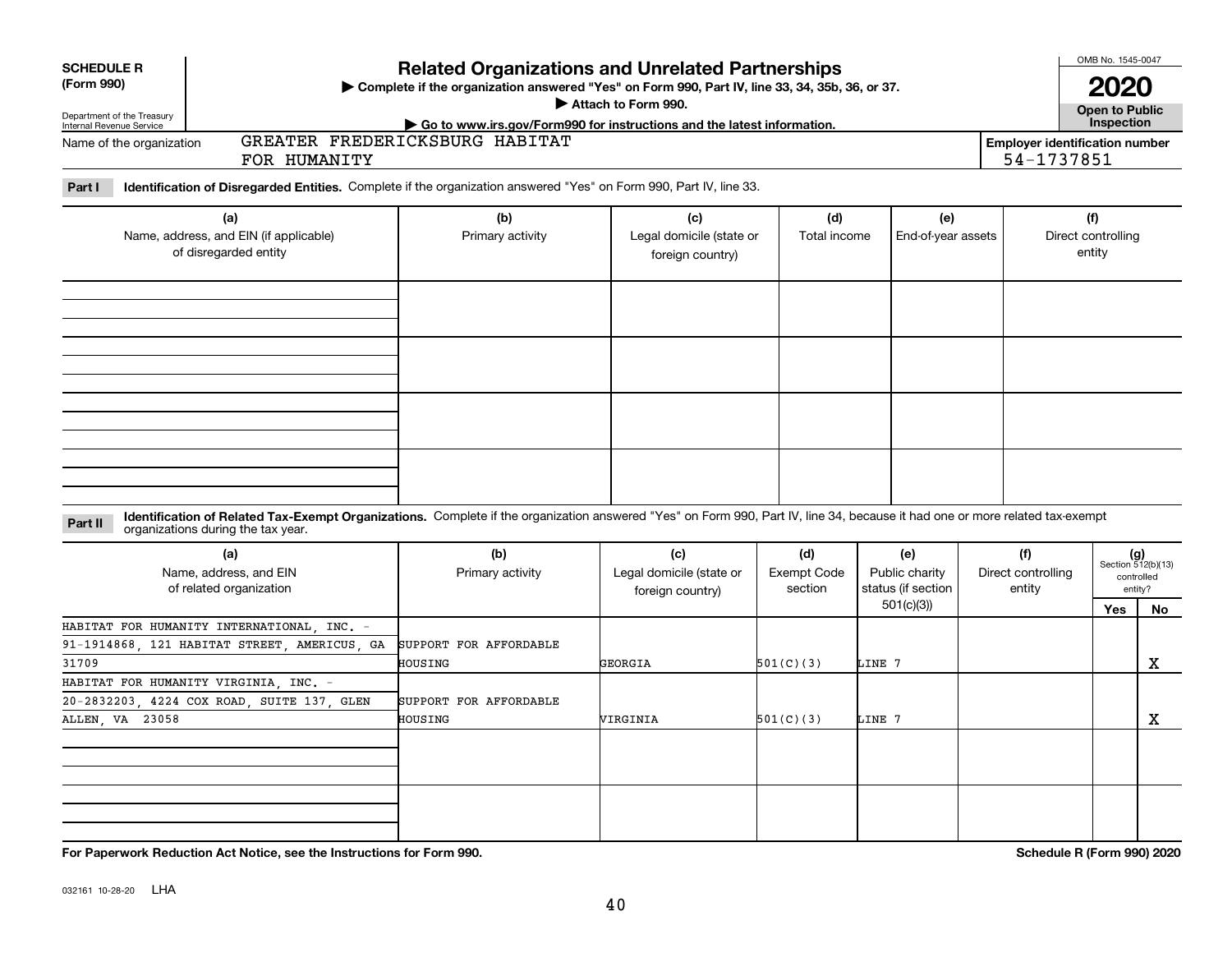**SCHEDULE R (Form 990)**

Department of the Treasury
Internal Revenue Service

# Related Organizations and Unrelated Partnerships

▶ Complete if the organization answered "Yes" on Form 990, Part IV, line 33, 34, 35b, 36, or 37.
▶ Attach to Form 990.
▶ Go to www.irs.gov/Form990 for instructions and the latest information.

OMB No. 1545-0047

**2020**

**Open to Public Inspection**

Name of the organization: GREATER FREDERICKSBURG HABITAT FOR HUMANITY

Employer identification number: 54-1737851

**Part I Identification of Disregarded Entities.** Complete if the organization answered "Yes" on Form 990, Part IV, line 33.

| (a) Name, address, and EIN (if applicable) of disregarded entity | (b) Primary activity | (c) Legal domicile (state or foreign country) | (d) Total income | (e) End-of-year assets | (f) Direct controlling entity |
|---|---|---|---|---|---|
| | | | | | |
| | | | | | |
| | | | | | |
| | | | | | |

**Part II Identification of Related Tax-Exempt Organizations.** Complete if the organization answered "Yes" on Form 990, Part IV, line 34, because it had one or more related tax-exempt organizations during the tax year.

| (a) Name, address, and EIN of related organization | (b) Primary activity | (c) Legal domicile (state or foreign country) | (d) Exempt Code section | (e) Public charity status (if section 501(c)(3)) | (f) Direct controlling entity | (g) Section 512(b)(13) controlled entity? Yes | No |
|---|---|---|---|---|---|---|---|
| HABITAT FOR HUMANITY INTERNATIONAL, INC. - 91-1914868, 121 HABITAT STREET, AMERICUS, GA 31709 | SUPPORT FOR AFFORDABLE HOUSING | GEORGIA | 501(C)(3) | LINE 7 | | | X |
| HABITAT FOR HUMANITY VIRGINIA, INC. - 20-2832203, 4224 COX ROAD, SUITE 137, GLEN ALLEN, VA 23058 | SUPPORT FOR AFFORDABLE HOUSING | VIRGINIA | 501(C)(3) | LINE 7 | | | X |
| | | | | | | | |
| | | | | | | | |

**For Paperwork Reduction Act Notice, see the Instructions for Form 990.**

**Schedule R (Form 990) 2020**

032161 10-28-20 LHA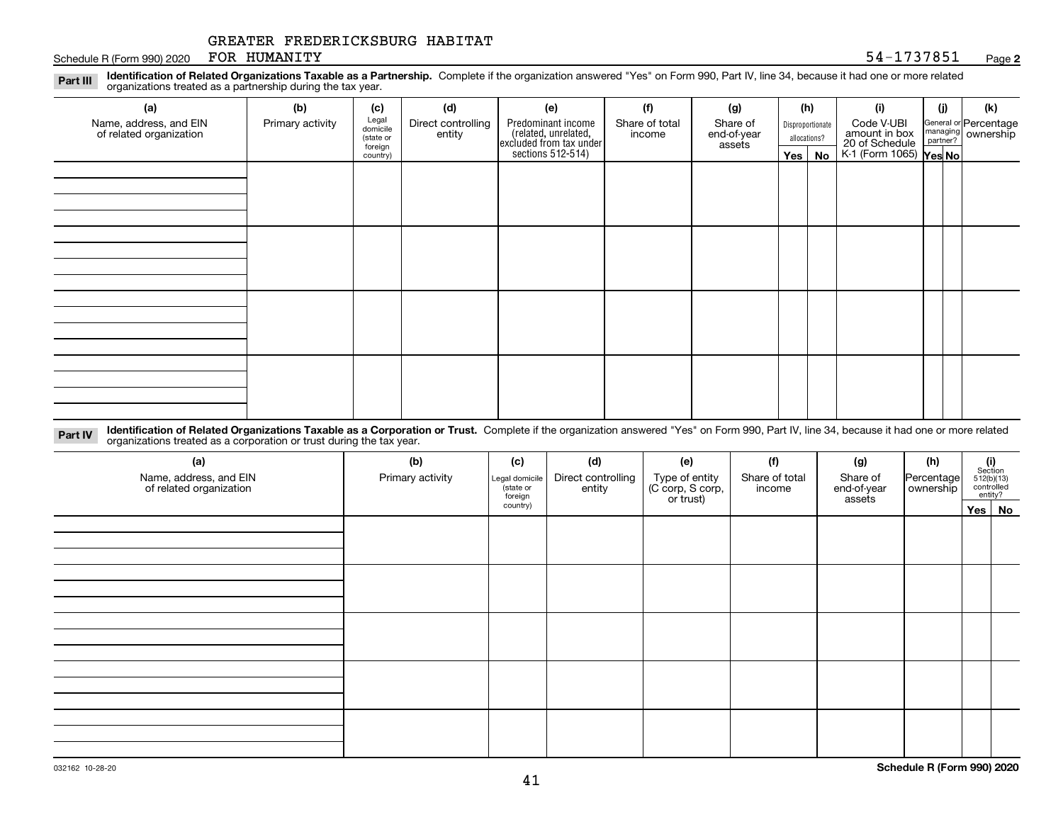Schedule R (Form 990) 2020 GREATER FREDERICKSBURG HABITAT FOR HUMANITY 54-1737851 Page **2**

**Part III** **Identification of Related Organizations Taxable as a Partnership.** Complete if the organization answered "Yes" on Form 990, Part IV, line 34, because it had one or more related organizations treated as a partnership during the tax year.

| (a) Name, address, and EIN of related organization | (b) Primary activity | (c) Legal domicile (state or foreign country) | (d) Direct controlling entity | (e) Predominant income (related, unrelated, excluded from tax under sections 512-514) | (f) Share of total income | (g) Share of end-of-year assets | (h) Disproportionate allocations? Yes | No | (i) Code V-UBI amount in box 20 of Schedule K-1 (Form 1065) | (j) General or managing partner? Yes | No | (k) Percentage ownership |
|---|---|---|---|---|---|---|---|---|---|---|---|---|
| | | | | | | | | | | | | |
| | | | | | | | | | | | | |
| | | | | | | | | | | | | |
| | | | | | | | | | | | | |

**Part IV** **Identification of Related Organizations Taxable as a Corporation or Trust.** Complete if the organization answered "Yes" on Form 990, Part IV, line 34, because it had one or more related organizations treated as a corporation or trust during the tax year.

| (a) Name, address, and EIN of related organization | (b) Primary activity | (c) Legal domicile (state or foreign country) | (d) Direct controlling entity | (e) Type of entity (C corp, S corp, or trust) | (f) Share of total income | (g) Share of end-of-year assets | (h) Percentage ownership | (i) Section 512(b)(13) controlled entity? Yes | No |
|---|---|---|---|---|---|---|---|---|---|
| | | | | | | | | | |
| | | | | | | | | | |
| | | | | | | | | | |
| | | | | | | | | | |
| | | | | | | | | | |

032162 10-28-20 **Schedule R (Form 990) 2020**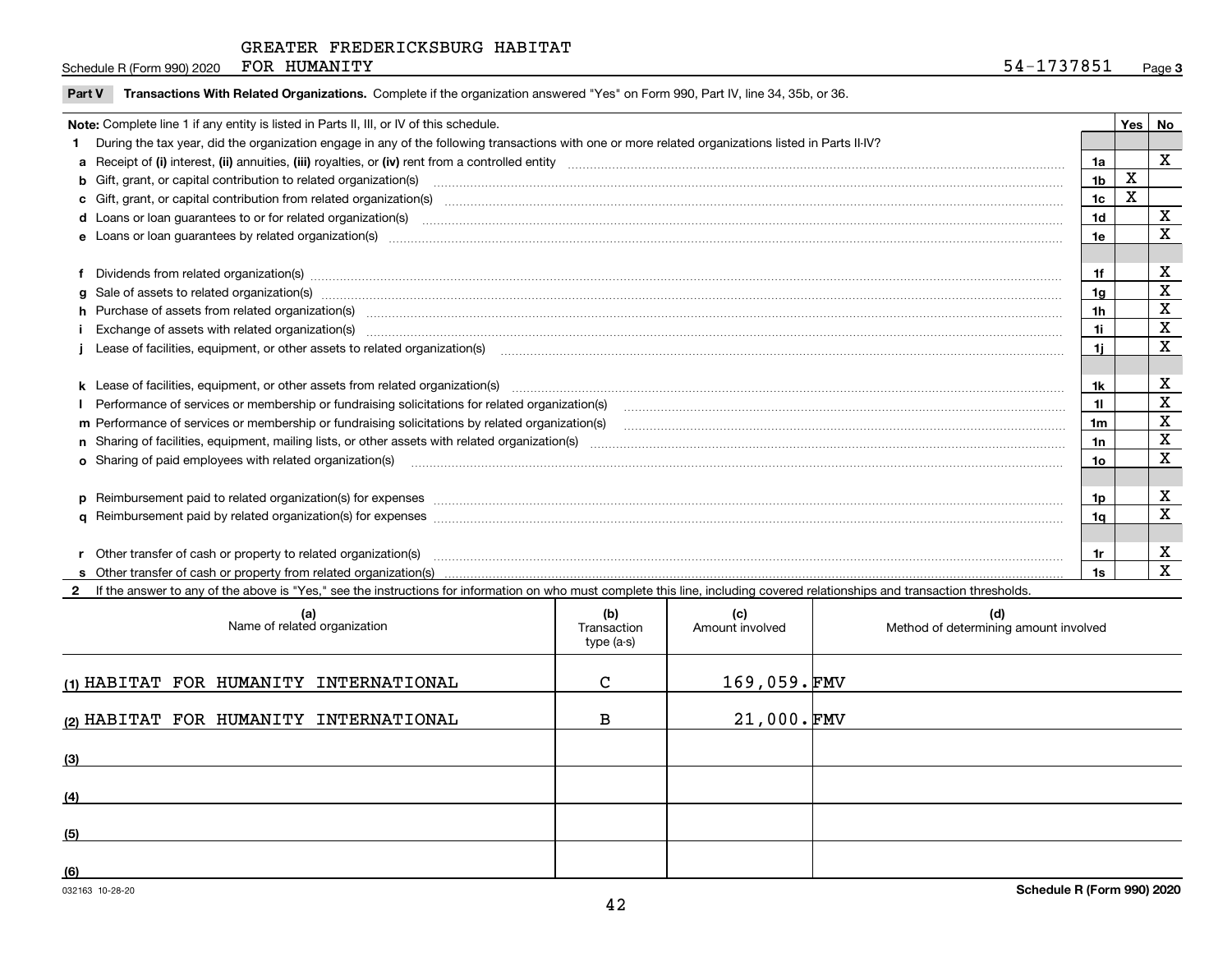GREATER FREDERICKSBURG HABITAT FOR HUMANITY 54-1737851

Schedule R (Form 990) 2020 Page 3

**Part V Transactions With Related Organizations.** Complete if the organization answered "Yes" on Form 990, Part IV, line 34, 35b, or 36.

**Note:** Complete line 1 if any entity is listed in Parts II, III, or IV of this schedule.

| | | | Yes | No |
|---|---|---|---|---|
| **1** | During the tax year, did the organization engage in any of the following transactions with one or more related organizations listed in Parts II-IV? | | | |
| **a** | Receipt of **(i)** interest, **(ii)** annuities, **(iii)** royalties, or **(iv)** rent from a controlled entity | 1a | | X |
| **b** | Gift, grant, or capital contribution to related organization(s) | 1b | X | |
| **c** | Gift, grant, or capital contribution from related organization(s) | 1c | X | |
| **d** | Loans or loan guarantees to or for related organization(s) | 1d | | X |
| **e** | Loans or loan guarantees by related organization(s) | 1e | | X |
| **f** | Dividends from related organization(s) | 1f | | X |
| **g** | Sale of assets to related organization(s) | 1g | | X |
| **h** | Purchase of assets from related organization(s) | 1h | | X |
| **i** | Exchange of assets with related organization(s) | 1i | | X |
| **j** | Lease of facilities, equipment, or other assets to related organization(s) | 1j | | X |
| **k** | Lease of facilities, equipment, or other assets from related organization(s) | 1k | | X |
| **l** | Performance of services or membership or fundraising solicitations for related organization(s) | 1l | | X |
| **m** | Performance of services or membership or fundraising solicitations by related organization(s) | 1m | | X |
| **n** | Sharing of facilities, equipment, mailing lists, or other assets with related organization(s) | 1n | | X |
| **o** | Sharing of paid employees with related organization(s) | 1o | | X |
| **p** | Reimbursement paid to related organization(s) for expenses | 1p | | X |
| **q** | Reimbursement paid by related organization(s) for expenses | 1q | | X |
| **r** | Other transfer of cash or property to related organization(s) | 1r | | X |
| **s** | Other transfer of cash or property from related organization(s) | 1s | | X |

**2** If the answer to any of the above is "Yes," see the instructions for information on who must complete this line, including covered relationships and transaction thresholds.

| | (a) Name of related organization | (b) Transaction type (a-s) | (c) Amount involved | (d) Method of determining amount involved |
|---|---|---|---|---|
| (1) | HABITAT FOR HUMANITY INTERNATIONAL | C | 169,059. | FMV |
| (2) | HABITAT FOR HUMANITY INTERNATIONAL | B | 21,000. | FMV |
| (3) | | | | |
| (4) | | | | |
| (5) | | | | |
| (6) | | | | |

032163 10-28-20

**Schedule R (Form 990) 2020**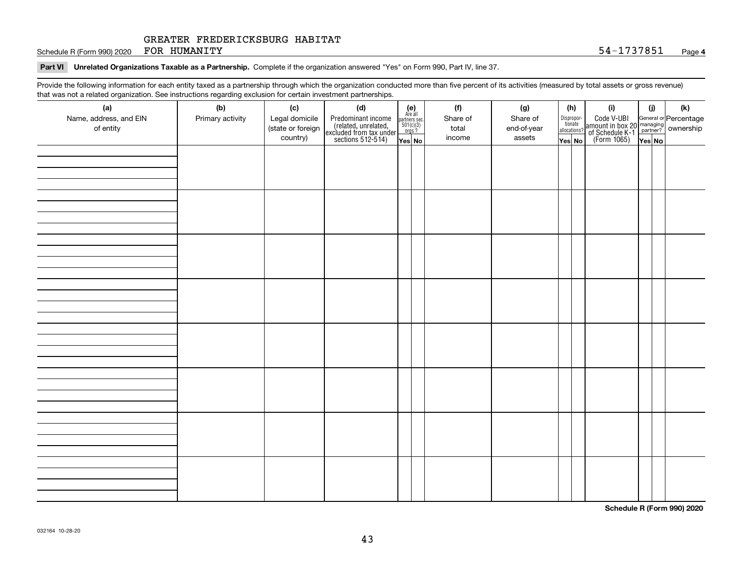GREATER FREDERICKSBURG HABITAT FOR HUMANITY 54-1737851

**Part VI Unrelated Organizations Taxable as a Partnership.** Complete if the organization answered "Yes" on Form 990, Part IV, line 37.

Provide the following information for each entity taxed as a partnership through which the organization conducted more than five percent of its activities (measured by total assets or gross revenue) that was not a related organization. See instructions regarding exclusion for certain investment partnerships.

| (a) Name, address, and EIN of entity | (b) Primary activity | (c) Legal domicile (state or foreign country) | (d) Predominant income (related, unrelated, excluded from tax under sections 512-514) | (e) Are all partners sec. 501(c)(3) orgs.? | | (f) Share of total income | (g) Share of end-of-year assets | (h) Disproportionate allocations? | | (i) Code V-UBI amount in box 20 of Schedule K-1 (Form 1065) | (j) General or managing partner? | | (k) Percentage ownership |
|---|---|---|---|---|---|---|---|---|---|---|---|---|---|
| | | | | Yes | No | | | Yes | No | | Yes | No | |
| | | | | | | | | | | | | | |
| | | | | | | | | | | | | | |
| | | | | | | | | | | | | | |
| | | | | | | | | | | | | | |
| | | | | | | | | | | | | | |
| | | | | | | | | | | | | | |
| | | | | | | | | | | | | | |
| | | | | | | | | | | | | | |

**Schedule R (Form 990) 2020**

032164 10-28-20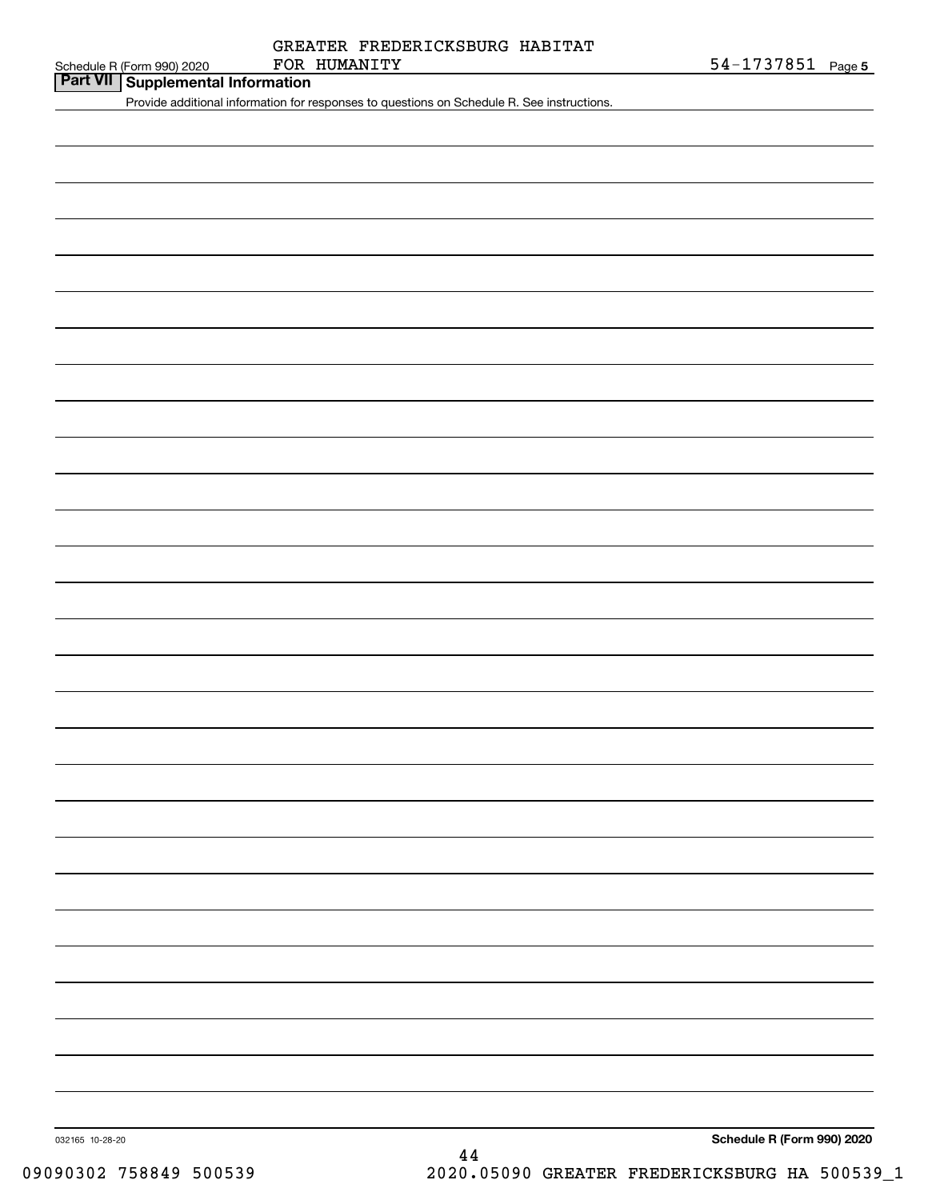Schedule R (Form 990) 2020 GREATER FREDERICKSBURG HABITAT FOR HUMANITY 54-1737851 Page 5

**Part VII | Supplemental Information**

Provide additional information for responses to questions on Schedule R. See instructions.

032165 10-28-20 **Schedule R (Form 990) 2020**